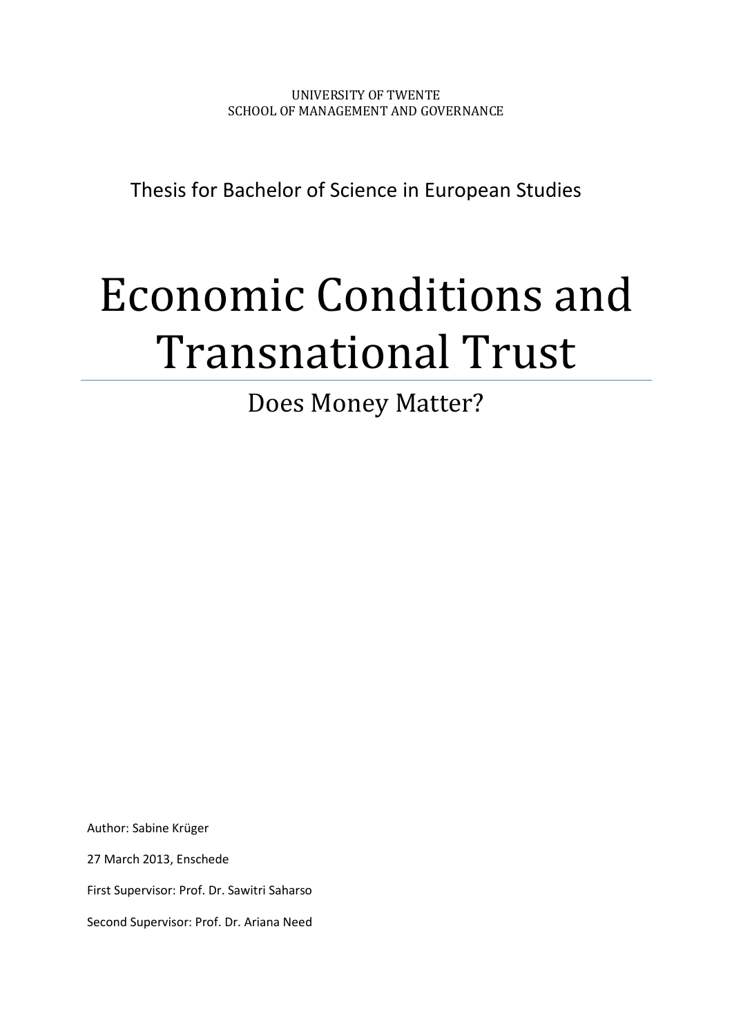UNIVERSITY OF TWENTE
SCHOOL OF MANAGEMENT AND GOVERNANCE

Thesis for Bachelor of Science in European Studies

# Economic Conditions and Transnational Trust

## Does Money Matter?

Author: Sabine Krüger

27 March 2013, Enschede

First Supervisor: Prof. Dr. Sawitri Saharso

Second Supervisor: Prof. Dr. Ariana Need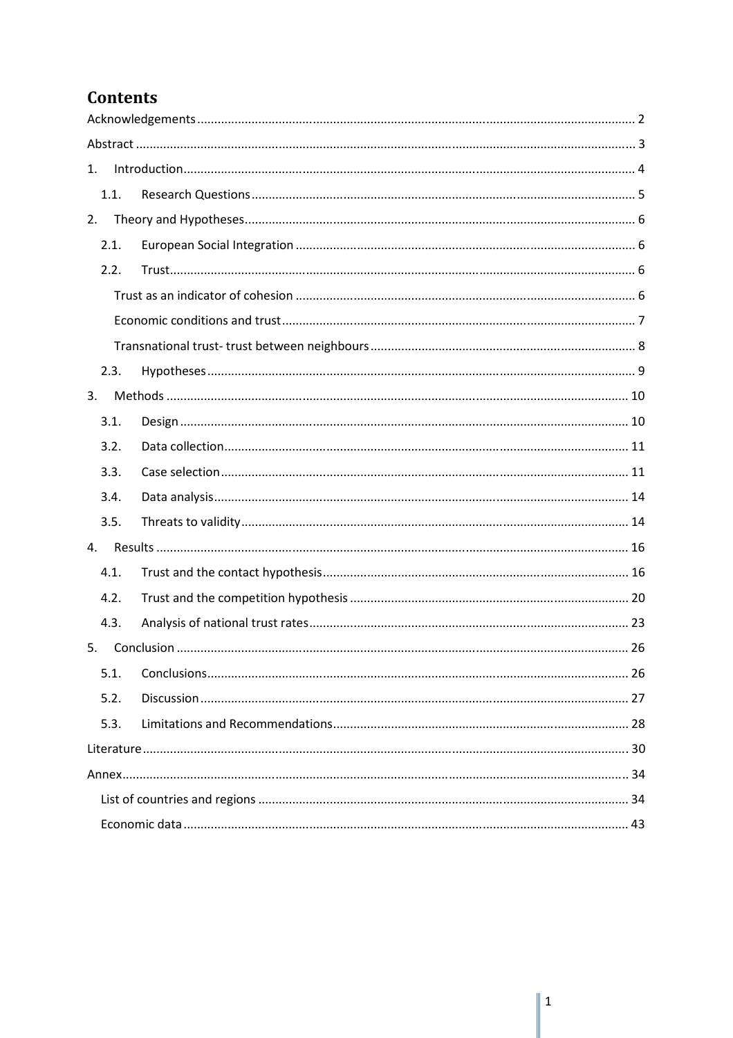# Contents

- Acknowledgements ........ 2
- Abstract ........ 3
- 1. Introduction ........ 4
  - 1.1. Research Questions ........ 5
- 2. Theory and Hypotheses ........ 6
  - 2.1. European Social Integration ........ 6
  - 2.2. Trust ........ 6
    - Trust as an indicator of cohesion ........ 6
    - Economic conditions and trust ........ 7
    - Transnational trust- trust between neighbours ........ 8
  - 2.3. Hypotheses ........ 9
- 3. Methods ........ 10
  - 3.1. Design ........ 10
  - 3.2. Data collection ........ 11
  - 3.3. Case selection ........ 11
  - 3.4. Data analysis ........ 14
  - 3.5. Threats to validity ........ 14
- 4. Results ........ 16
  - 4.1. Trust and the contact hypothesis ........ 16
  - 4.2. Trust and the competition hypothesis ........ 20
  - 4.3. Analysis of national trust rates ........ 23
- 5. Conclusion ........ 26
  - 5.1. Conclusions ........ 26
  - 5.2. Discussion ........ 27
  - 5.3. Limitations and Recommendations ........ 28
- Literature ........ 30
- Annex ........ 34
  - List of countries and regions ........ 34
  - Economic data ........ 43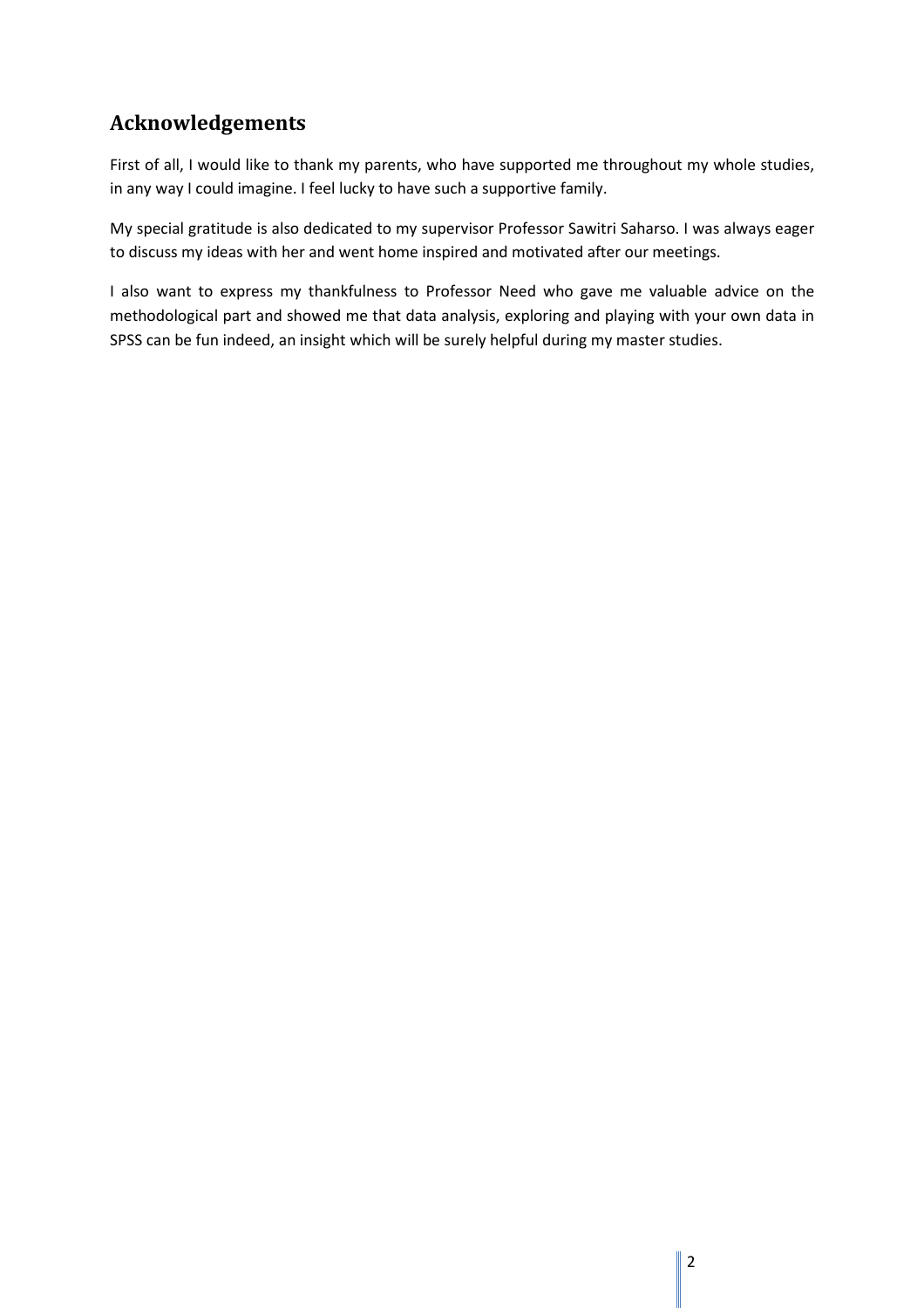## Acknowledgements

First of all, I would like to thank my parents, who have supported me throughout my whole studies, in any way I could imagine. I feel lucky to have such a supportive family.

My special gratitude is also dedicated to my supervisor Professor Sawitri Saharso. I was always eager to discuss my ideas with her and went home inspired and motivated after our meetings.

I also want to express my thankfulness to Professor Need who gave me valuable advice on the methodological part and showed me that data analysis, exploring and playing with your own data in SPSS can be fun indeed, an insight which will be surely helpful during my master studies.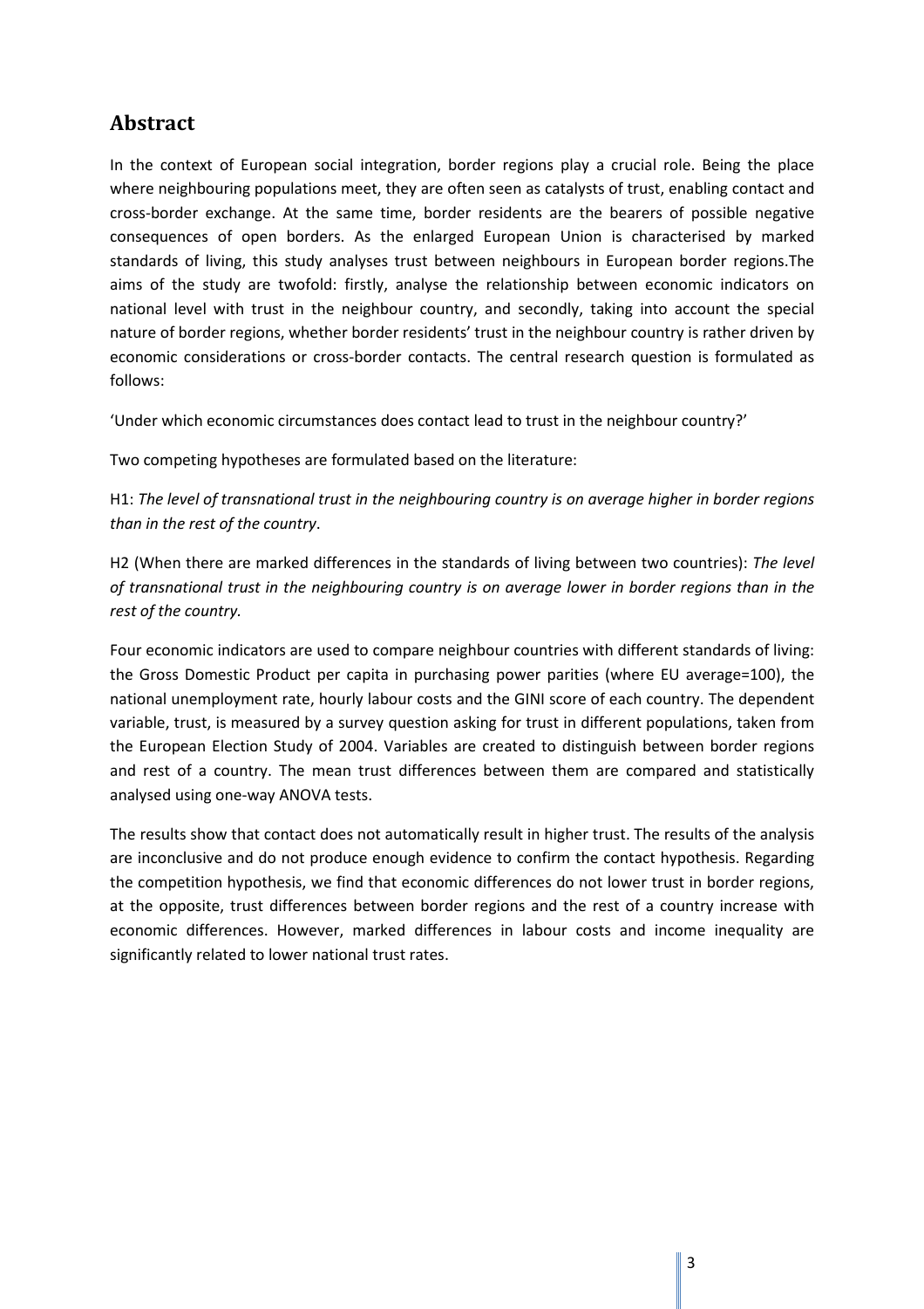## Abstract

In the context of European social integration, border regions play a crucial role. Being the place where neighbouring populations meet, they are often seen as catalysts of trust, enabling contact and cross-border exchange. At the same time, border residents are the bearers of possible negative consequences of open borders. As the enlarged European Union is characterised by marked standards of living, this study analyses trust between neighbours in European border regions.The aims of the study are twofold: firstly, analyse the relationship between economic indicators on national level with trust in the neighbour country, and secondly, taking into account the special nature of border regions, whether border residents' trust in the neighbour country is rather driven by economic considerations or cross-border contacts. The central research question is formulated as follows:

'Under which economic circumstances does contact lead to trust in the neighbour country?'

Two competing hypotheses are formulated based on the literature:

H1: *The level of transnational trust in the neighbouring country is on average higher in border regions than in the rest of the country*.

H2 (When there are marked differences in the standards of living between two countries): *The level of transnational trust in the neighbouring country is on average lower in border regions than in the rest of the country.*

Four economic indicators are used to compare neighbour countries with different standards of living: the Gross Domestic Product per capita in purchasing power parities (where EU average=100), the national unemployment rate, hourly labour costs and the GINI score of each country. The dependent variable, trust, is measured by a survey question asking for trust in different populations, taken from the European Election Study of 2004. Variables are created to distinguish between border regions and rest of a country. The mean trust differences between them are compared and statistically analysed using one-way ANOVA tests.

The results show that contact does not automatically result in higher trust. The results of the analysis are inconclusive and do not produce enough evidence to confirm the contact hypothesis. Regarding the competition hypothesis, we find that economic differences do not lower trust in border regions, at the opposite, trust differences between border regions and the rest of a country increase with economic differences. However, marked differences in labour costs and income inequality are significantly related to lower national trust rates.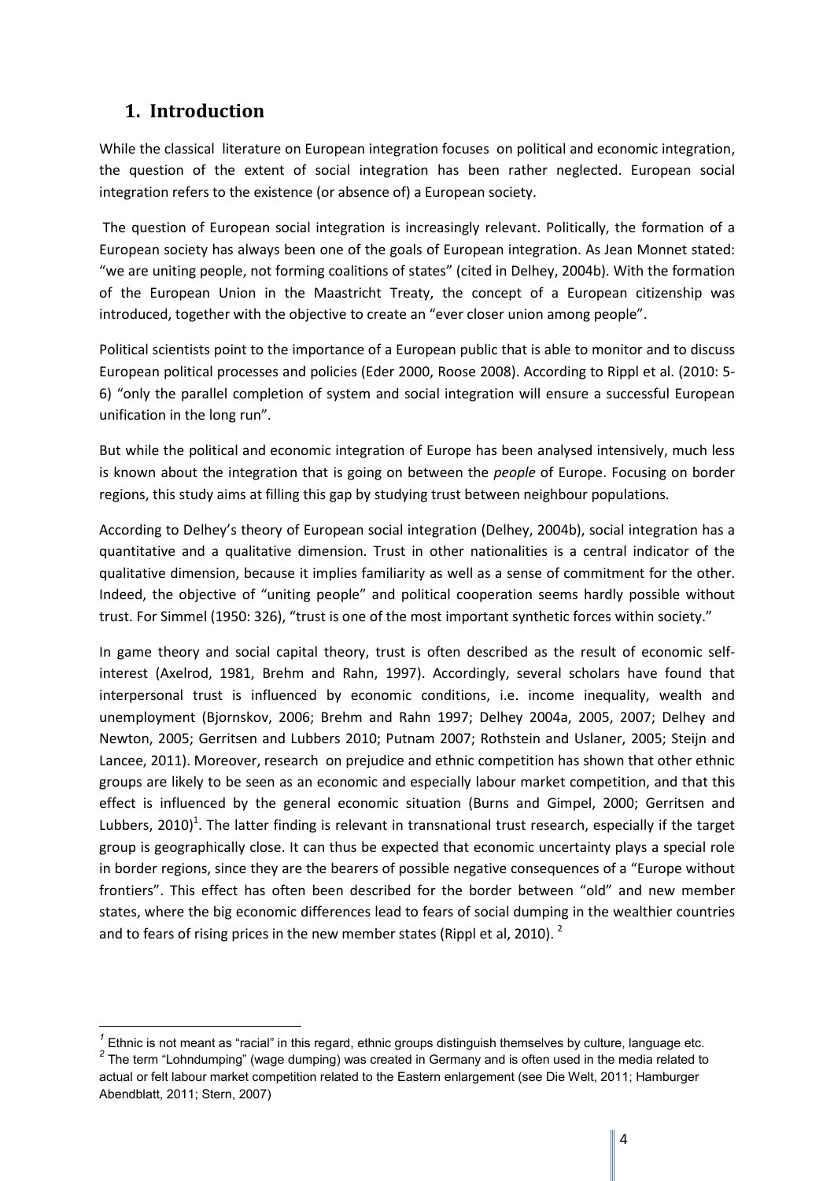# 1. Introduction

While the classical literature on European integration focuses on political and economic integration, the question of the extent of social integration has been rather neglected. European social integration refers to the existence (or absence of) a European society.

The question of European social integration is increasingly relevant. Politically, the formation of a European society has always been one of the goals of European integration. As Jean Monnet stated: "we are uniting people, not forming coalitions of states" (cited in Delhey, 2004b). With the formation of the European Union in the Maastricht Treaty, the concept of a European citizenship was introduced, together with the objective to create an "ever closer union among people".

Political scientists point to the importance of a European public that is able to monitor and to discuss European political processes and policies (Eder 2000, Roose 2008). According to Rippl et al. (2010: 5-6) "only the parallel completion of system and social integration will ensure a successful European unification in the long run".

But while the political and economic integration of Europe has been analysed intensively, much less is known about the integration that is going on between the *people* of Europe. Focusing on border regions, this study aims at filling this gap by studying trust between neighbour populations.

According to Delhey's theory of European social integration (Delhey, 2004b), social integration has a quantitative and a qualitative dimension. Trust in other nationalities is a central indicator of the qualitative dimension, because it implies familiarity as well as a sense of commitment for the other. Indeed, the objective of "uniting people" and political cooperation seems hardly possible without trust. For Simmel (1950: 326), "trust is one of the most important synthetic forces within society."

In game theory and social capital theory, trust is often described as the result of economic self-interest (Axelrod, 1981, Brehm and Rahn, 1997). Accordingly, several scholars have found that interpersonal trust is influenced by economic conditions, i.e. income inequality, wealth and unemployment (Bjornskov, 2006; Brehm and Rahn 1997; Delhey 2004a, 2005, 2007; Delhey and Newton, 2005; Gerritsen and Lubbers 2010; Putnam 2007; Rothstein and Uslaner, 2005; Steijn and Lancee, 2011). Moreover, research on prejudice and ethnic competition has shown that other ethnic groups are likely to be seen as an economic and especially labour market competition, and that this effect is influenced by the general economic situation (Burns and Gimpel, 2000; Gerritsen and Lubbers, 2010)[1]. The latter finding is relevant in transnational trust research, especially if the target group is geographically close. It can thus be expected that economic uncertainty plays a special role in border regions, since they are the bearers of possible negative consequences of a "Europe without frontiers". This effect has often been described for the border between "old" and new member states, where the big economic differences lead to fears of social dumping in the wealthier countries and to fears of rising prices in the new member states (Rippl et al, 2010). [2]

---

[1] Ethnic is not meant as "racial" in this regard, ethnic groups distinguish themselves by culture, language etc.

[2] The term "Lohndumping" (wage dumping) was created in Germany and is often used in the media related to actual or felt labour market competition related to the Eastern enlargement (see Die Welt, 2011; Hamburger Abendblatt, 2011; Stern, 2007)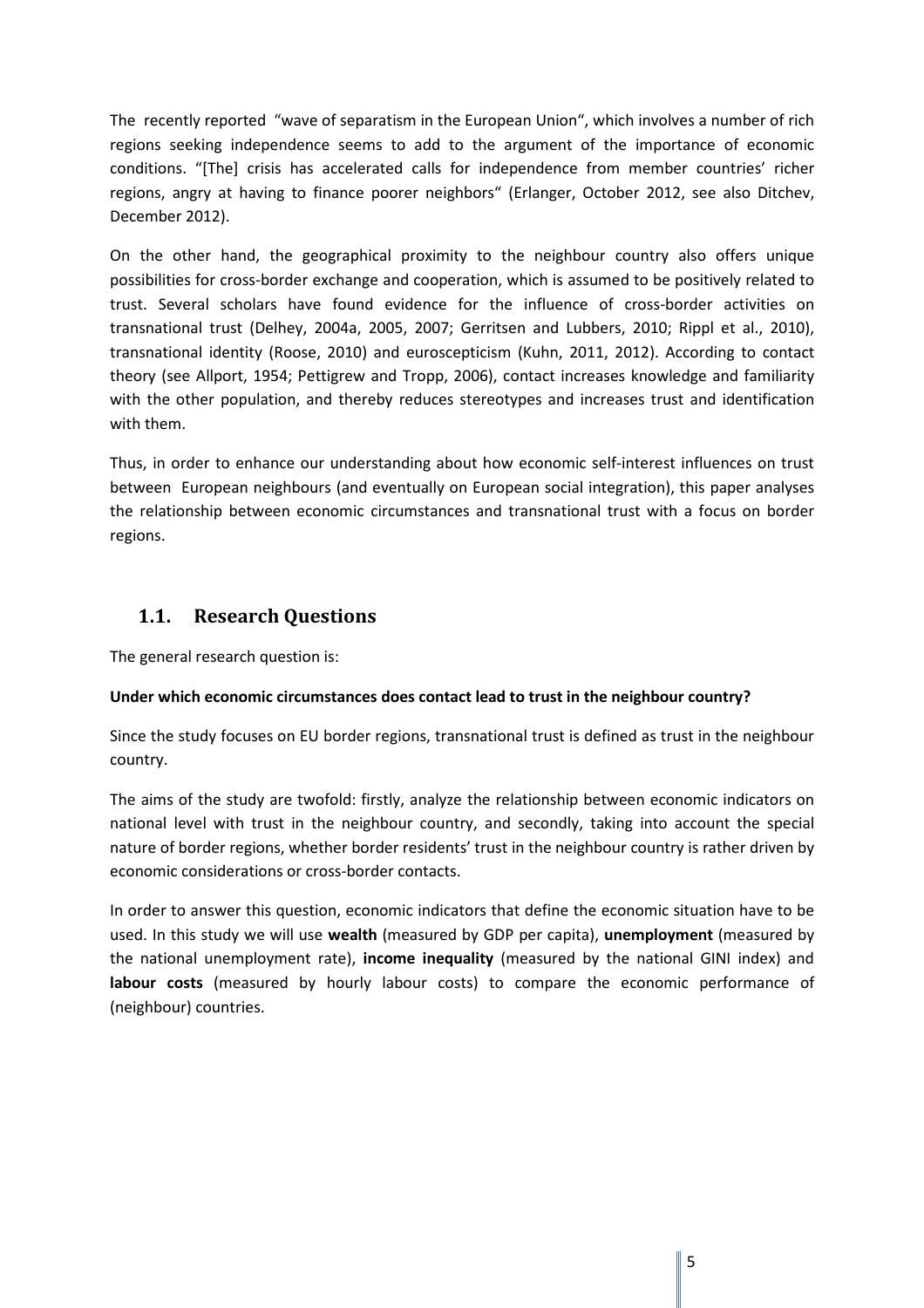The recently reported "wave of separatism in the European Union", which involves a number of rich regions seeking independence seems to add to the argument of the importance of economic conditions. "[The] crisis has accelerated calls for independence from member countries' richer regions, angry at having to finance poorer neighbors" (Erlanger, October 2012, see also Ditchev, December 2012).

On the other hand, the geographical proximity to the neighbour country also offers unique possibilities for cross-border exchange and cooperation, which is assumed to be positively related to trust. Several scholars have found evidence for the influence of cross-border activities on transnational trust (Delhey, 2004a, 2005, 2007; Gerritsen and Lubbers, 2010; Rippl et al., 2010), transnational identity (Roose, 2010) and euroscepticism (Kuhn, 2011, 2012). According to contact theory (see Allport, 1954; Pettigrew and Tropp, 2006), contact increases knowledge and familiarity with the other population, and thereby reduces stereotypes and increases trust and identification with them.

Thus, in order to enhance our understanding about how economic self-interest influences on trust between European neighbours (and eventually on European social integration), this paper analyses the relationship between economic circumstances and transnational trust with a focus on border regions.

## 1.1. Research Questions

The general research question is:

**Under which economic circumstances does contact lead to trust in the neighbour country?**

Since the study focuses on EU border regions, transnational trust is defined as trust in the neighbour country.

The aims of the study are twofold: firstly, analyze the relationship between economic indicators on national level with trust in the neighbour country, and secondly, taking into account the special nature of border regions, whether border residents' trust in the neighbour country is rather driven by economic considerations or cross-border contacts.

In order to answer this question, economic indicators that define the economic situation have to be used. In this study we will use **wealth** (measured by GDP per capita), **unemployment** (measured by the national unemployment rate), **income inequality** (measured by the national GINI index) and **labour costs** (measured by hourly labour costs) to compare the economic performance of (neighbour) countries.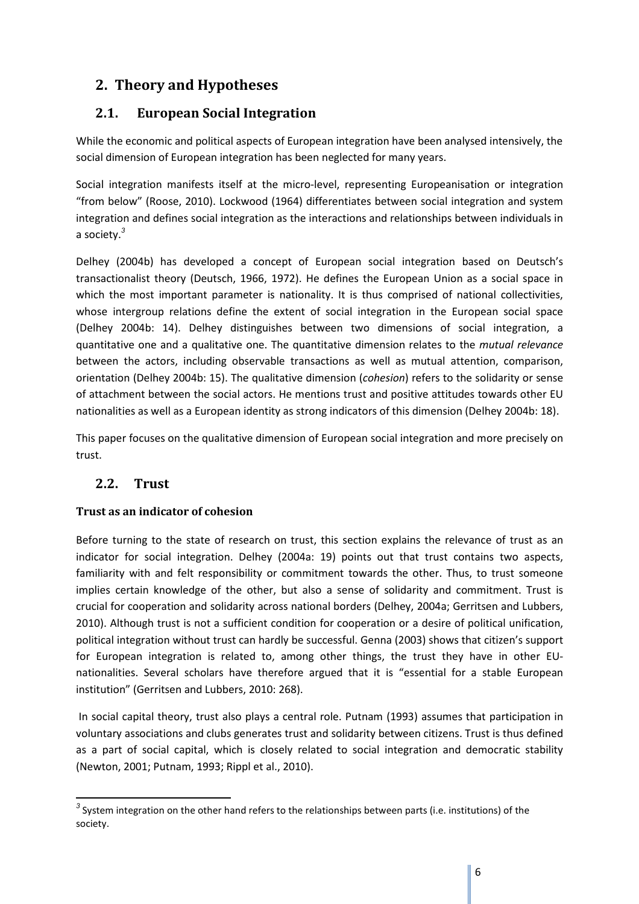## 2. Theory and Hypotheses

### 2.1. European Social Integration

While the economic and political aspects of European integration have been analysed intensively, the social dimension of European integration has been neglected for many years.

Social integration manifests itself at the micro-level, representing Europeanisation or integration "from below" (Roose, 2010). Lockwood (1964) differentiates between social integration and system integration and defines social integration as the interactions and relationships between individuals in a society.[3]

Delhey (2004b) has developed a concept of European social integration based on Deutsch's transactionalist theory (Deutsch, 1966, 1972). He defines the European Union as a social space in which the most important parameter is nationality. It is thus comprised of national collectivities, whose intergroup relations define the extent of social integration in the European social space (Delhey 2004b: 14). Delhey distinguishes between two dimensions of social integration, a quantitative one and a qualitative one. The quantitative dimension relates to the *mutual relevance* between the actors, including observable transactions as well as mutual attention, comparison, orientation (Delhey 2004b: 15). The qualitative dimension (*cohesion*) refers to the solidarity or sense of attachment between the social actors. He mentions trust and positive attitudes towards other EU nationalities as well as a European identity as strong indicators of this dimension (Delhey 2004b: 18).

This paper focuses on the qualitative dimension of European social integration and more precisely on trust.

### 2.2. Trust

**Trust as an indicator of cohesion**

Before turning to the state of research on trust, this section explains the relevance of trust as an indicator for social integration. Delhey (2004a: 19) points out that trust contains two aspects, familiarity with and felt responsibility or commitment towards the other. Thus, to trust someone implies certain knowledge of the other, but also a sense of solidarity and commitment. Trust is crucial for cooperation and solidarity across national borders (Delhey, 2004a; Gerritsen and Lubbers, 2010). Although trust is not a sufficient condition for cooperation or a desire of political unification, political integration without trust can hardly be successful. Genna (2003) shows that citizen's support for European integration is related to, among other things, the trust they have in other EU-nationalities. Several scholars have therefore argued that it is "essential for a stable European institution" (Gerritsen and Lubbers, 2010: 268).

In social capital theory, trust also plays a central role. Putnam (1993) assumes that participation in voluntary associations and clubs generates trust and solidarity between citizens. Trust is thus defined as a part of social capital, which is closely related to social integration and democratic stability (Newton, 2001; Putnam, 1993; Rippl et al., 2010).

[3] System integration on the other hand refers to the relationships between parts (i.e. institutions) of the society.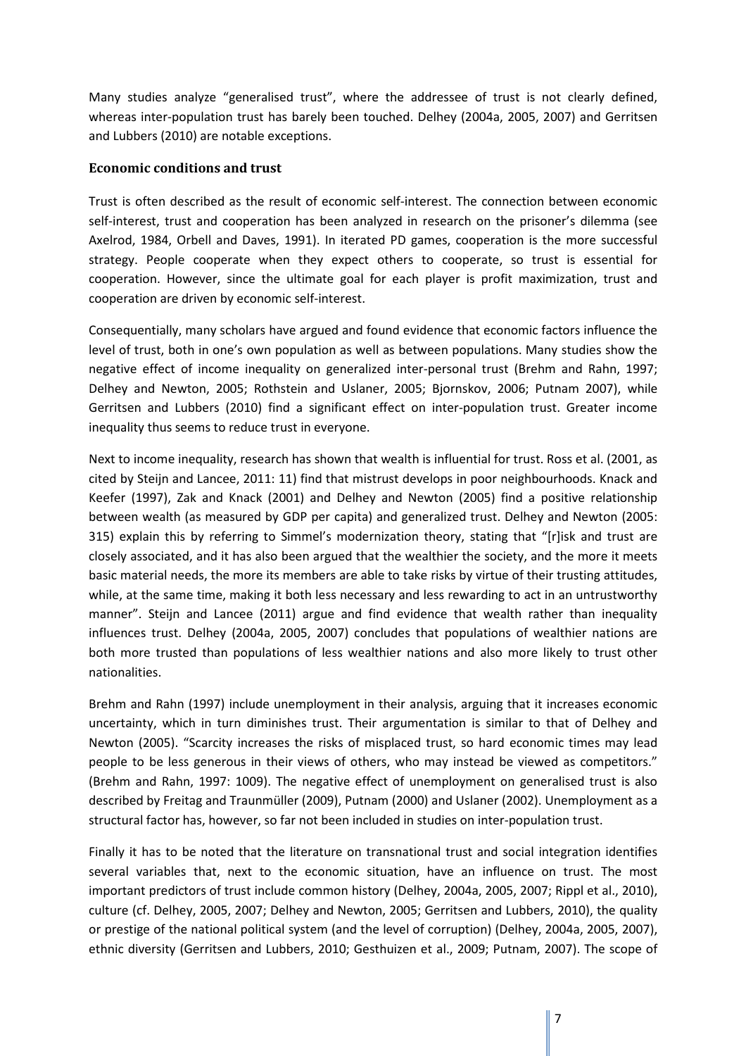Many studies analyze "generalised trust", where the addressee of trust is not clearly defined, whereas inter-population trust has barely been touched. Delhey (2004a, 2005, 2007) and Gerritsen and Lubbers (2010) are notable exceptions.

### Economic conditions and trust

Trust is often described as the result of economic self-interest. The connection between economic self-interest, trust and cooperation has been analyzed in research on the prisoner's dilemma (see Axelrod, 1984, Orbell and Daves, 1991). In iterated PD games, cooperation is the more successful strategy. People cooperate when they expect others to cooperate, so trust is essential for cooperation. However, since the ultimate goal for each player is profit maximization, trust and cooperation are driven by economic self-interest.

Consequentially, many scholars have argued and found evidence that economic factors influence the level of trust, both in one's own population as well as between populations. Many studies show the negative effect of income inequality on generalized inter-personal trust (Brehm and Rahn, 1997; Delhey and Newton, 2005; Rothstein and Uslaner, 2005; Bjornskov, 2006; Putnam 2007), while Gerritsen and Lubbers (2010) find a significant effect on inter-population trust. Greater income inequality thus seems to reduce trust in everyone.

Next to income inequality, research has shown that wealth is influential for trust. Ross et al. (2001, as cited by Steijn and Lancee, 2011: 11) find that mistrust develops in poor neighbourhoods. Knack and Keefer (1997), Zak and Knack (2001) and Delhey and Newton (2005) find a positive relationship between wealth (as measured by GDP per capita) and generalized trust. Delhey and Newton (2005: 315) explain this by referring to Simmel's modernization theory, stating that "[r]isk and trust are closely associated, and it has also been argued that the wealthier the society, and the more it meets basic material needs, the more its members are able to take risks by virtue of their trusting attitudes, while, at the same time, making it both less necessary and less rewarding to act in an untrustworthy manner". Steijn and Lancee (2011) argue and find evidence that wealth rather than inequality influences trust. Delhey (2004a, 2005, 2007) concludes that populations of wealthier nations are both more trusted than populations of less wealthier nations and also more likely to trust other nationalities.

Brehm and Rahn (1997) include unemployment in their analysis, arguing that it increases economic uncertainty, which in turn diminishes trust. Their argumentation is similar to that of Delhey and Newton (2005). "Scarcity increases the risks of misplaced trust, so hard economic times may lead people to be less generous in their views of others, who may instead be viewed as competitors." (Brehm and Rahn, 1997: 1009). The negative effect of unemployment on generalised trust is also described by Freitag and Traunmüller (2009), Putnam (2000) and Uslaner (2002). Unemployment as a structural factor has, however, so far not been included in studies on inter-population trust.

Finally it has to be noted that the literature on transnational trust and social integration identifies several variables that, next to the economic situation, have an influence on trust. The most important predictors of trust include common history (Delhey, 2004a, 2005, 2007; Rippl et al., 2010), culture (cf. Delhey, 2005, 2007; Delhey and Newton, 2005; Gerritsen and Lubbers, 2010), the quality or prestige of the national political system (and the level of corruption) (Delhey, 2004a, 2005, 2007), ethnic diversity (Gerritsen and Lubbers, 2010; Gesthuizen et al., 2009; Putnam, 2007). The scope of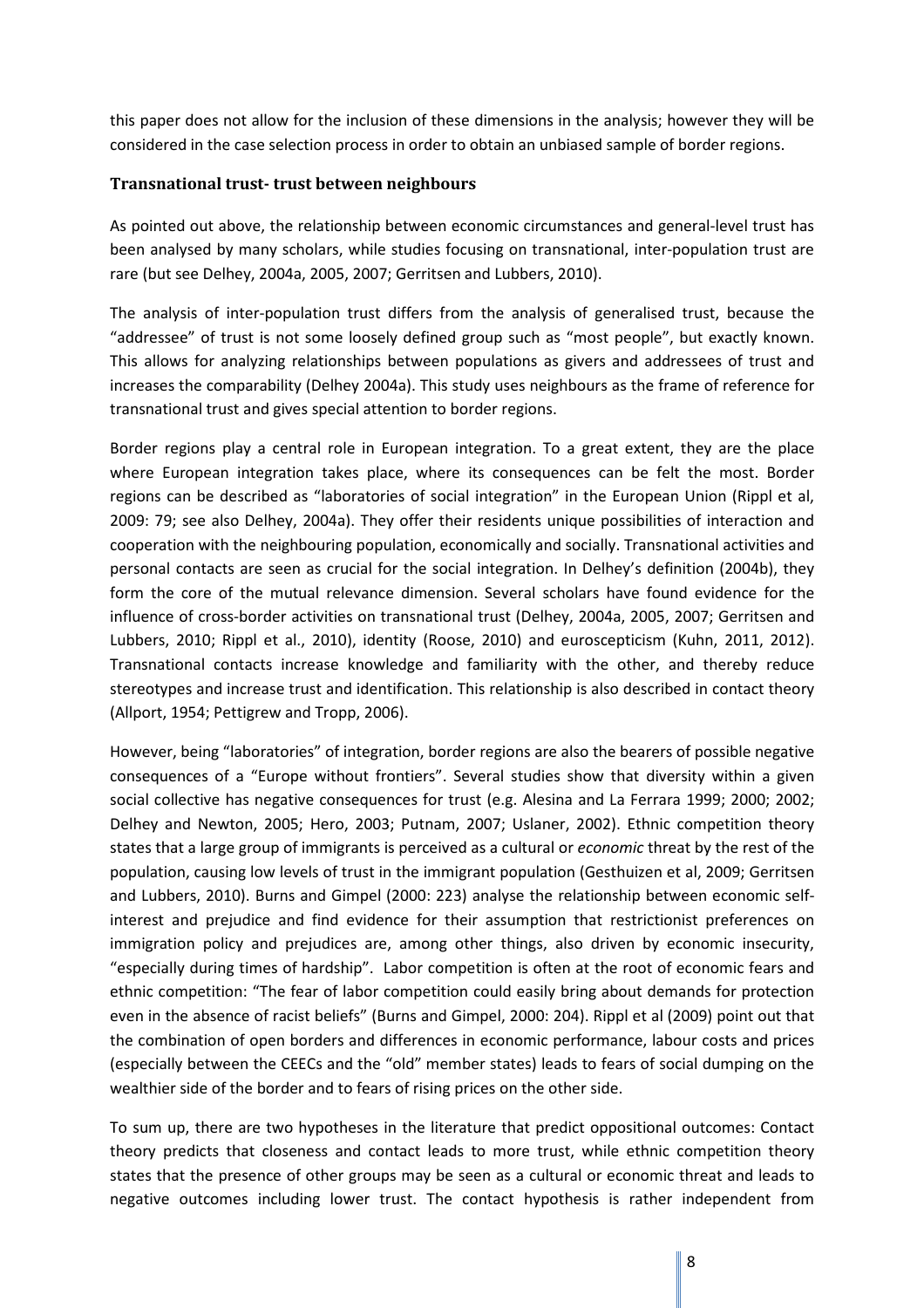this paper does not allow for the inclusion of these dimensions in the analysis; however they will be considered in the case selection process in order to obtain an unbiased sample of border regions.

### Transnational trust- trust between neighbours

As pointed out above, the relationship between economic circumstances and general-level trust has been analysed by many scholars, while studies focusing on transnational, inter-population trust are rare (but see Delhey, 2004a, 2005, 2007; Gerritsen and Lubbers, 2010).

The analysis of inter-population trust differs from the analysis of generalised trust, because the "addressee" of trust is not some loosely defined group such as "most people", but exactly known. This allows for analyzing relationships between populations as givers and addressees of trust and increases the comparability (Delhey 2004a). This study uses neighbours as the frame of reference for transnational trust and gives special attention to border regions.

Border regions play a central role in European integration. To a great extent, they are the place where European integration takes place, where its consequences can be felt the most. Border regions can be described as "laboratories of social integration" in the European Union (Rippl et al, 2009: 79; see also Delhey, 2004a). They offer their residents unique possibilities of interaction and cooperation with the neighbouring population, economically and socially. Transnational activities and personal contacts are seen as crucial for the social integration. In Delhey's definition (2004b), they form the core of the mutual relevance dimension. Several scholars have found evidence for the influence of cross-border activities on transnational trust (Delhey, 2004a, 2005, 2007; Gerritsen and Lubbers, 2010; Rippl et al., 2010), identity (Roose, 2010) and euroscepticism (Kuhn, 2011, 2012). Transnational contacts increase knowledge and familiarity with the other, and thereby reduce stereotypes and increase trust and identification. This relationship is also described in contact theory (Allport, 1954; Pettigrew and Tropp, 2006).

However, being "laboratories" of integration, border regions are also the bearers of possible negative consequences of a "Europe without frontiers". Several studies show that diversity within a given social collective has negative consequences for trust (e.g. Alesina and La Ferrara 1999; 2000; 2002; Delhey and Newton, 2005; Hero, 2003; Putnam, 2007; Uslaner, 2002). Ethnic competition theory states that a large group of immigrants is perceived as a cultural or *economic* threat by the rest of the population, causing low levels of trust in the immigrant population (Gesthuizen et al, 2009; Gerritsen and Lubbers, 2010). Burns and Gimpel (2000: 223) analyse the relationship between economic self-interest and prejudice and find evidence for their assumption that restrictionist preferences on immigration policy and prejudices are, among other things, also driven by economic insecurity, "especially during times of hardship". Labor competition is often at the root of economic fears and ethnic competition: "The fear of labor competition could easily bring about demands for protection even in the absence of racist beliefs" (Burns and Gimpel, 2000: 204). Rippl et al (2009) point out that the combination of open borders and differences in economic performance, labour costs and prices (especially between the CEECs and the "old" member states) leads to fears of social dumping on the wealthier side of the border and to fears of rising prices on the other side.

To sum up, there are two hypotheses in the literature that predict oppositional outcomes: Contact theory predicts that closeness and contact leads to more trust, while ethnic competition theory states that the presence of other groups may be seen as a cultural or economic threat and leads to negative outcomes including lower trust. The contact hypothesis is rather independent from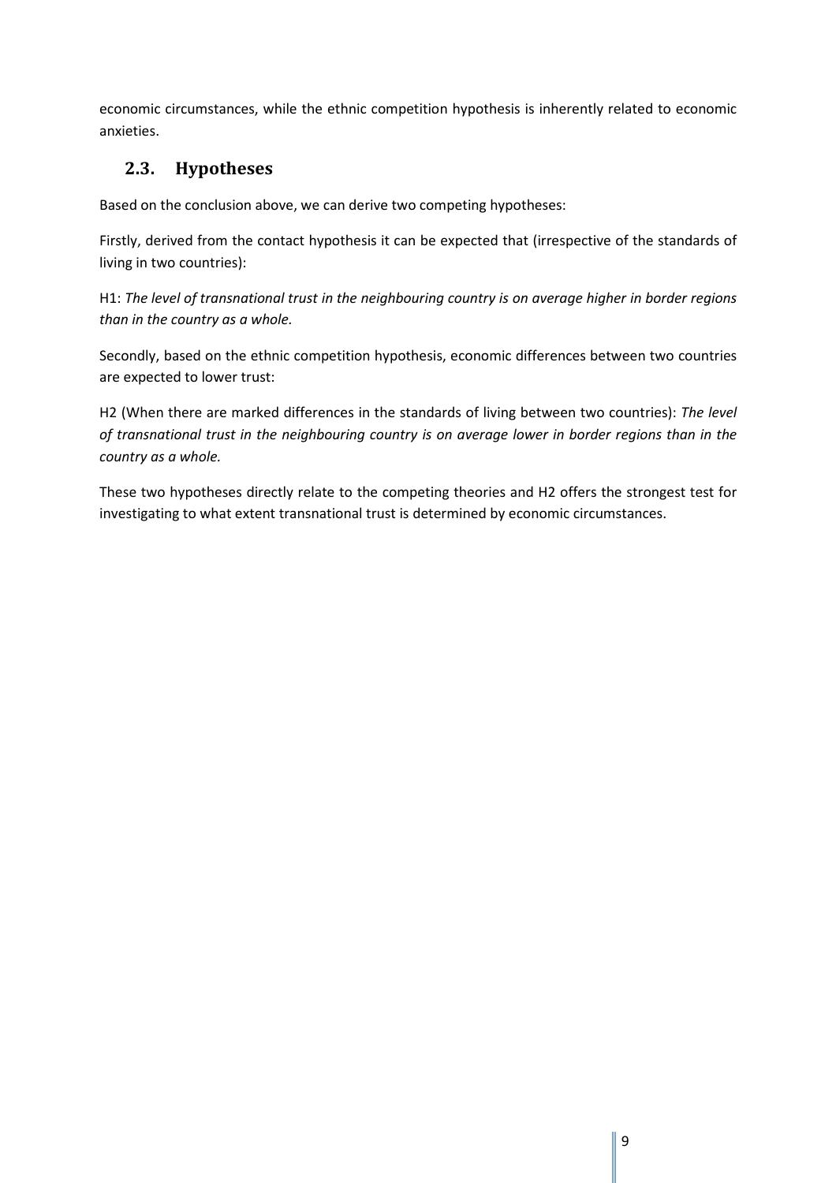economic circumstances, while the ethnic competition hypothesis is inherently related to economic anxieties.

## 2.3. Hypotheses

Based on the conclusion above, we can derive two competing hypotheses:

Firstly, derived from the contact hypothesis it can be expected that (irrespective of the standards of living in two countries):

H1: *The level of transnational trust in the neighbouring country is on average higher in border regions than in the country as a whole.*

Secondly, based on the ethnic competition hypothesis, economic differences between two countries are expected to lower trust:

H2 (When there are marked differences in the standards of living between two countries): *The level of transnational trust in the neighbouring country is on average lower in border regions than in the country as a whole.*

These two hypotheses directly relate to the competing theories and H2 offers the strongest test for investigating to what extent transnational trust is determined by economic circumstances.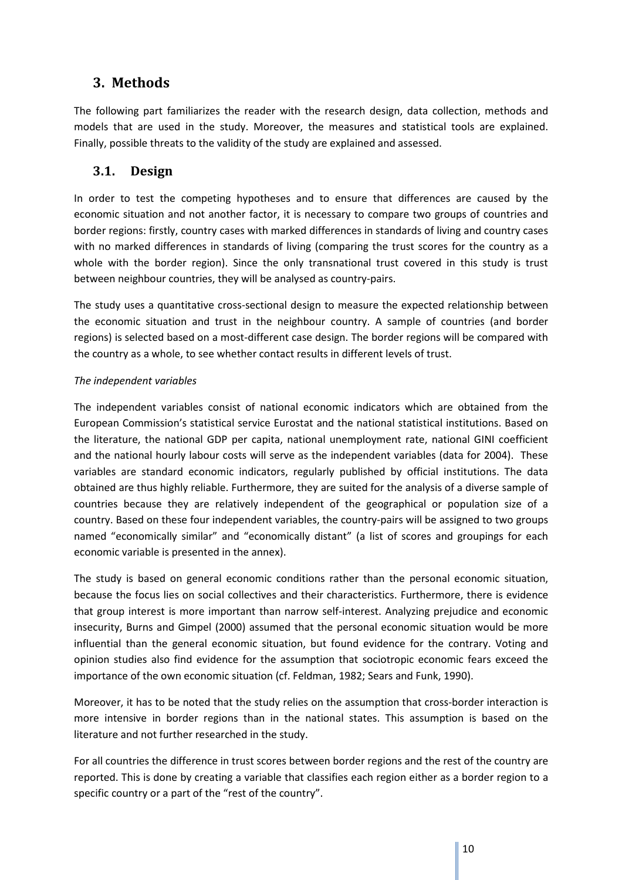# 3. Methods

The following part familiarizes the reader with the research design, data collection, methods and models that are used in the study. Moreover, the measures and statistical tools are explained. Finally, possible threats to the validity of the study are explained and assessed.

## 3.1. Design

In order to test the competing hypotheses and to ensure that differences are caused by the economic situation and not another factor, it is necessary to compare two groups of countries and border regions: firstly, country cases with marked differences in standards of living and country cases with no marked differences in standards of living (comparing the trust scores for the country as a whole with the border region). Since the only transnational trust covered in this study is trust between neighbour countries, they will be analysed as country-pairs.

The study uses a quantitative cross-sectional design to measure the expected relationship between the economic situation and trust in the neighbour country. A sample of countries (and border regions) is selected based on a most-different case design. The border regions will be compared with the country as a whole, to see whether contact results in different levels of trust.

*The independent variables*

The independent variables consist of national economic indicators which are obtained from the European Commission's statistical service Eurostat and the national statistical institutions. Based on the literature, the national GDP per capita, national unemployment rate, national GINI coefficient and the national hourly labour costs will serve as the independent variables (data for 2004). These variables are standard economic indicators, regularly published by official institutions. The data obtained are thus highly reliable. Furthermore, they are suited for the analysis of a diverse sample of countries because they are relatively independent of the geographical or population size of a country. Based on these four independent variables, the country-pairs will be assigned to two groups named "economically similar" and "economically distant" (a list of scores and groupings for each economic variable is presented in the annex).

The study is based on general economic conditions rather than the personal economic situation, because the focus lies on social collectives and their characteristics. Furthermore, there is evidence that group interest is more important than narrow self-interest. Analyzing prejudice and economic insecurity, Burns and Gimpel (2000) assumed that the personal economic situation would be more influential than the general economic situation, but found evidence for the contrary. Voting and opinion studies also find evidence for the assumption that sociotropic economic fears exceed the importance of the own economic situation (cf. Feldman, 1982; Sears and Funk, 1990).

Moreover, it has to be noted that the study relies on the assumption that cross-border interaction is more intensive in border regions than in the national states. This assumption is based on the literature and not further researched in the study.

For all countries the difference in trust scores between border regions and the rest of the country are reported. This is done by creating a variable that classifies each region either as a border region to a specific country or a part of the "rest of the country".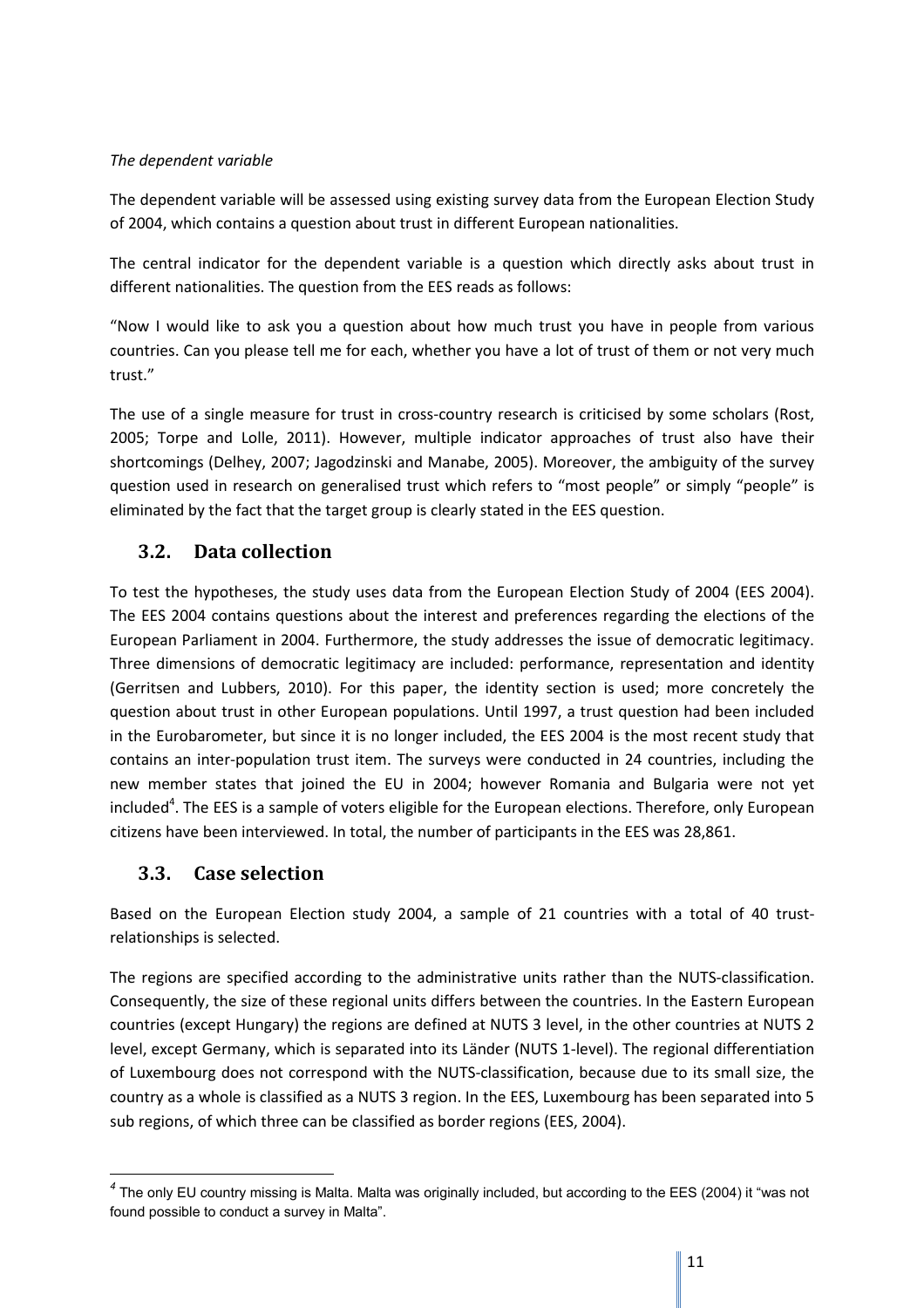*The dependent variable*

The dependent variable will be assessed using existing survey data from the European Election Study of 2004, which contains a question about trust in different European nationalities.

The central indicator for the dependent variable is a question which directly asks about trust in different nationalities. The question from the EES reads as follows:

"Now I would like to ask you a question about how much trust you have in people from various countries. Can you please tell me for each, whether you have a lot of trust of them or not very much trust."

The use of a single measure for trust in cross-country research is criticised by some scholars (Rost, 2005; Torpe and Lolle, 2011). However, multiple indicator approaches of trust also have their shortcomings (Delhey, 2007; Jagodzinski and Manabe, 2005). Moreover, the ambiguity of the survey question used in research on generalised trust which refers to "most people" or simply "people" is eliminated by the fact that the target group is clearly stated in the EES question.

## 3.2. Data collection

To test the hypotheses, the study uses data from the European Election Study of 2004 (EES 2004). The EES 2004 contains questions about the interest and preferences regarding the elections of the European Parliament in 2004. Furthermore, the study addresses the issue of democratic legitimacy. Three dimensions of democratic legitimacy are included: performance, representation and identity (Gerritsen and Lubbers, 2010). For this paper, the identity section is used; more concretely the question about trust in other European populations. Until 1997, a trust question had been included in the Eurobarometer, but since it is no longer included, the EES 2004 is the most recent study that contains an inter-population trust item. The surveys were conducted in 24 countries, including the new member states that joined the EU in 2004; however Romania and Bulgaria were not yet included[4]. The EES is a sample of voters eligible for the European elections. Therefore, only European citizens have been interviewed. In total, the number of participants in the EES was 28,861.

## 3.3. Case selection

Based on the European Election study 2004, a sample of 21 countries with a total of 40 trust-relationships is selected.

The regions are specified according to the administrative units rather than the NUTS-classification. Consequently, the size of these regional units differs between the countries. In the Eastern European countries (except Hungary) the regions are defined at NUTS 3 level, in the other countries at NUTS 2 level, except Germany, which is separated into its Länder (NUTS 1-level). The regional differentiation of Luxembourg does not correspond with the NUTS-classification, because due to its small size, the country as a whole is classified as a NUTS 3 region. In the EES, Luxembourg has been separated into 5 sub regions, of which three can be classified as border regions (EES, 2004).

---

[4] The only EU country missing is Malta. Malta was originally included, but according to the EES (2004) it "was not found possible to conduct a survey in Malta".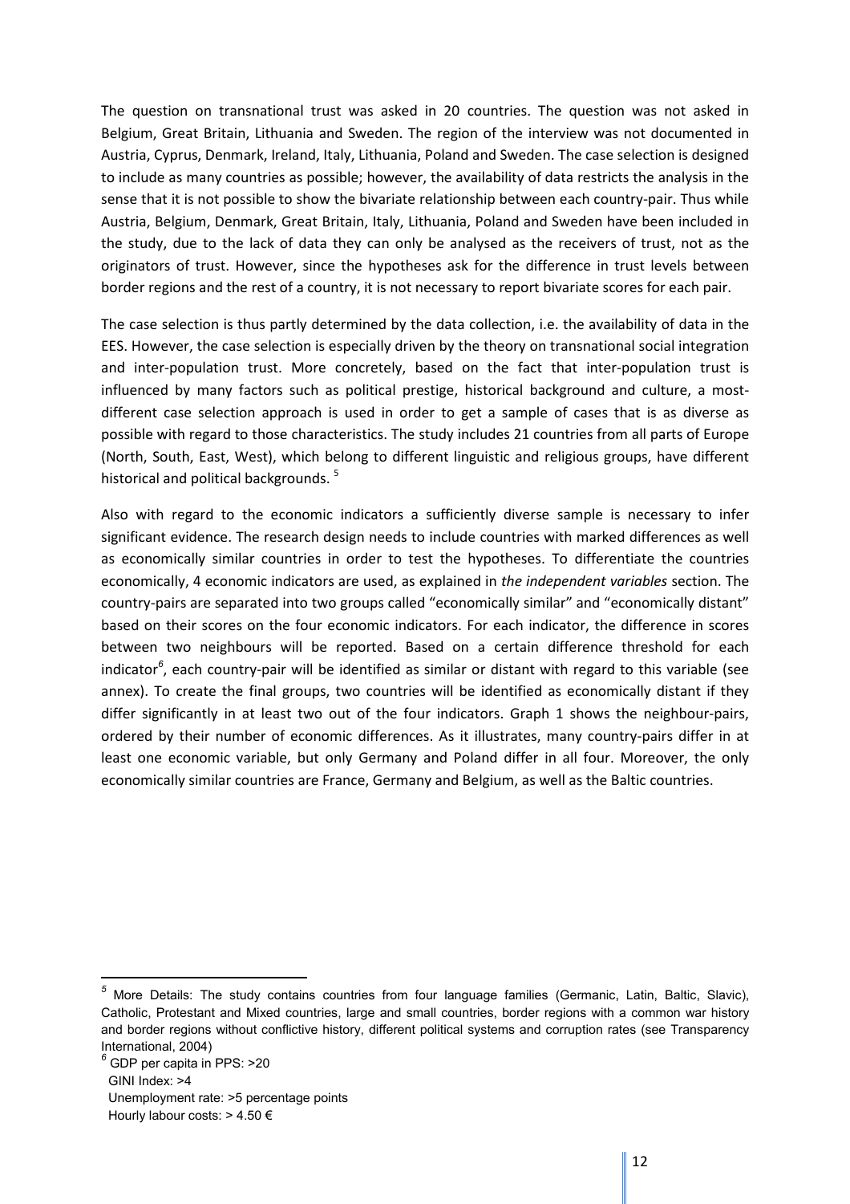The question on transnational trust was asked in 20 countries. The question was not asked in Belgium, Great Britain, Lithuania and Sweden. The region of the interview was not documented in Austria, Cyprus, Denmark, Ireland, Italy, Lithuania, Poland and Sweden. The case selection is designed to include as many countries as possible; however, the availability of data restricts the analysis in the sense that it is not possible to show the bivariate relationship between each country-pair. Thus while Austria, Belgium, Denmark, Great Britain, Italy, Lithuania, Poland and Sweden have been included in the study, due to the lack of data they can only be analysed as the receivers of trust, not as the originators of trust. However, since the hypotheses ask for the difference in trust levels between border regions and the rest of a country, it is not necessary to report bivariate scores for each pair.

The case selection is thus partly determined by the data collection, i.e. the availability of data in the EES. However, the case selection is especially driven by the theory on transnational social integration and inter-population trust. More concretely, based on the fact that inter-population trust is influenced by many factors such as political prestige, historical background and culture, a most-different case selection approach is used in order to get a sample of cases that is as diverse as possible with regard to those characteristics. The study includes 21 countries from all parts of Europe (North, South, East, West), which belong to different linguistic and religious groups, have different historical and political backgrounds. [5]

Also with regard to the economic indicators a sufficiently diverse sample is necessary to infer significant evidence. The research design needs to include countries with marked differences as well as economically similar countries in order to test the hypotheses. To differentiate the countries economically, 4 economic indicators are used, as explained in *the independent variables* section. The country-pairs are separated into two groups called "economically similar" and "economically distant" based on their scores on the four economic indicators. For each indicator, the difference in scores between two neighbours will be reported. Based on a certain difference threshold for each indicator[6], each country-pair will be identified as similar or distant with regard to this variable (see annex). To create the final groups, two countries will be identified as economically distant if they differ significantly in at least two out of the four indicators. Graph 1 shows the neighbour-pairs, ordered by their number of economic differences. As it illustrates, many country-pairs differ in at least one economic variable, but only Germany and Poland differ in all four. Moreover, the only economically similar countries are France, Germany and Belgium, as well as the Baltic countries.

---

[5] More Details: The study contains countries from four language families (Germanic, Latin, Baltic, Slavic), Catholic, Protestant and Mixed countries, large and small countries, border regions with a common war history and border regions without conflictive history, different political systems and corruption rates (see Transparency International, 2004)

[6] GDP per capita in PPS: >20
GINI Index: >4
Unemployment rate: >5 percentage points
Hourly labour costs: > 4.50 €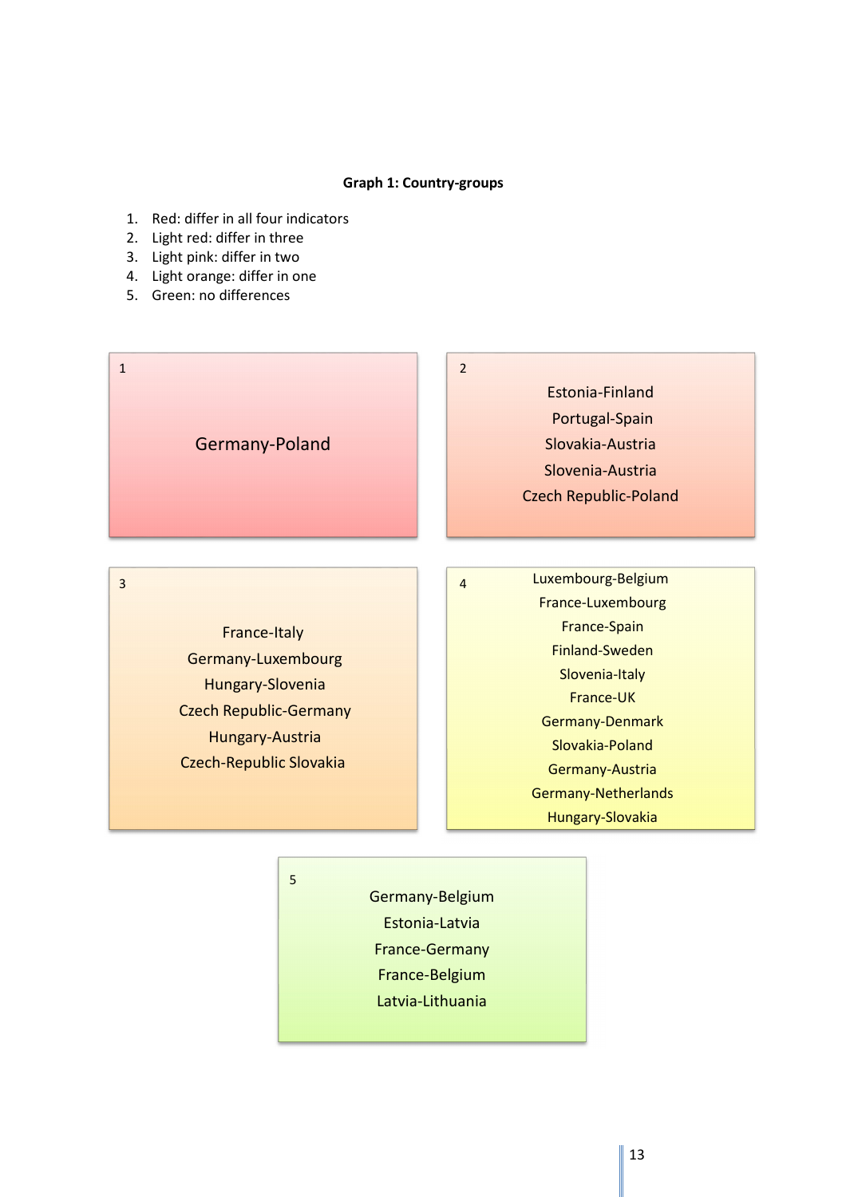**Graph 1: Country-groups**

1. Red: differ in all four indicators
2. Light red: differ in three
3. Light pink: differ in two
4. Light orange: differ in one
5. Green: no differences

1

Germany-Poland

2

Estonia-Finland
Portugal-Spain
Slovakia-Austria
Slovenia-Austria
Czech Republic-Poland

3

France-Italy
Germany-Luxembourg
Hungary-Slovenia
Czech Republic-Germany
Hungary-Austria
Czech-Republic Slovakia

4

Luxembourg-Belgium
France-Luxembourg
France-Spain
Finland-Sweden
Slovenia-Italy
France-UK
Germany-Denmark
Slovakia-Poland
Germany-Austria
Germany-Netherlands
Hungary-Slovakia

5

Germany-Belgium
Estonia-Latvia
France-Germany
France-Belgium
Latvia-Lithuania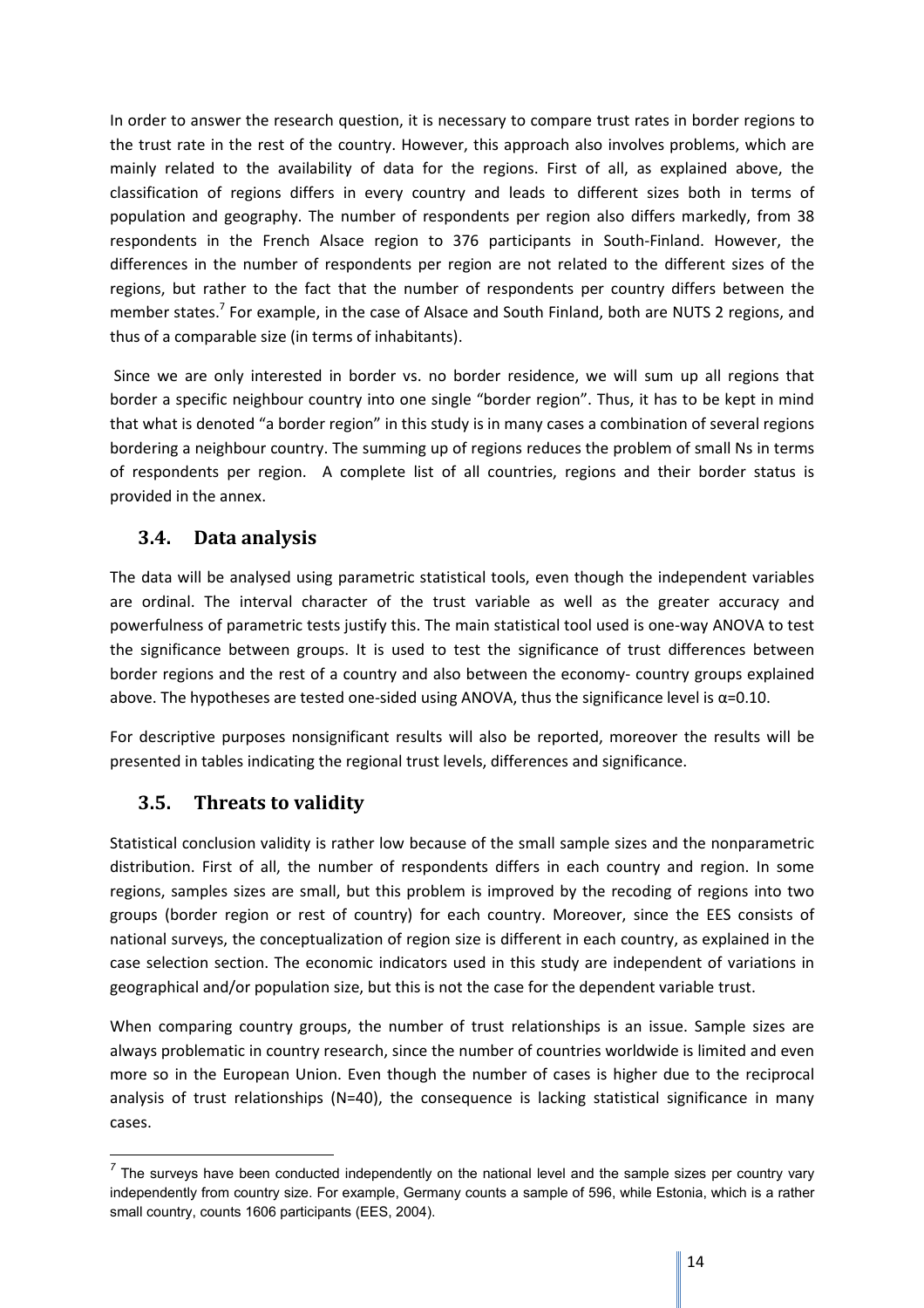In order to answer the research question, it is necessary to compare trust rates in border regions to the trust rate in the rest of the country. However, this approach also involves problems, which are mainly related to the availability of data for the regions. First of all, as explained above, the classification of regions differs in every country and leads to different sizes both in terms of population and geography. The number of respondents per region also differs markedly, from 38 respondents in the French Alsace region to 376 participants in South-Finland. However, the differences in the number of respondents per region are not related to the different sizes of the regions, but rather to the fact that the number of respondents per country differs between the member states.[7] For example, in the case of Alsace and South Finland, both are NUTS 2 regions, and thus of a comparable size (in terms of inhabitants).

Since we are only interested in border vs. no border residence, we will sum up all regions that border a specific neighbour country into one single "border region". Thus, it has to be kept in mind that what is denoted "a border region" in this study is in many cases a combination of several regions bordering a neighbour country. The summing up of regions reduces the problem of small Ns in terms of respondents per region. A complete list of all countries, regions and their border status is provided in the annex.

## 3.4. Data analysis

The data will be analysed using parametric statistical tools, even though the independent variables are ordinal. The interval character of the trust variable as well as the greater accuracy and powerfulness of parametric tests justify this. The main statistical tool used is one-way ANOVA to test the significance between groups. It is used to test the significance of trust differences between border regions and the rest of a country and also between the economy- country groups explained above. The hypotheses are tested one-sided using ANOVA, thus the significance level is $\alpha=0.10$.

For descriptive purposes nonsignificant results will also be reported, moreover the results will be presented in tables indicating the regional trust levels, differences and significance.

## 3.5. Threats to validity

Statistical conclusion validity is rather low because of the small sample sizes and the nonparametric distribution. First of all, the number of respondents differs in each country and region. In some regions, samples sizes are small, but this problem is improved by the recoding of regions into two groups (border region or rest of country) for each country. Moreover, since the EES consists of national surveys, the conceptualization of region size is different in each country, as explained in the case selection section. The economic indicators used in this study are independent of variations in geographical and/or population size, but this is not the case for the dependent variable trust.

When comparing country groups, the number of trust relationships is an issue. Sample sizes are always problematic in country research, since the number of countries worldwide is limited and even more so in the European Union. Even though the number of cases is higher due to the reciprocal analysis of trust relationships (N=40), the consequence is lacking statistical significance in many cases.

---

[7] The surveys have been conducted independently on the national level and the sample sizes per country vary independently from country size. For example, Germany counts a sample of 596, while Estonia, which is a rather small country, counts 1606 participants (EES, 2004).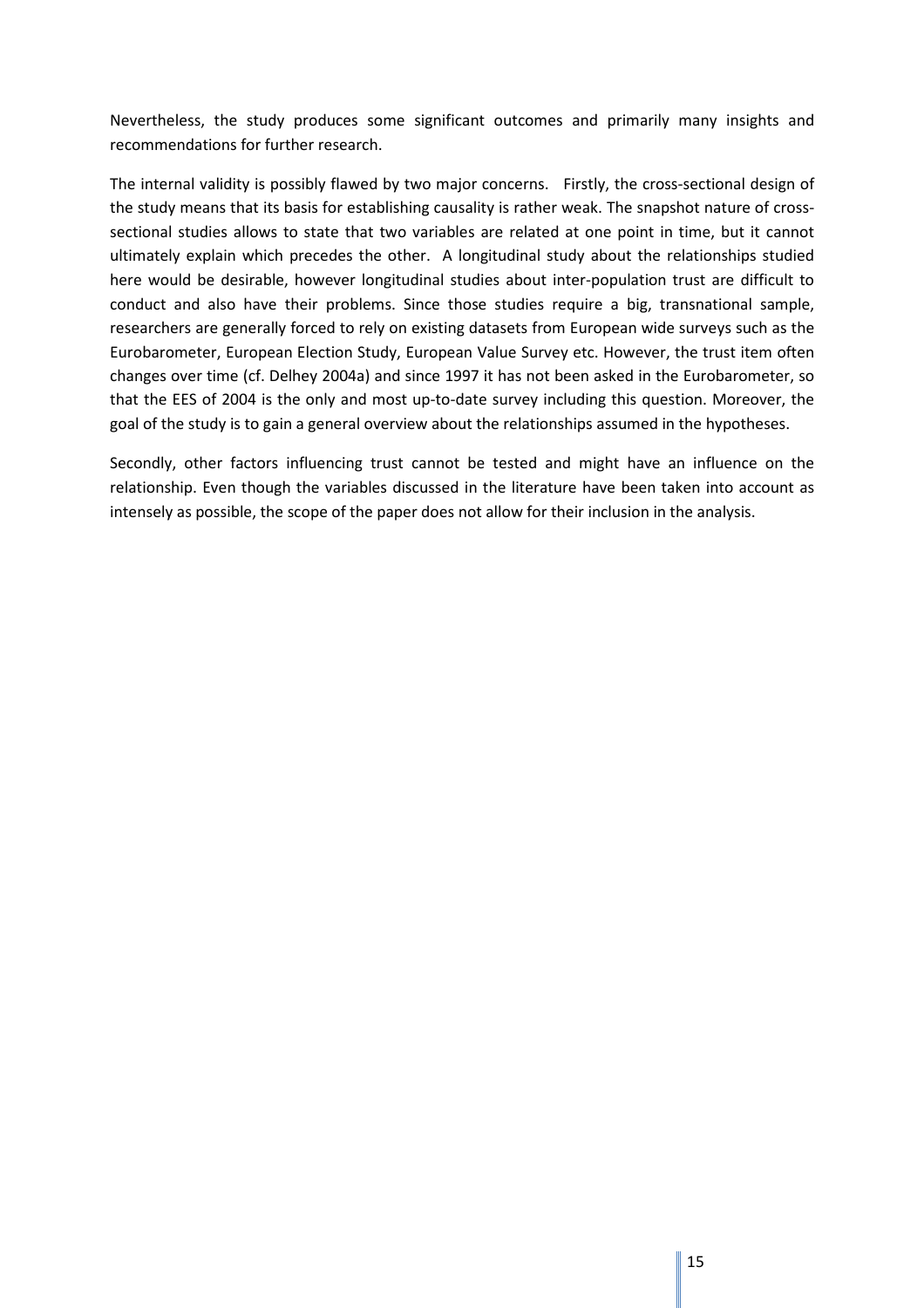Nevertheless, the study produces some significant outcomes and primarily many insights and recommendations for further research.

The internal validity is possibly flawed by two major concerns. Firstly, the cross-sectional design of the study means that its basis for establishing causality is rather weak. The snapshot nature of cross-sectional studies allows to state that two variables are related at one point in time, but it cannot ultimately explain which precedes the other. A longitudinal study about the relationships studied here would be desirable, however longitudinal studies about inter-population trust are difficult to conduct and also have their problems. Since those studies require a big, transnational sample, researchers are generally forced to rely on existing datasets from European wide surveys such as the Eurobarometer, European Election Study, European Value Survey etc. However, the trust item often changes over time (cf. Delhey 2004a) and since 1997 it has not been asked in the Eurobarometer, so that the EES of 2004 is the only and most up-to-date survey including this question. Moreover, the goal of the study is to gain a general overview about the relationships assumed in the hypotheses.

Secondly, other factors influencing trust cannot be tested and might have an influence on the relationship. Even though the variables discussed in the literature have been taken into account as intensely as possible, the scope of the paper does not allow for their inclusion in the analysis.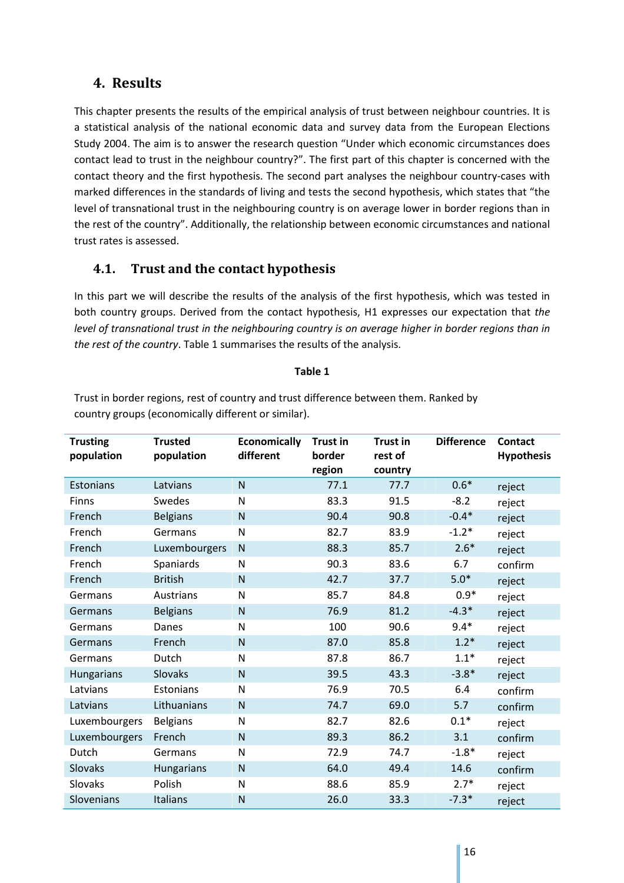## 4. Results

This chapter presents the results of the empirical analysis of trust between neighbour countries. It is a statistical analysis of the national economic data and survey data from the European Elections Study 2004. The aim is to answer the research question "Under which economic circumstances does contact lead to trust in the neighbour country?". The first part of this chapter is concerned with the contact theory and the first hypothesis. The second part analyses the neighbour country-cases with marked differences in the standards of living and tests the second hypothesis, which states that "the level of transnational trust in the neighbouring country is on average lower in border regions than in the rest of the country". Additionally, the relationship between economic circumstances and national trust rates is assessed.

### 4.1. Trust and the contact hypothesis

In this part we will describe the results of the analysis of the first hypothesis, which was tested in both country groups. Derived from the contact hypothesis, H1 expresses our expectation that *the level of transnational trust in the neighbouring country is on average higher in border regions than in the rest of the country*. Table 1 summarises the results of the analysis.

**Table 1**

Trust in border regions, rest of country and trust difference between them. Ranked by country groups (economically different or similar).

| Trusting population | Trusted population | Economically different | Trust in border region | Trust in rest of country | Difference | Contact Hypothesis |
|---|---|---|---|---|---|---|
| Estonians | Latvians | N | 77.1 | 77.7 | 0.6* | reject |
| Finns | Swedes | N | 83.3 | 91.5 | -8.2 | reject |
| French | Belgians | N | 90.4 | 90.8 | -0.4* | reject |
| French | Germans | N | 82.7 | 83.9 | -1.2* | reject |
| French | Luxembourgers | N | 88.3 | 85.7 | 2.6* | reject |
| French | Spaniards | N | 90.3 | 83.6 | 6.7 | confirm |
| French | British | N | 42.7 | 37.7 | 5.0* | reject |
| Germans | Austrians | N | 85.7 | 84.8 | 0.9* | reject |
| Germans | Belgians | N | 76.9 | 81.2 | -4.3* | reject |
| Germans | Danes | N | 100 | 90.6 | 9.4* | reject |
| Germans | French | N | 87.0 | 85.8 | 1.2* | reject |
| Germans | Dutch | N | 87.8 | 86.7 | 1.1* | reject |
| Hungarians | Slovaks | N | 39.5 | 43.3 | -3.8* | reject |
| Latvians | Estonians | N | 76.9 | 70.5 | 6.4 | confirm |
| Latvians | Lithuanians | N | 74.7 | 69.0 | 5.7 | confirm |
| Luxembourgers | Belgians | N | 82.7 | 82.6 | 0.1* | reject |
| Luxembourgers | French | N | 89.3 | 86.2 | 3.1 | confirm |
| Dutch | Germans | N | 72.9 | 74.7 | -1.8* | reject |
| Slovaks | Hungarians | N | 64.0 | 49.4 | 14.6 | confirm |
| Slovaks | Polish | N | 88.6 | 85.9 | 2.7* | reject |
| Slovenians | Italians | N | 26.0 | 33.3 | -7.3* | reject |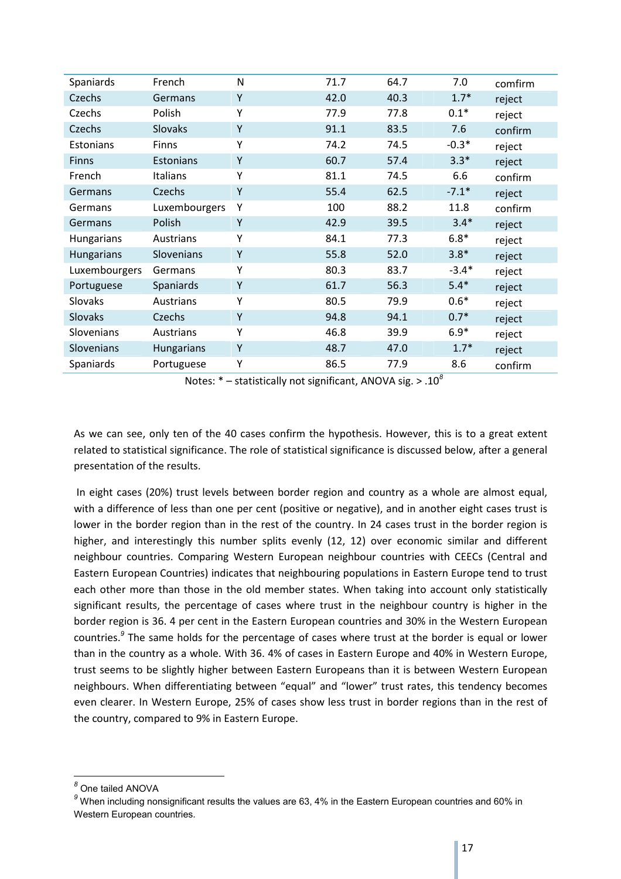| | | | | | | |
|---|---|---|---|---|---|---|
| Spaniards | French | N | 71.7 | 64.7 | 7.0 | comfirm |
| Czechs | Germans | Y | 42.0 | 40.3 | 1.7* | reject |
| Czechs | Polish | Y | 77.9 | 77.8 | 0.1* | reject |
| Czechs | Slovaks | Y | 91.1 | 83.5 | 7.6 | confirm |
| Estonians | Finns | Y | 74.2 | 74.5 | -0.3* | reject |
| Finns | Estonians | Y | 60.7 | 57.4 | 3.3* | reject |
| French | Italians | Y | 81.1 | 74.5 | 6.6 | confirm |
| Germans | Czechs | Y | 55.4 | 62.5 | -7.1* | reject |
| Germans | Luxembourgers | Y | 100 | 88.2 | 11.8 | confirm |
| Germans | Polish | Y | 42.9 | 39.5 | 3.4* | reject |
| Hungarians | Austrians | Y | 84.1 | 77.3 | 6.8* | reject |
| Hungarians | Slovenians | Y | 55.8 | 52.0 | 3.8* | reject |
| Luxembourgers | Germans | Y | 80.3 | 83.7 | -3.4* | reject |
| Portuguese | Spaniards | Y | 61.7 | 56.3 | 5.4* | reject |
| Slovaks | Austrians | Y | 80.5 | 79.9 | 0.6* | reject |
| Slovaks | Czechs | Y | 94.8 | 94.1 | 0.7* | reject |
| Slovenians | Austrians | Y | 46.8 | 39.9 | 6.9* | reject |
| Slovenians | Hungarians | Y | 48.7 | 47.0 | 1.7* | reject |
| Spaniards | Portuguese | Y | 86.5 | 77.9 | 8.6 | confirm |

Notes: * – statistically not significant, ANOVA sig. > .10[8]

As we can see, only ten of the 40 cases confirm the hypothesis. However, this is to a great extent related to statistical significance. The role of statistical significance is discussed below, after a general presentation of the results.

In eight cases (20%) trust levels between border region and country as a whole are almost equal, with a difference of less than one per cent (positive or negative), and in another eight cases trust is lower in the border region than in the rest of the country. In 24 cases trust in the border region is higher, and interestingly this number splits evenly (12, 12) over economic similar and different neighbour countries. Comparing Western European neighbour countries with CEECs (Central and Eastern European Countries) indicates that neighbouring populations in Eastern Europe tend to trust each other more than those in the old member states. When taking into account only statistically significant results, the percentage of cases where trust in the neighbour country is higher in the border region is 36. 4 per cent in the Eastern European countries and 30% in the Western European countries.[9] The same holds for the percentage of cases where trust at the border is equal or lower than in the country as a whole. With 36. 4% of cases in Eastern Europe and 40% in Western Europe, trust seems to be slightly higher between Eastern Europeans than it is between Western European neighbours. When differentiating between "equal" and "lower" trust rates, this tendency becomes even clearer. In Western Europe, 25% of cases show less trust in border regions than in the rest of the country, compared to 9% in Eastern Europe.

---

[8] One tailed ANOVA

[9] When including nonsignificant results the values are 63, 4% in the Eastern European countries and 60% in Western European countries.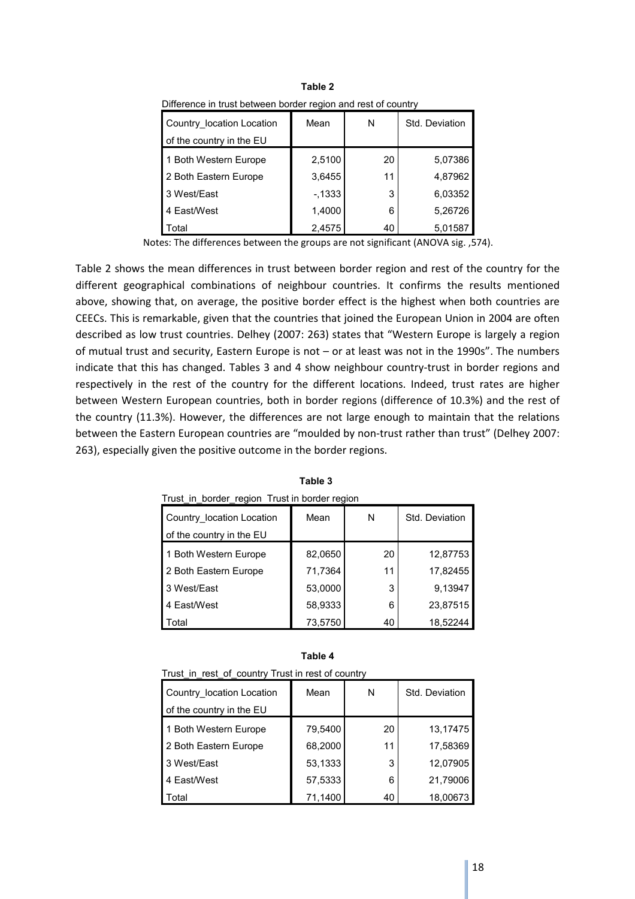**Table 2**

Difference in trust between border region and rest of country

| Country_location Location of the country in the EU | Mean | N | Std. Deviation |
|---|---|---|---|
| 1 Both Western Europe | 2,5100 | 20 | 5,07386 |
| 2 Both Eastern Europe | 3,6455 | 11 | 4,87962 |
| 3 West/East | -,1333 | 3 | 6,03352 |
| 4 East/West | 1,4000 | 6 | 5,26726 |
| Total | 2,4575 | 40 | 5,01587 |

Notes: The differences between the groups are not significant (ANOVA sig. ,574).

Table 2 shows the mean differences in trust between border region and rest of the country for the different geographical combinations of neighbour countries. It confirms the results mentioned above, showing that, on average, the positive border effect is the highest when both countries are CEECs. This is remarkable, given that the countries that joined the European Union in 2004 are often described as low trust countries. Delhey (2007: 263) states that "Western Europe is largely a region of mutual trust and security, Eastern Europe is not – or at least was not in the 1990s". The numbers indicate that this has changed. Tables 3 and 4 show neighbour country-trust in border regions and respectively in the rest of the country for the different locations. Indeed, trust rates are higher between Western European countries, both in border regions (difference of 10.3%) and the rest of the country (11.3%). However, the differences are not large enough to maintain that the relations between the Eastern European countries are "moulded by non-trust rather than trust" (Delhey 2007: 263), especially given the positive outcome in the border regions.

**Table 3**

Trust_in_border_region Trust in border region

| Country_location Location of the country in the EU | Mean | N | Std. Deviation |
|---|---|---|---|
| 1 Both Western Europe | 82,0650 | 20 | 12,87753 |
| 2 Both Eastern Europe | 71,7364 | 11 | 17,82455 |
| 3 West/East | 53,0000 | 3 | 9,13947 |
| 4 East/West | 58,9333 | 6 | 23,87515 |
| Total | 73,5750 | 40 | 18,52244 |

**Table 4**

Trust_in_rest_of_country Trust in rest of country

| Country_location Location of the country in the EU | Mean | N | Std. Deviation |
|---|---|---|---|
| 1 Both Western Europe | 79,5400 | 20 | 13,17475 |
| 2 Both Eastern Europe | 68,2000 | 11 | 17,58369 |
| 3 West/East | 53,1333 | 3 | 12,07905 |
| 4 East/West | 57,5333 | 6 | 21,79006 |
| Total | 71,1400 | 40 | 18,00673 |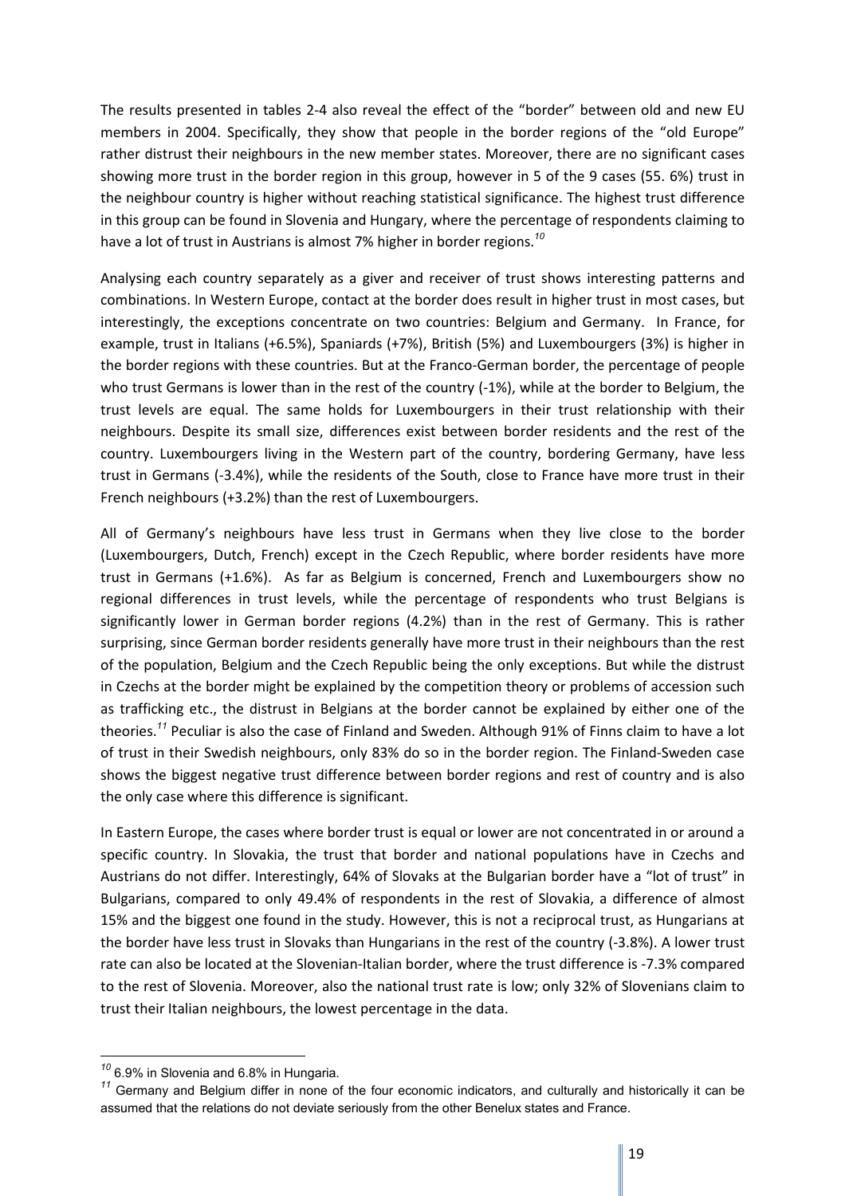The results presented in tables 2-4 also reveal the effect of the "border" between old and new EU members in 2004. Specifically, they show that people in the border regions of the "old Europe" rather distrust their neighbours in the new member states. Moreover, there are no significant cases showing more trust in the border region in this group, however in 5 of the 9 cases (55. 6%) trust in the neighbour country is higher without reaching statistical significance. The highest trust difference in this group can be found in Slovenia and Hungary, where the percentage of respondents claiming to have a lot of trust in Austrians is almost 7% higher in border regions.[10]

Analysing each country separately as a giver and receiver of trust shows interesting patterns and combinations. In Western Europe, contact at the border does result in higher trust in most cases, but interestingly, the exceptions concentrate on two countries: Belgium and Germany. In France, for example, trust in Italians (+6.5%), Spaniards (+7%), British (5%) and Luxembourgers (3%) is higher in the border regions with these countries. But at the Franco-German border, the percentage of people who trust Germans is lower than in the rest of the country (-1%), while at the border to Belgium, the trust levels are equal. The same holds for Luxembourgers in their trust relationship with their neighbours. Despite its small size, differences exist between border residents and the rest of the country. Luxembourgers living in the Western part of the country, bordering Germany, have less trust in Germans (-3.4%), while the residents of the South, close to France have more trust in their French neighbours (+3.2%) than the rest of Luxembourgers.

All of Germany's neighbours have less trust in Germans when they live close to the border (Luxembourgers, Dutch, French) except in the Czech Republic, where border residents have more trust in Germans (+1.6%). As far as Belgium is concerned, French and Luxembourgers show no regional differences in trust levels, while the percentage of respondents who trust Belgians is significantly lower in German border regions (4.2%) than in the rest of Germany. This is rather surprising, since German border residents generally have more trust in their neighbours than the rest of the population, Belgium and the Czech Republic being the only exceptions. But while the distrust in Czechs at the border might be explained by the competition theory or problems of accession such as trafficking etc., the distrust in Belgians at the border cannot be explained by either one of the theories.[11] Peculiar is also the case of Finland and Sweden. Although 91% of Finns claim to have a lot of trust in their Swedish neighbours, only 83% do so in the border region. The Finland-Sweden case shows the biggest negative trust difference between border regions and rest of country and is also the only case where this difference is significant.

In Eastern Europe, the cases where border trust is equal or lower are not concentrated in or around a specific country. In Slovakia, the trust that border and national populations have in Czechs and Austrians do not differ. Interestingly, 64% of Slovaks at the Bulgarian border have a "lot of trust" in Bulgarians, compared to only 49.4% of respondents in the rest of Slovakia, a difference of almost 15% and the biggest one found in the study. However, this is not a reciprocal trust, as Hungarians at the border have less trust in Slovaks than Hungarians in the rest of the country (-3.8%). A lower trust rate can also be located at the Slovenian-Italian border, where the trust difference is -7.3% compared to the rest of Slovenia. Moreover, also the national trust rate is low; only 32% of Slovenians claim to trust their Italian neighbours, the lowest percentage in the data.

---

[10] 6.9% in Slovenia and 6.8% in Hungaria.

[11] Germany and Belgium differ in none of the four economic indicators, and culturally and historically it can be assumed that the relations do not deviate seriously from the other Benelux states and France.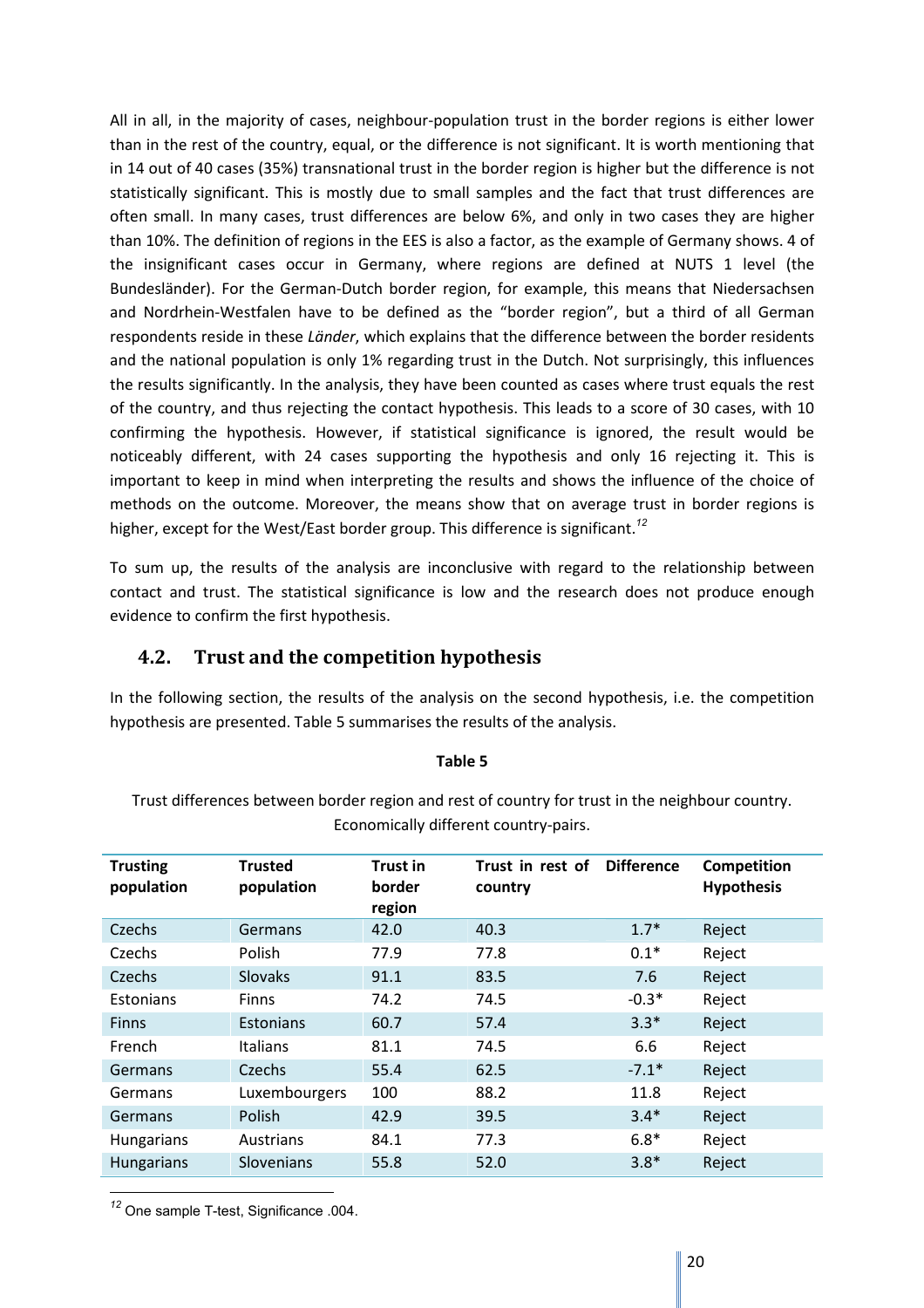All in all, in the majority of cases, neighbour-population trust in the border regions is either lower than in the rest of the country, equal, or the difference is not significant. It is worth mentioning that in 14 out of 40 cases (35%) transnational trust in the border region is higher but the difference is not statistically significant. This is mostly due to small samples and the fact that trust differences are often small. In many cases, trust differences are below 6%, and only in two cases they are higher than 10%. The definition of regions in the EES is also a factor, as the example of Germany shows. 4 of the insignificant cases occur in Germany, where regions are defined at NUTS 1 level (the Bundesländer). For the German-Dutch border region, for example, this means that Niedersachsen and Nordrhein-Westfalen have to be defined as the "border region", but a third of all German respondents reside in these *Länder*, which explains that the difference between the border residents and the national population is only 1% regarding trust in the Dutch. Not surprisingly, this influences the results significantly. In the analysis, they have been counted as cases where trust equals the rest of the country, and thus rejecting the contact hypothesis. This leads to a score of 30 cases, with 10 confirming the hypothesis. However, if statistical significance is ignored, the result would be noticeably different, with 24 cases supporting the hypothesis and only 16 rejecting it. This is important to keep in mind when interpreting the results and shows the influence of the choice of methods on the outcome. Moreover, the means show that on average trust in border regions is higher, except for the West/East border group. This difference is significant.[12]

To sum up, the results of the analysis are inconclusive with regard to the relationship between contact and trust. The statistical significance is low and the research does not produce enough evidence to confirm the first hypothesis.

## 4.2. Trust and the competition hypothesis

In the following section, the results of the analysis on the second hypothesis, i.e. the competition hypothesis are presented. Table 5 summarises the results of the analysis.

**Table 5**

Trust differences between border region and rest of country for trust in the neighbour country. Economically different country-pairs.

| Trusting population | Trusted population | Trust in border region | Trust in rest of country | Difference | Competition Hypothesis |
|---|---|---|---|---|---|
| Czechs | Germans | 42.0 | 40.3 | 1.7* | Reject |
| Czechs | Polish | 77.9 | 77.8 | 0.1* | Reject |
| Czechs | Slovaks | 91.1 | 83.5 | 7.6 | Reject |
| Estonians | Finns | 74.2 | 74.5 | -0.3* | Reject |
| Finns | Estonians | 60.7 | 57.4 | 3.3* | Reject |
| French | Italians | 81.1 | 74.5 | 6.6 | Reject |
| Germans | Czechs | 55.4 | 62.5 | -7.1* | Reject |
| Germans | Luxembourgers | 100 | 88.2 | 11.8 | Reject |
| Germans | Polish | 42.9 | 39.5 | 3.4* | Reject |
| Hungarians | Austrians | 84.1 | 77.3 | 6.8* | Reject |
| Hungarians | Slovenians | 55.8 | 52.0 | 3.8* | Reject |

[12] One sample T-test, Significance .004.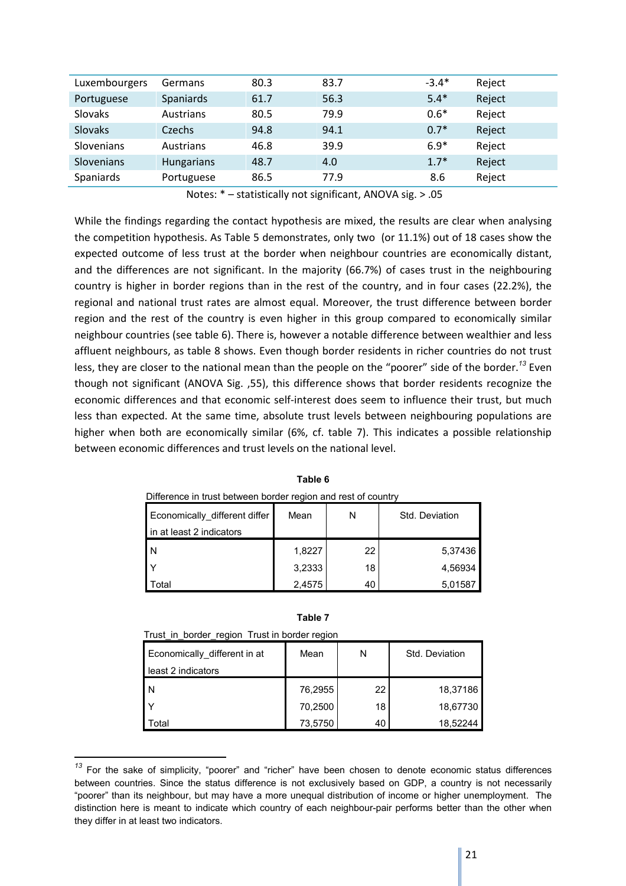| | | | | | |
|---|---|---|---|---|---|
| Luxembourgers | Germans | 80.3 | 83.7 | -3.4* | Reject |
| Portuguese | Spaniards | 61.7 | 56.3 | 5.4* | Reject |
| Slovaks | Austrians | 80.5 | 79.9 | 0.6* | Reject |
| Slovaks | Czechs | 94.8 | 94.1 | 0.7* | Reject |
| Slovenians | Austrians | 46.8 | 39.9 | 6.9* | Reject |
| Slovenians | Hungarians | 48.7 | 4.0 | 1.7* | Reject |
| Spaniards | Portuguese | 86.5 | 77.9 | 8.6 | Reject |

Notes: * – statistically not significant, ANOVA sig. > .05

While the findings regarding the contact hypothesis are mixed, the results are clear when analysing the competition hypothesis. As Table 5 demonstrates, only two (or 11.1%) out of 18 cases show the expected outcome of less trust at the border when neighbour countries are economically distant, and the differences are not significant. In the majority (66.7%) of cases trust in the neighbouring country is higher in border regions than in the rest of the country, and in four cases (22.2%), the regional and national trust rates are almost equal. Moreover, the trust difference between border region and the rest of the country is even higher in this group compared to economically similar neighbour countries (see table 6). There is, however a notable difference between wealthier and less affluent neighbours, as table 8 shows. Even though border residents in richer countries do not trust less, they are closer to the national mean than the people on the "poorer" side of the border.[13] Even though not significant (ANOVA Sig. ,55), this difference shows that border residents recognize the economic differences and that economic self-interest does seem to influence their trust, but much less than expected. At the same time, absolute trust levels between neighbouring populations are higher when both are economically similar (6%, cf. table 7). This indicates a possible relationship between economic differences and trust levels on the national level.

**Table 6**

Difference in trust between border region and rest of country

| Economically_different differ in at least 2 indicators | Mean | N | Std. Deviation |
|---|---|---|---|
| N | 1,8227 | 22 | 5,37436 |
| Y | 3,2333 | 18 | 4,56934 |
| Total | 2,4575 | 40 | 5,01587 |

**Table 7**

Trust_in_border_region Trust in border region

| Economically_different in at least 2 indicators | Mean | N | Std. Deviation |
|---|---|---|---|
| N | 76,2955 | 22 | 18,37186 |
| Y | 70,2500 | 18 | 18,67730 |
| Total | 73,5750 | 40 | 18,52244 |

[13] For the sake of simplicity, "poorer" and "richer" have been chosen to denote economic status differences between countries. Since the status difference is not exclusively based on GDP, a country is not necessarily "poorer" than its neighbour, but may have a more unequal distribution of income or higher unemployment. The distinction here is meant to indicate which country of each neighbour-pair performs better than the other when they differ in at least two indicators.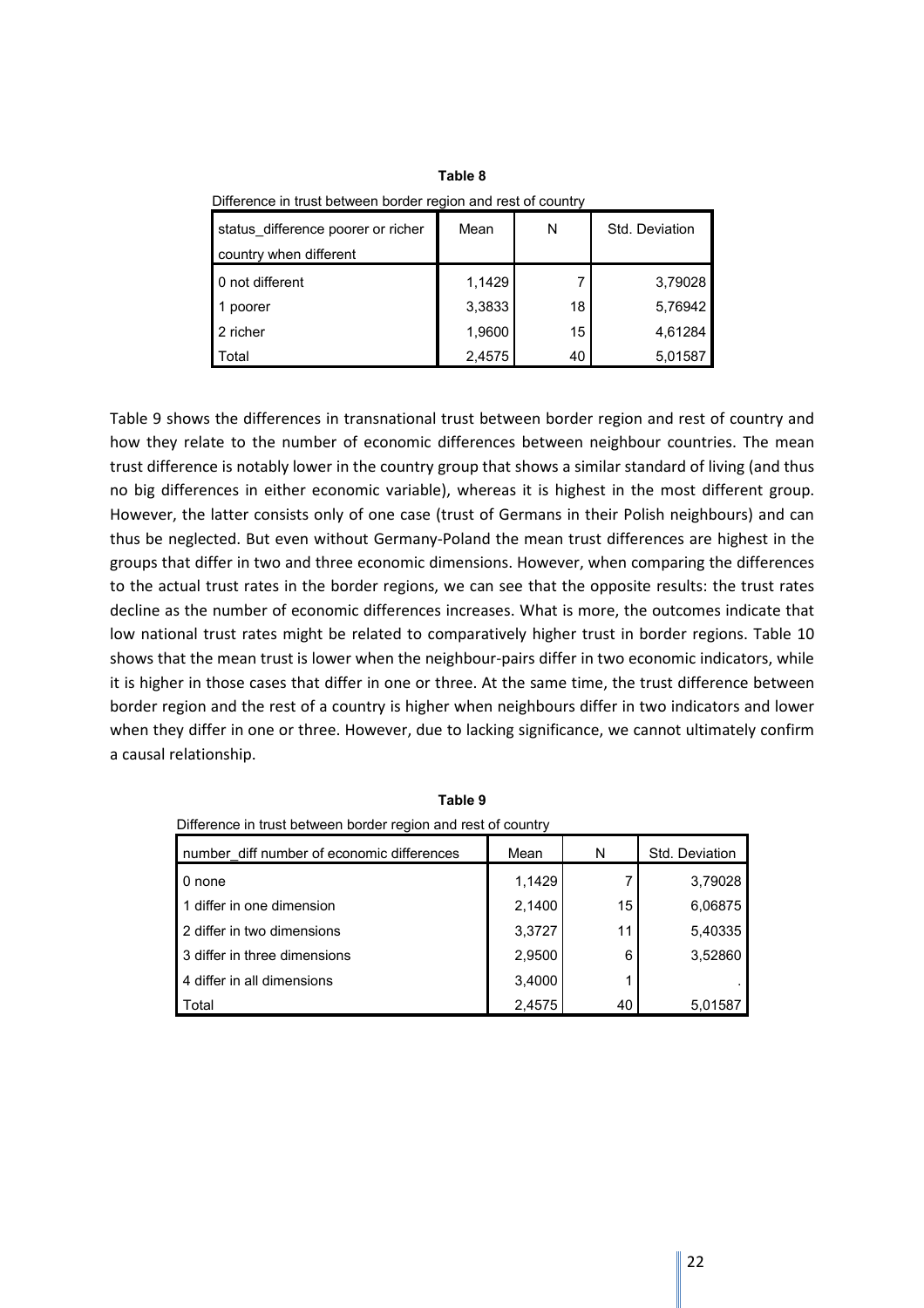**Table 8**

Difference in trust between border region and rest of country

| status_difference poorer or richer country when different | Mean | N | Std. Deviation |
|---|---|---|---|
| 0 not different | 1,1429 | 7 | 3,79028 |
| 1 poorer | 3,3833 | 18 | 5,76942 |
| 2 richer | 1,9600 | 15 | 4,61284 |
| Total | 2,4575 | 40 | 5,01587 |

Table 9 shows the differences in transnational trust between border region and rest of country and how they relate to the number of economic differences between neighbour countries. The mean trust difference is notably lower in the country group that shows a similar standard of living (and thus no big differences in either economic variable), whereas it is highest in the most different group. However, the latter consists only of one case (trust of Germans in their Polish neighbours) and can thus be neglected. But even without Germany-Poland the mean trust differences are highest in the groups that differ in two and three economic dimensions. However, when comparing the differences to the actual trust rates in the border regions, we can see that the opposite results: the trust rates decline as the number of economic differences increases. What is more, the outcomes indicate that low national trust rates might be related to comparatively higher trust in border regions. Table 10 shows that the mean trust is lower when the neighbour-pairs differ in two economic indicators, while it is higher in those cases that differ in one or three. At the same time, the trust difference between border region and the rest of a country is higher when neighbours differ in two indicators and lower when they differ in one or three. However, due to lacking significance, we cannot ultimately confirm a causal relationship.

**Table 9**

Difference in trust between border region and rest of country

| number_diff number of economic differences | Mean | N | Std. Deviation |
|---|---|---|---|
| 0 none | 1,1429 | 7 | 3,79028 |
| 1 differ in one dimension | 2,1400 | 15 | 6,06875 |
| 2 differ in two dimensions | 3,3727 | 11 | 5,40335 |
| 3 differ in three dimensions | 2,9500 | 6 | 3,52860 |
| 4 differ in all dimensions | 3,4000 | 1 | . |
| Total | 2,4575 | 40 | 5,01587 |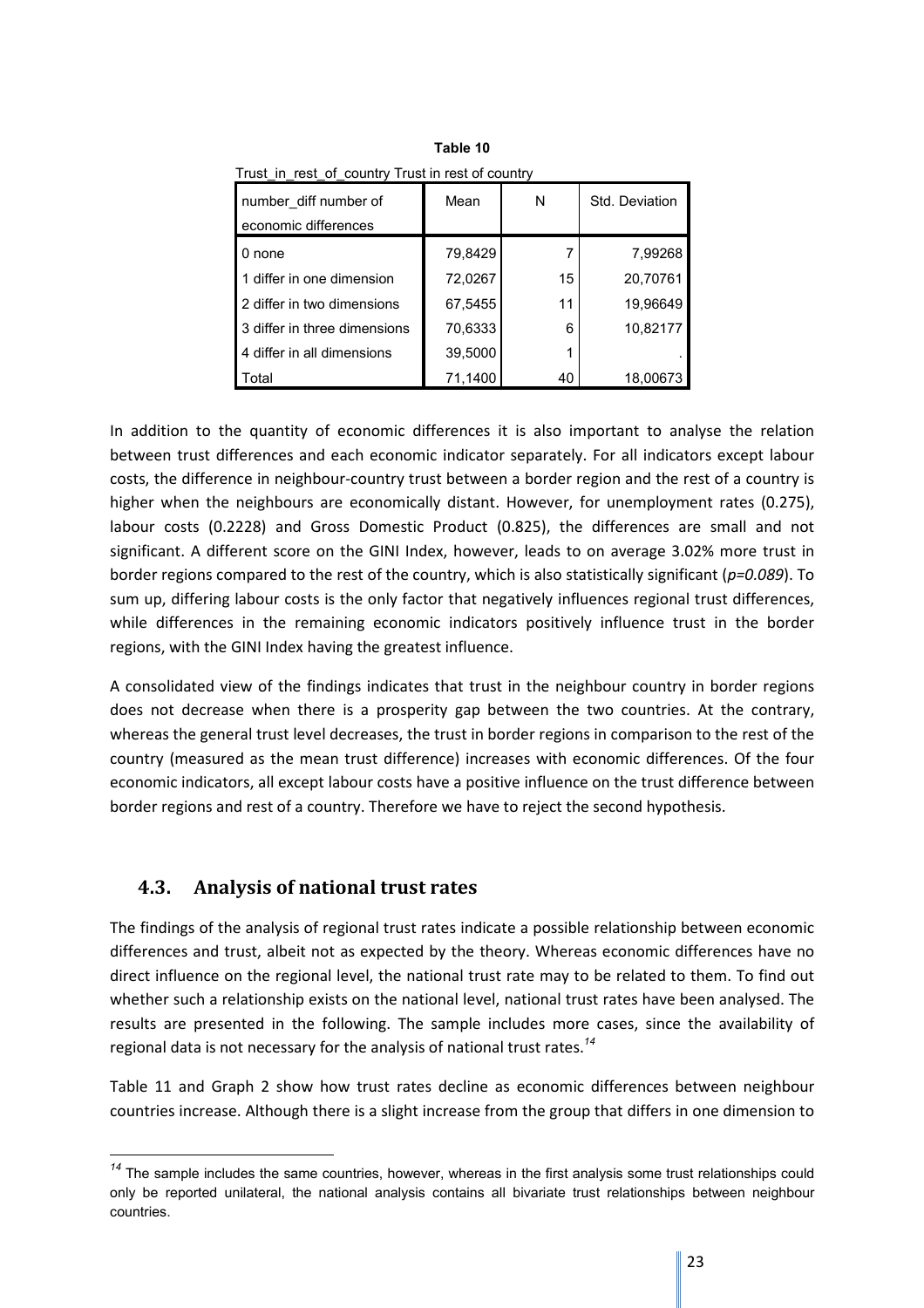**Table 10**

Trust_in_rest_of_country Trust in rest of country

| number_diff number of economic differences | Mean | N | Std. Deviation |
|---|---|---|---|
| 0 none | 79,8429 | 7 | 7,99268 |
| 1 differ in one dimension | 72,0267 | 15 | 20,70761 |
| 2 differ in two dimensions | 67,5455 | 11 | 19,96649 |
| 3 differ in three dimensions | 70,6333 | 6 | 10,82177 |
| 4 differ in all dimensions | 39,5000 | 1 | . |
| Total | 71,1400 | 40 | 18,00673 |

In addition to the quantity of economic differences it is also important to analyse the relation between trust differences and each economic indicator separately. For all indicators except labour costs, the difference in neighbour-country trust between a border region and the rest of a country is higher when the neighbours are economically distant. However, for unemployment rates (0.275), labour costs (0.2228) and Gross Domestic Product (0.825), the differences are small and not significant. A different score on the GINI Index, however, leads to on average 3.02% more trust in border regions compared to the rest of the country, which is also statistically significant (*p=0.089*). To sum up, differing labour costs is the only factor that negatively influences regional trust differences, while differences in the remaining economic indicators positively influence trust in the border regions, with the GINI Index having the greatest influence.

A consolidated view of the findings indicates that trust in the neighbour country in border regions does not decrease when there is a prosperity gap between the two countries. At the contrary, whereas the general trust level decreases, the trust in border regions in comparison to the rest of the country (measured as the mean trust difference) increases with economic differences. Of the four economic indicators, all except labour costs have a positive influence on the trust difference between border regions and rest of a country. Therefore we have to reject the second hypothesis.

### 4.3. Analysis of national trust rates

The findings of the analysis of regional trust rates indicate a possible relationship between economic differences and trust, albeit not as expected by the theory. Whereas economic differences have no direct influence on the regional level, the national trust rate may to be related to them. To find out whether such a relationship exists on the national level, national trust rates have been analysed. The results are presented in the following. The sample includes more cases, since the availability of regional data is not necessary for the analysis of national trust rates.[14]

Table 11 and Graph 2 show how trust rates decline as economic differences between neighbour countries increase. Although there is a slight increase from the group that differs in one dimension to

[14] The sample includes the same countries, however, whereas in the first analysis some trust relationships could only be reported unilateral, the national analysis contains all bivariate trust relationships between neighbour countries.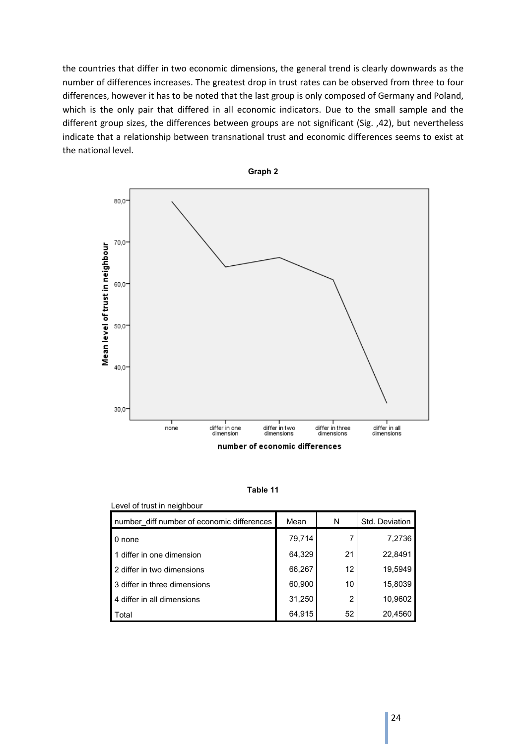the countries that differ in two economic dimensions, the general trend is clearly downwards as the number of differences increases. The greatest drop in trust rates can be observed from three to four differences, however it has to be noted that the last group is only composed of Germany and Poland, which is the only pair that differed in all economic indicators. Due to the small sample and the different group sizes, the differences between groups are not significant (Sig. ,42), but nevertheless indicate that a relationship between transnational trust and economic differences seems to exist at the national level.

**Graph 2**

**Table 11**

Level of trust in neighbour

| number_diff number of economic differences | Mean | N | Std. Deviation |
|---|---|---|---|
| 0 none | 79,714 | 7 | 7,2736 |
| 1 differ in one dimension | 64,329 | 21 | 22,8491 |
| 2 differ in two dimensions | 66,267 | 12 | 19,5949 |
| 3 differ in three dimensions | 60,900 | 10 | 15,8039 |
| 4 differ in all dimensions | 31,250 | 2 | 10,9602 |
| Total | 64,915 | 52 | 20,4560 |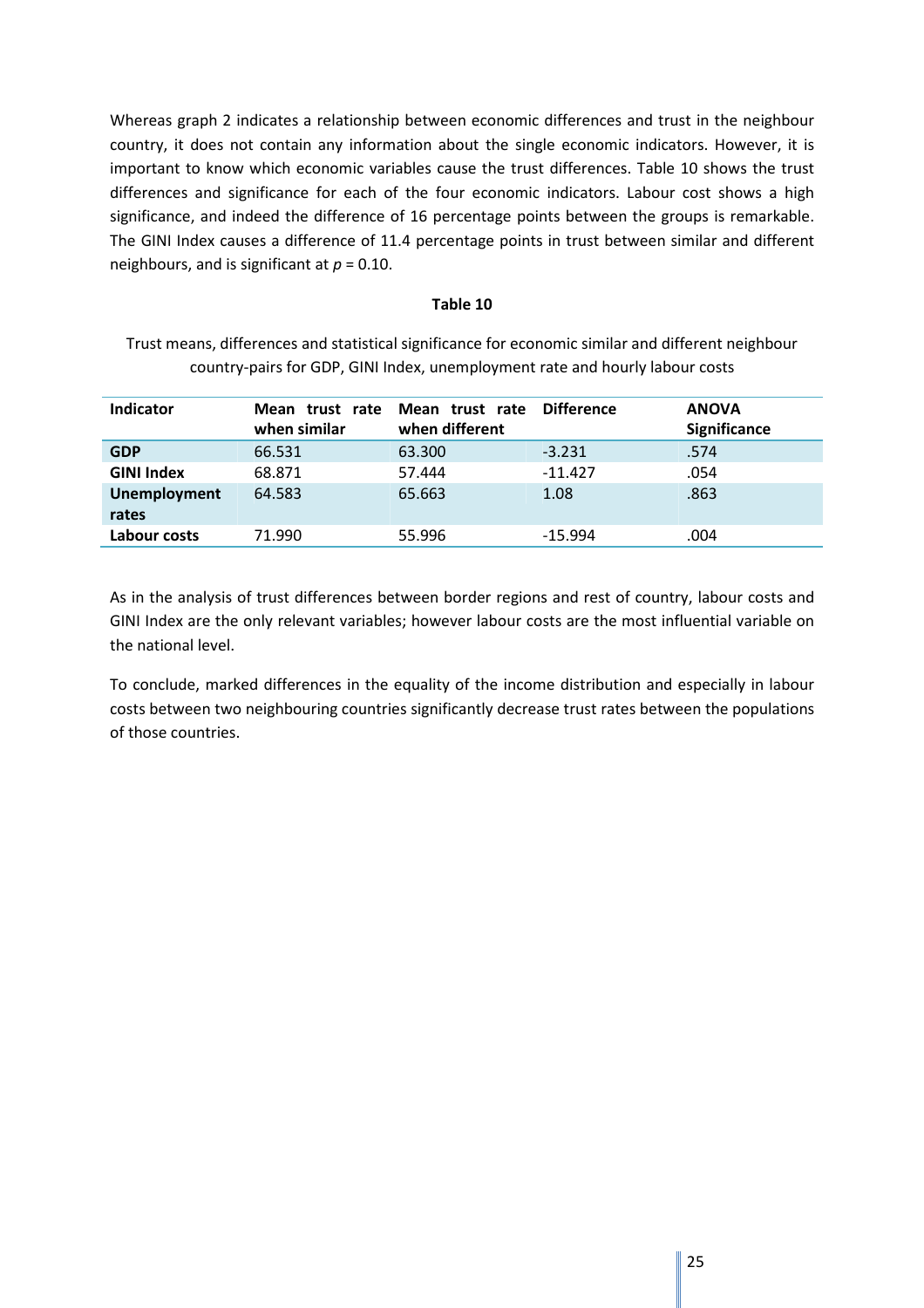Whereas graph 2 indicates a relationship between economic differences and trust in the neighbour country, it does not contain any information about the single economic indicators. However, it is important to know which economic variables cause the trust differences. Table 10 shows the trust differences and significance for each of the four economic indicators. Labour cost shows a high significance, and indeed the difference of 16 percentage points between the groups is remarkable. The GINI Index causes a difference of 11.4 percentage points in trust between similar and different neighbours, and is significant at $p = 0.10$.

**Table 10**

Trust means, differences and statistical significance for economic similar and different neighbour country-pairs for GDP, GINI Index, unemployment rate and hourly labour costs

| Indicator | Mean trust rate when similar | Mean trust rate when different | Difference | ANOVA Significance |
|---|---|---|---|---|
| **GDP** | 66.531 | 63.300 | -3.231 | .574 |
| **GINI Index** | 68.871 | 57.444 | -11.427 | .054 |
| **Unemployment rates** | 64.583 | 65.663 | 1.08 | .863 |
| **Labour costs** | 71.990 | 55.996 | -15.994 | .004 |

As in the analysis of trust differences between border regions and rest of country, labour costs and GINI Index are the only relevant variables; however labour costs are the most influential variable on the national level.

To conclude, marked differences in the equality of the income distribution and especially in labour costs between two neighbouring countries significantly decrease trust rates between the populations of those countries.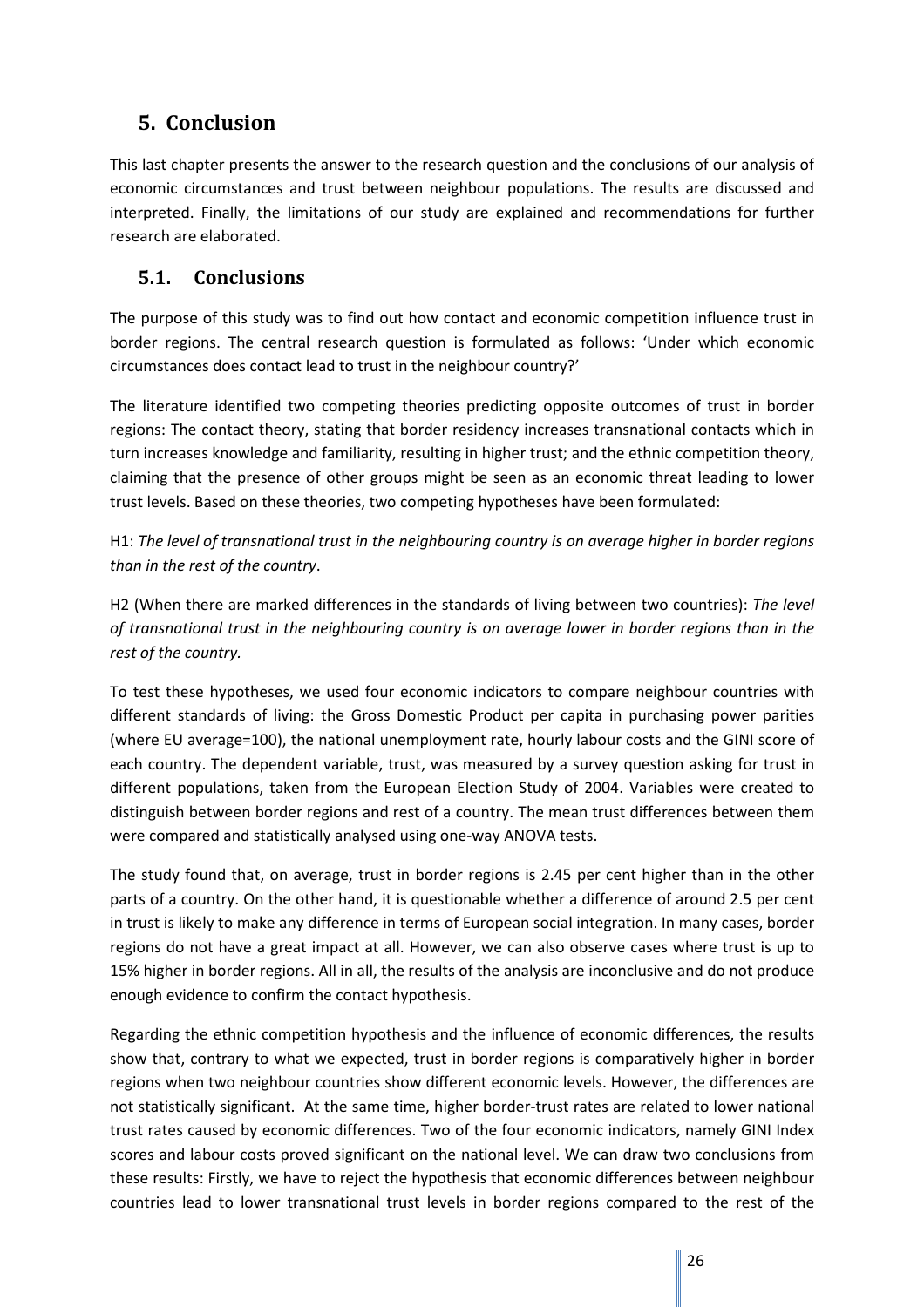# 5. Conclusion

This last chapter presents the answer to the research question and the conclusions of our analysis of economic circumstances and trust between neighbour populations. The results are discussed and interpreted. Finally, the limitations of our study are explained and recommendations for further research are elaborated.

## 5.1. Conclusions

The purpose of this study was to find out how contact and economic competition influence trust in border regions. The central research question is formulated as follows: 'Under which economic circumstances does contact lead to trust in the neighbour country?'

The literature identified two competing theories predicting opposite outcomes of trust in border regions: The contact theory, stating that border residency increases transnational contacts which in turn increases knowledge and familiarity, resulting in higher trust; and the ethnic competition theory, claiming that the presence of other groups might be seen as an economic threat leading to lower trust levels. Based on these theories, two competing hypotheses have been formulated:

H1: *The level of transnational trust in the neighbouring country is on average higher in border regions than in the rest of the country*.

H2 (When there are marked differences in the standards of living between two countries): *The level of transnational trust in the neighbouring country is on average lower in border regions than in the rest of the country.*

To test these hypotheses, we used four economic indicators to compare neighbour countries with different standards of living: the Gross Domestic Product per capita in purchasing power parities (where EU average=100), the national unemployment rate, hourly labour costs and the GINI score of each country. The dependent variable, trust, was measured by a survey question asking for trust in different populations, taken from the European Election Study of 2004. Variables were created to distinguish between border regions and rest of a country. The mean trust differences between them were compared and statistically analysed using one-way ANOVA tests.

The study found that, on average, trust in border regions is 2.45 per cent higher than in the other parts of a country. On the other hand, it is questionable whether a difference of around 2.5 per cent in trust is likely to make any difference in terms of European social integration. In many cases, border regions do not have a great impact at all. However, we can also observe cases where trust is up to 15% higher in border regions. All in all, the results of the analysis are inconclusive and do not produce enough evidence to confirm the contact hypothesis.

Regarding the ethnic competition hypothesis and the influence of economic differences, the results show that, contrary to what we expected, trust in border regions is comparatively higher in border regions when two neighbour countries show different economic levels. However, the differences are not statistically significant. At the same time, higher border-trust rates are related to lower national trust rates caused by economic differences. Two of the four economic indicators, namely GINI Index scores and labour costs proved significant on the national level. We can draw two conclusions from these results: Firstly, we have to reject the hypothesis that economic differences between neighbour countries lead to lower transnational trust levels in border regions compared to the rest of the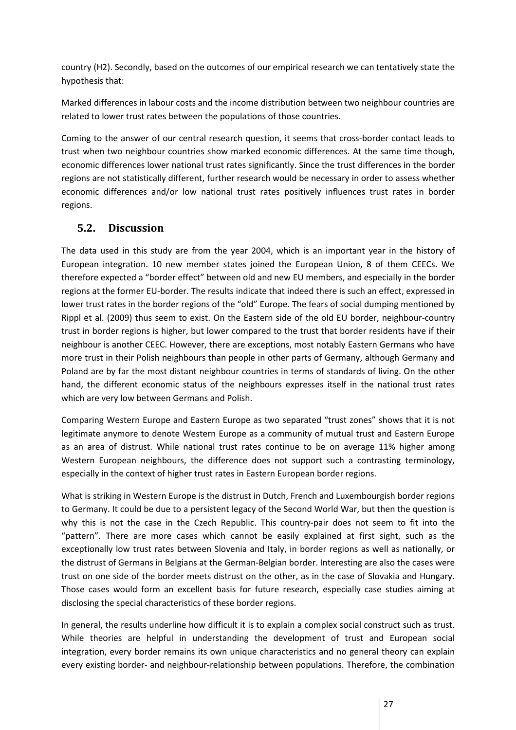country (H2). Secondly, based on the outcomes of our empirical research we can tentatively state the hypothesis that:

Marked differences in labour costs and the income distribution between two neighbour countries are related to lower trust rates between the populations of those countries.

Coming to the answer of our central research question, it seems that cross-border contact leads to trust when two neighbour countries show marked economic differences. At the same time though, economic differences lower national trust rates significantly. Since the trust differences in the border regions are not statistically different, further research would be necessary in order to assess whether economic differences and/or low national trust rates positively influences trust rates in border regions.

## 5.2. Discussion

The data used in this study are from the year 2004, which is an important year in the history of European integration. 10 new member states joined the European Union, 8 of them CEECs. We therefore expected a "border effect" between old and new EU members, and especially in the border regions at the former EU-border. The results indicate that indeed there is such an effect, expressed in lower trust rates in the border regions of the "old" Europe. The fears of social dumping mentioned by Rippl et al. (2009) thus seem to exist. On the Eastern side of the old EU border, neighbour-country trust in border regions is higher, but lower compared to the trust that border residents have if their neighbour is another CEEC. However, there are exceptions, most notably Eastern Germans who have more trust in their Polish neighbours than people in other parts of Germany, although Germany and Poland are by far the most distant neighbour countries in terms of standards of living. On the other hand, the different economic status of the neighbours expresses itself in the national trust rates which are very low between Germans and Polish.

Comparing Western Europe and Eastern Europe as two separated "trust zones" shows that it is not legitimate anymore to denote Western Europe as a community of mutual trust and Eastern Europe as an area of distrust. While national trust rates continue to be on average 11% higher among Western European neighbours, the difference does not support such a contrasting terminology, especially in the context of higher trust rates in Eastern European border regions.

What is striking in Western Europe is the distrust in Dutch, French and Luxembourgish border regions to Germany. It could be due to a persistent legacy of the Second World War, but then the question is why this is not the case in the Czech Republic. This country-pair does not seem to fit into the "pattern". There are more cases which cannot be easily explained at first sight, such as the exceptionally low trust rates between Slovenia and Italy, in border regions as well as nationally, or the distrust of Germans in Belgians at the German-Belgian border. Interesting are also the cases were trust on one side of the border meets distrust on the other, as in the case of Slovakia and Hungary. Those cases would form an excellent basis for future research, especially case studies aiming at disclosing the special characteristics of these border regions.

In general, the results underline how difficult it is to explain a complex social construct such as trust. While theories are helpful in understanding the development of trust and European social integration, every border remains its own unique characteristics and no general theory can explain every existing border- and neighbour-relationship between populations. Therefore, the combination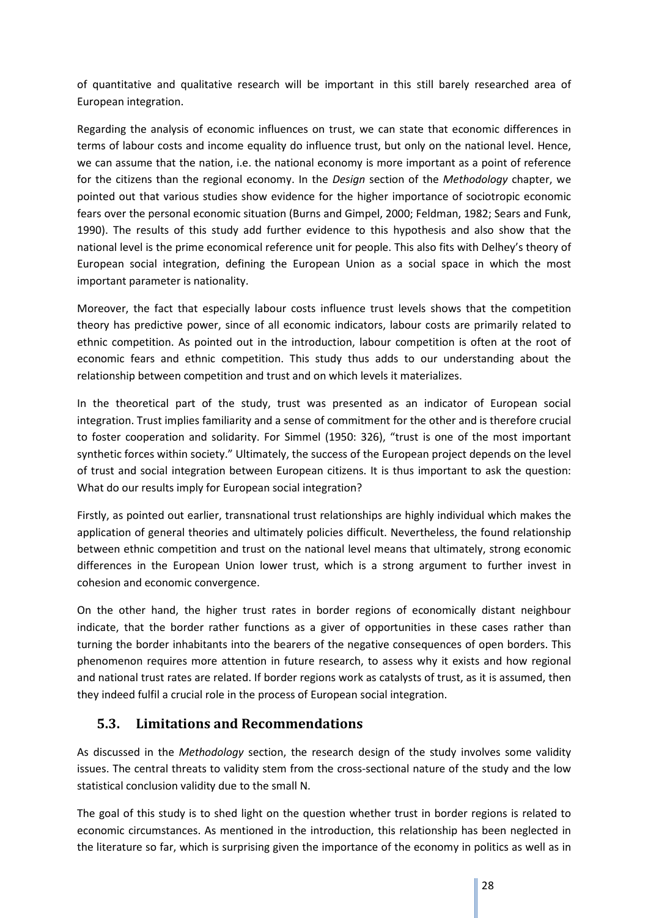of quantitative and qualitative research will be important in this still barely researched area of European integration.

Regarding the analysis of economic influences on trust, we can state that economic differences in terms of labour costs and income equality do influence trust, but only on the national level. Hence, we can assume that the nation, i.e. the national economy is more important as a point of reference for the citizens than the regional economy. In the *Design* section of the *Methodology* chapter, we pointed out that various studies show evidence for the higher importance of sociotropic economic fears over the personal economic situation (Burns and Gimpel, 2000; Feldman, 1982; Sears and Funk, 1990). The results of this study add further evidence to this hypothesis and also show that the national level is the prime economical reference unit for people. This also fits with Delhey's theory of European social integration, defining the European Union as a social space in which the most important parameter is nationality.

Moreover, the fact that especially labour costs influence trust levels shows that the competition theory has predictive power, since of all economic indicators, labour costs are primarily related to ethnic competition. As pointed out in the introduction, labour competition is often at the root of economic fears and ethnic competition. This study thus adds to our understanding about the relationship between competition and trust and on which levels it materializes.

In the theoretical part of the study, trust was presented as an indicator of European social integration. Trust implies familiarity and a sense of commitment for the other and is therefore crucial to foster cooperation and solidarity. For Simmel (1950: 326), "trust is one of the most important synthetic forces within society." Ultimately, the success of the European project depends on the level of trust and social integration between European citizens. It is thus important to ask the question: What do our results imply for European social integration?

Firstly, as pointed out earlier, transnational trust relationships are highly individual which makes the application of general theories and ultimately policies difficult. Nevertheless, the found relationship between ethnic competition and trust on the national level means that ultimately, strong economic differences in the European Union lower trust, which is a strong argument to further invest in cohesion and economic convergence.

On the other hand, the higher trust rates in border regions of economically distant neighbour indicate, that the border rather functions as a giver of opportunities in these cases rather than turning the border inhabitants into the bearers of the negative consequences of open borders. This phenomenon requires more attention in future research, to assess why it exists and how regional and national trust rates are related. If border regions work as catalysts of trust, as it is assumed, then they indeed fulfil a crucial role in the process of European social integration.

## 5.3. Limitations and Recommendations

As discussed in the *Methodology* section, the research design of the study involves some validity issues. The central threats to validity stem from the cross-sectional nature of the study and the low statistical conclusion validity due to the small N.

The goal of this study is to shed light on the question whether trust in border regions is related to economic circumstances. As mentioned in the introduction, this relationship has been neglected in the literature so far, which is surprising given the importance of the economy in politics as well as in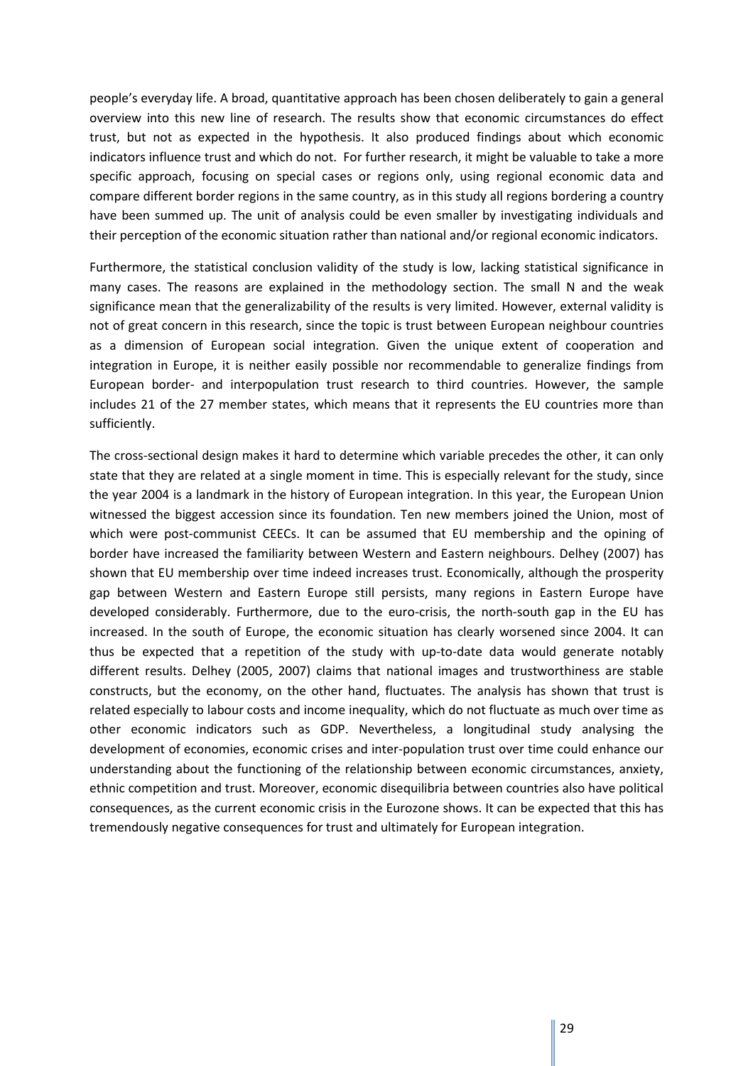people's everyday life. A broad, quantitative approach has been chosen deliberately to gain a general overview into this new line of research. The results show that economic circumstances do effect trust, but not as expected in the hypothesis. It also produced findings about which economic indicators influence trust and which do not. For further research, it might be valuable to take a more specific approach, focusing on special cases or regions only, using regional economic data and compare different border regions in the same country, as in this study all regions bordering a country have been summed up. The unit of analysis could be even smaller by investigating individuals and their perception of the economic situation rather than national and/or regional economic indicators.

Furthermore, the statistical conclusion validity of the study is low, lacking statistical significance in many cases. The reasons are explained in the methodology section. The small N and the weak significance mean that the generalizability of the results is very limited. However, external validity is not of great concern in this research, since the topic is trust between European neighbour countries as a dimension of European social integration. Given the unique extent of cooperation and integration in Europe, it is neither easily possible nor recommendable to generalize findings from European border- and interpopulation trust research to third countries. However, the sample includes 21 of the 27 member states, which means that it represents the EU countries more than sufficiently.

The cross-sectional design makes it hard to determine which variable precedes the other, it can only state that they are related at a single moment in time. This is especially relevant for the study, since the year 2004 is a landmark in the history of European integration. In this year, the European Union witnessed the biggest accession since its foundation. Ten new members joined the Union, most of which were post-communist CEECs. It can be assumed that EU membership and the opining of border have increased the familiarity between Western and Eastern neighbours. Delhey (2007) has shown that EU membership over time indeed increases trust. Economically, although the prosperity gap between Western and Eastern Europe still persists, many regions in Eastern Europe have developed considerably. Furthermore, due to the euro-crisis, the north-south gap in the EU has increased. In the south of Europe, the economic situation has clearly worsened since 2004. It can thus be expected that a repetition of the study with up-to-date data would generate notably different results. Delhey (2005, 2007) claims that national images and trustworthiness are stable constructs, but the economy, on the other hand, fluctuates. The analysis has shown that trust is related especially to labour costs and income inequality, which do not fluctuate as much over time as other economic indicators such as GDP. Nevertheless, a longitudinal study analysing the development of economies, economic crises and inter-population trust over time could enhance our understanding about the functioning of the relationship between economic circumstances, anxiety, ethnic competition and trust. Moreover, economic disequilibria between countries also have political consequences, as the current economic crisis in the Eurozone shows. It can be expected that this has tremendously negative consequences for trust and ultimately for European integration.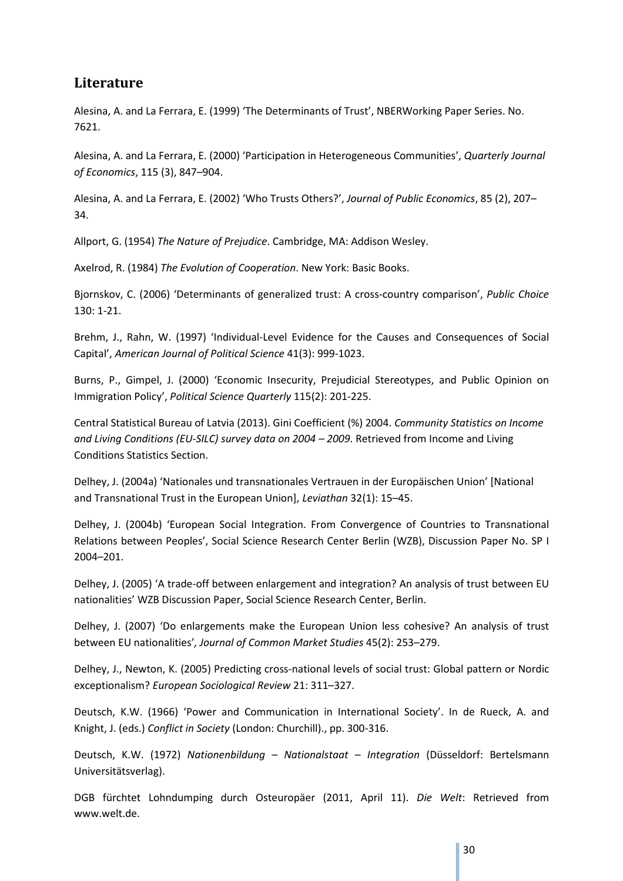## Literature

Alesina, A. and La Ferrara, E. (1999) 'The Determinants of Trust', NBERWorking Paper Series. No. 7621.

Alesina, A. and La Ferrara, E. (2000) 'Participation in Heterogeneous Communities', *Quarterly Journal of Economics*, 115 (3), 847–904.

Alesina, A. and La Ferrara, E. (2002) 'Who Trusts Others?', *Journal of Public Economics*, 85 (2), 207–34.

Allport, G. (1954) *The Nature of Prejudice*. Cambridge, MA: Addison Wesley.

Axelrod, R. (1984) *The Evolution of Cooperation*. New York: Basic Books.

Bjornskov, C. (2006) 'Determinants of generalized trust: A cross-country comparison', *Public Choice* 130: 1-21.

Brehm, J., Rahn, W. (1997) 'Individual-Level Evidence for the Causes and Consequences of Social Capital', *American Journal of Political Science* 41(3): 999-1023.

Burns, P., Gimpel, J. (2000) 'Economic Insecurity, Prejudicial Stereotypes, and Public Opinion on Immigration Policy', *Political Science Quarterly* 115(2): 201-225.

Central Statistical Bureau of Latvia (2013). Gini Coefficient (%) 2004. *Community Statistics on Income and Living Conditions (EU-SILC) survey data on 2004 – 2009.* Retrieved from Income and Living Conditions Statistics Section.

Delhey, J. (2004a) 'Nationales und transnationales Vertrauen in der Europäischen Union' [National and Transnational Trust in the European Union], *Leviathan* 32(1): 15–45.

Delhey, J. (2004b) 'European Social Integration. From Convergence of Countries to Transnational Relations between Peoples', Social Science Research Center Berlin (WZB), Discussion Paper No. SP I 2004–201.

Delhey, J. (2005) 'A trade-off between enlargement and integration? An analysis of trust between EU nationalities' WZB Discussion Paper, Social Science Research Center, Berlin.

Delhey, J. (2007) 'Do enlargements make the European Union less cohesive? An analysis of trust between EU nationalities'*, Journal of Common Market Studies* 45(2): 253–279.

Delhey, J., Newton, K. (2005) Predicting cross-national levels of social trust: Global pattern or Nordic exceptionalism? *European Sociological Review* 21: 311–327.

Deutsch, K.W. (1966) 'Power and Communication in International Society'. In de Rueck, A. and Knight, J. (eds.) *Conflict in Society* (London: Churchill)., pp. 300-316.

Deutsch, K.W. (1972) *Nationenbildung – Nationalstaat – Integration* (Düsseldorf: Bertelsmann Universitätsverlag).

DGB fürchtet Lohndumping durch Osteuropäer (2011, April 11). *Die Welt*: Retrieved from www.welt.de.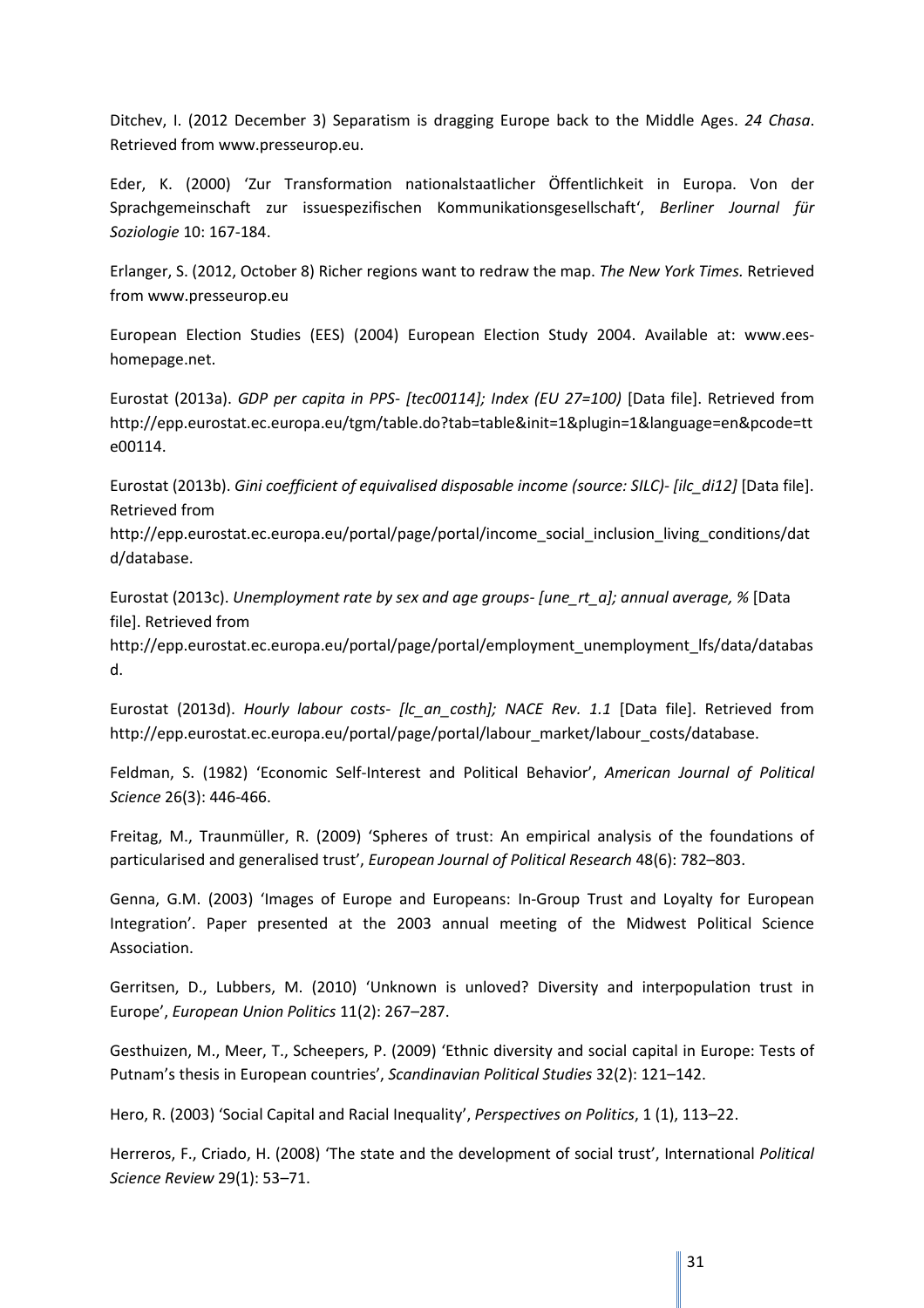Ditchev, I. (2012 December 3) Separatism is dragging Europe back to the Middle Ages. *24 Chasa*. Retrieved from www.presseurop.eu.

Eder, K. (2000) 'Zur Transformation nationalstaatlicher Öffentlichkeit in Europa. Von der Sprachgemeinschaft zur issuespezifischen Kommunikationsgesellschaft', *Berliner Journal für Soziologie* 10: 167-184.

Erlanger, S. (2012, October 8) Richer regions want to redraw the map. *The New York Times.* Retrieved from www.presseurop.eu

European Election Studies (EES) (2004) European Election Study 2004. Available at: www.ees-homepage.net.

Eurostat (2013a). *GDP per capita in PPS- [tec00114]; Index (EU 27=100)* [Data file]. Retrieved from http://epp.eurostat.ec.europa.eu/tgm/table.do?tab=table&init=1&plugin=1&language=en&pcode=tte00114.

Eurostat (2013b). *Gini coefficient of equivalised disposable income (source: SILC)- [ilc_di12]* [Data file]. Retrieved from http://epp.eurostat.ec.europa.eu/portal/page/portal/income_social_inclusion_living_conditions/datd/database.

Eurostat (2013c). *Unemployment rate by sex and age groups- [une_rt_a]; annual average, %* [Data file]. Retrieved from http://epp.eurostat.ec.europa.eu/portal/page/portal/employment_unemployment_lfs/data/databasd.

Eurostat (2013d). *Hourly labour costs- [lc_an_costh]; NACE Rev. 1.1* [Data file]. Retrieved from http://epp.eurostat.ec.europa.eu/portal/page/portal/labour_market/labour_costs/database.

Feldman, S. (1982) 'Economic Self-Interest and Political Behavior', *American Journal of Political Science* 26(3): 446-466.

Freitag, M., Traunmüller, R. (2009) 'Spheres of trust: An empirical analysis of the foundations of particularised and generalised trust', *European Journal of Political Research* 48(6): 782–803.

Genna, G.M. (2003) 'Images of Europe and Europeans: In-Group Trust and Loyalty for European Integration'. Paper presented at the 2003 annual meeting of the Midwest Political Science Association.

Gerritsen, D., Lubbers, M. (2010) 'Unknown is unloved? Diversity and interpopulation trust in Europe', *European Union Politics* 11(2): 267–287.

Gesthuizen, M., Meer, T., Scheepers, P. (2009) 'Ethnic diversity and social capital in Europe: Tests of Putnam's thesis in European countries', *Scandinavian Political Studies* 32(2): 121–142.

Hero, R. (2003) 'Social Capital and Racial Inequality', *Perspectives on Politics*, 1 (1), 113–22.

Herreros, F., Criado, H. (2008) 'The state and the development of social trust', International *Political Science Review* 29(1): 53–71.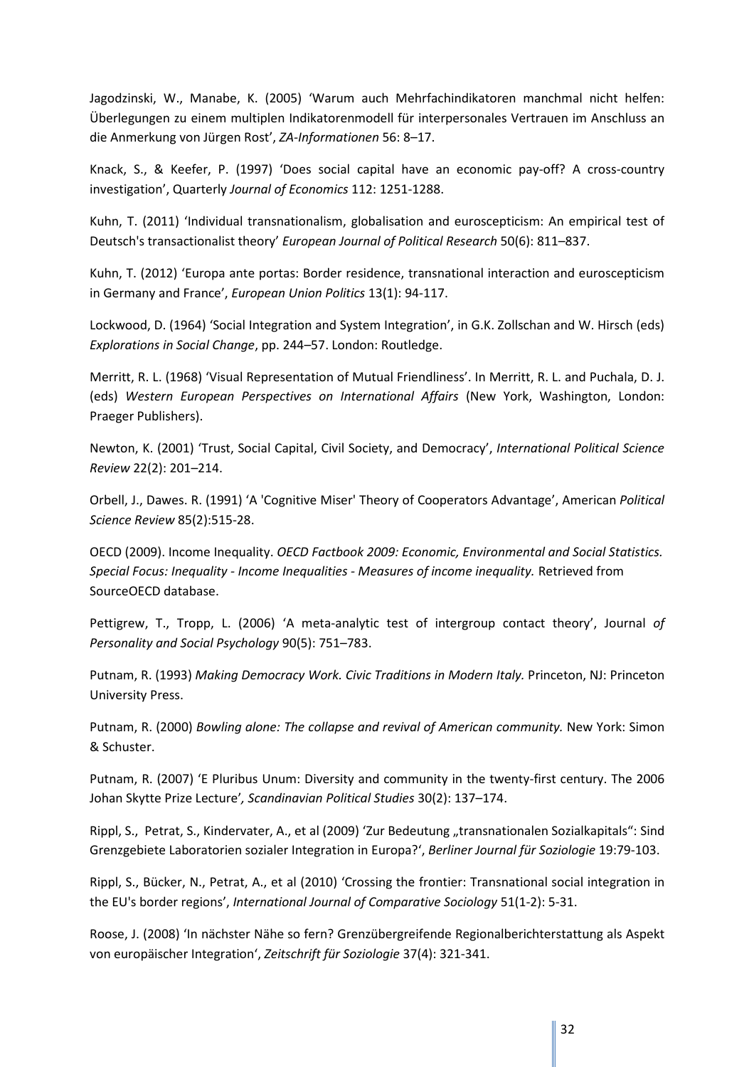Jagodzinski, W., Manabe, K. (2005) 'Warum auch Mehrfachindikatoren manchmal nicht helfen: Überlegungen zu einem multiplen Indikatorenmodell für interpersonales Vertrauen im Anschluss an die Anmerkung von Jürgen Rost', *ZA-Informationen* 56: 8–17.

Knack, S., & Keefer, P. (1997) 'Does social capital have an economic pay-off? A cross-country investigation', Quarterly *Journal of Economics* 112: 1251-1288.

Kuhn, T. (2011) 'Individual transnationalism, globalisation and euroscepticism: An empirical test of Deutsch's transactionalist theory' *European Journal of Political Research* 50(6): 811–837.

Kuhn, T. (2012) 'Europa ante portas: Border residence, transnational interaction and euroscepticism in Germany and France', *European Union Politics* 13(1): 94-117.

Lockwood, D. (1964) 'Social Integration and System Integration', in G.K. Zollschan and W. Hirsch (eds) *Explorations in Social Change*, pp. 244–57. London: Routledge.

Merritt, R. L. (1968) 'Visual Representation of Mutual Friendliness'. In Merritt, R. L. and Puchala, D. J. (eds) *Western European Perspectives on International Affairs* (New York, Washington, London: Praeger Publishers).

Newton, K. (2001) 'Trust, Social Capital, Civil Society, and Democracy', *International Political Science Review* 22(2): 201–214.

Orbell, J., Dawes. R. (1991) 'A 'Cognitive Miser' Theory of Cooperators Advantage', American *Political Science Review* 85(2):515-28.

OECD (2009). Income Inequality. *OECD Factbook 2009: Economic, Environmental and Social Statistics. Special Focus: Inequality - Income Inequalities - Measures of income inequality.* Retrieved from SourceOECD database.

Pettigrew, T., Tropp, L. (2006) 'A meta-analytic test of intergroup contact theory', Journal *of Personality and Social Psychology* 90(5): 751–783.

Putnam, R. (1993) *Making Democracy Work. Civic Traditions in Modern Italy.* Princeton, NJ: Princeton University Press.

Putnam, R. (2000) *Bowling alone: The collapse and revival of American community.* New York: Simon & Schuster.

Putnam, R. (2007) 'E Pluribus Unum: Diversity and community in the twenty-first century. The 2006 Johan Skytte Prize Lecture'*, Scandinavian Political Studies* 30(2): 137–174.

Rippl, S., Petrat, S., Kindervater, A., et al (2009) 'Zur Bedeutung „transnationalen Sozialkapitals": Sind Grenzgebiete Laboratorien sozialer Integration in Europa?', *Berliner Journal für Soziologie* 19:79-103.

Rippl, S., Bücker, N., Petrat, A., et al (2010) 'Crossing the frontier: Transnational social integration in the EU's border regions', *International Journal of Comparative Sociology* 51(1-2): 5-31.

Roose, J. (2008) 'In nächster Nähe so fern? Grenzübergreifende Regionalberichterstattung als Aspekt von europäischer Integration', *Zeitschrift für Soziologie* 37(4): 321-341.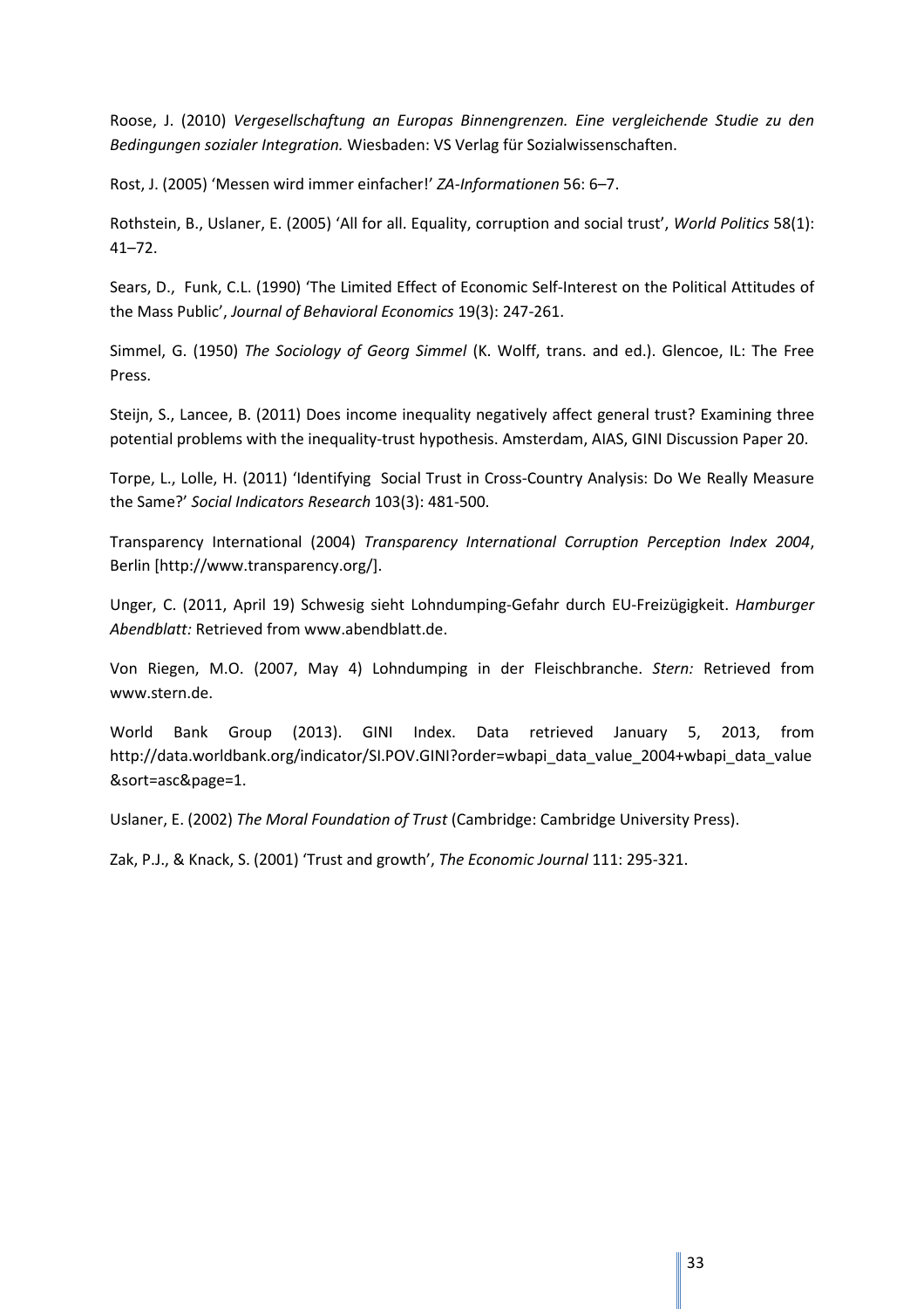Roose, J. (2010) *Vergesellschaftung an Europas Binnengrenzen. Eine vergleichende Studie zu den Bedingungen sozialer Integration.* Wiesbaden: VS Verlag für Sozialwissenschaften.

Rost, J. (2005) 'Messen wird immer einfacher!' *ZA-Informationen* 56: 6–7.

Rothstein, B., Uslaner, E. (2005) 'All for all. Equality, corruption and social trust', *World Politics* 58(1): 41–72.

Sears, D., Funk, C.L. (1990) 'The Limited Effect of Economic Self-Interest on the Political Attitudes of the Mass Public', *Journal of Behavioral Economics* 19(3): 247-261.

Simmel, G. (1950) *The Sociology of Georg Simmel* (K. Wolff, trans. and ed.). Glencoe, IL: The Free Press.

Steijn, S., Lancee, B. (2011) Does income inequality negatively affect general trust? Examining three potential problems with the inequality-trust hypothesis. Amsterdam, AIAS, GINI Discussion Paper 20.

Torpe, L., Lolle, H. (2011) 'Identifying Social Trust in Cross-Country Analysis: Do We Really Measure the Same?' *Social Indicators Research* 103(3): 481-500.

Transparency International (2004) *Transparency International Corruption Perception Index 2004*, Berlin [http://www.transparency.org/].

Unger, C. (2011, April 19) Schwesig sieht Lohndumping-Gefahr durch EU-Freizügigkeit. *Hamburger Abendblatt:* Retrieved from www.abendblatt.de.

Von Riegen, M.O. (2007, May 4) Lohndumping in der Fleischbranche. *Stern:* Retrieved from www.stern.de.

World Bank Group (2013). GINI Index. Data retrieved January 5, 2013, from http://data.worldbank.org/indicator/SI.POV.GINI?order=wbapi_data_value_2004+wbapi_data_value &sort=asc&page=1.

Uslaner, E. (2002) *The Moral Foundation of Trust* (Cambridge: Cambridge University Press).

Zak, P.J., & Knack, S. (2001) 'Trust and growth', *The Economic Journal* 111: 295-321.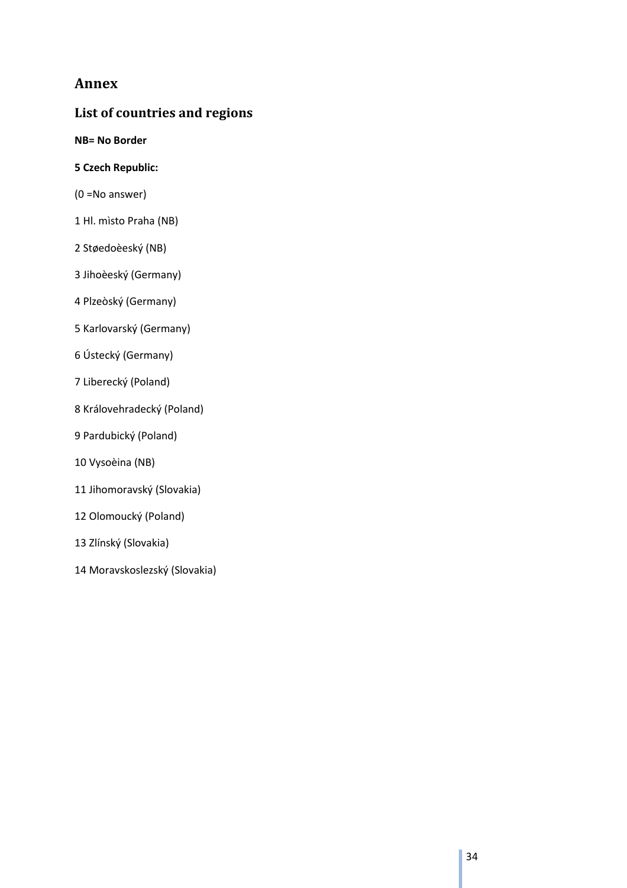# Annex

## List of countries and regions

**NB= No Border**

**5 Czech Republic:**

(0 =No answer)

1 Hl. mìsto Praha (NB)

2 Støedoèeský (NB)

3 Jihoèeský (Germany)

4 Plzeòský (Germany)

5 Karlovarský (Germany)

6 Ústecký (Germany)

7 Liberecký (Poland)

8 Královehradecký (Poland)

9 Pardubický (Poland)

10 Vysoèina (NB)

11 Jihomoravský (Slovakia)

12 Olomoucký (Poland)

13 Zlínský (Slovakia)

14 Moravskoslezský (Slovakia)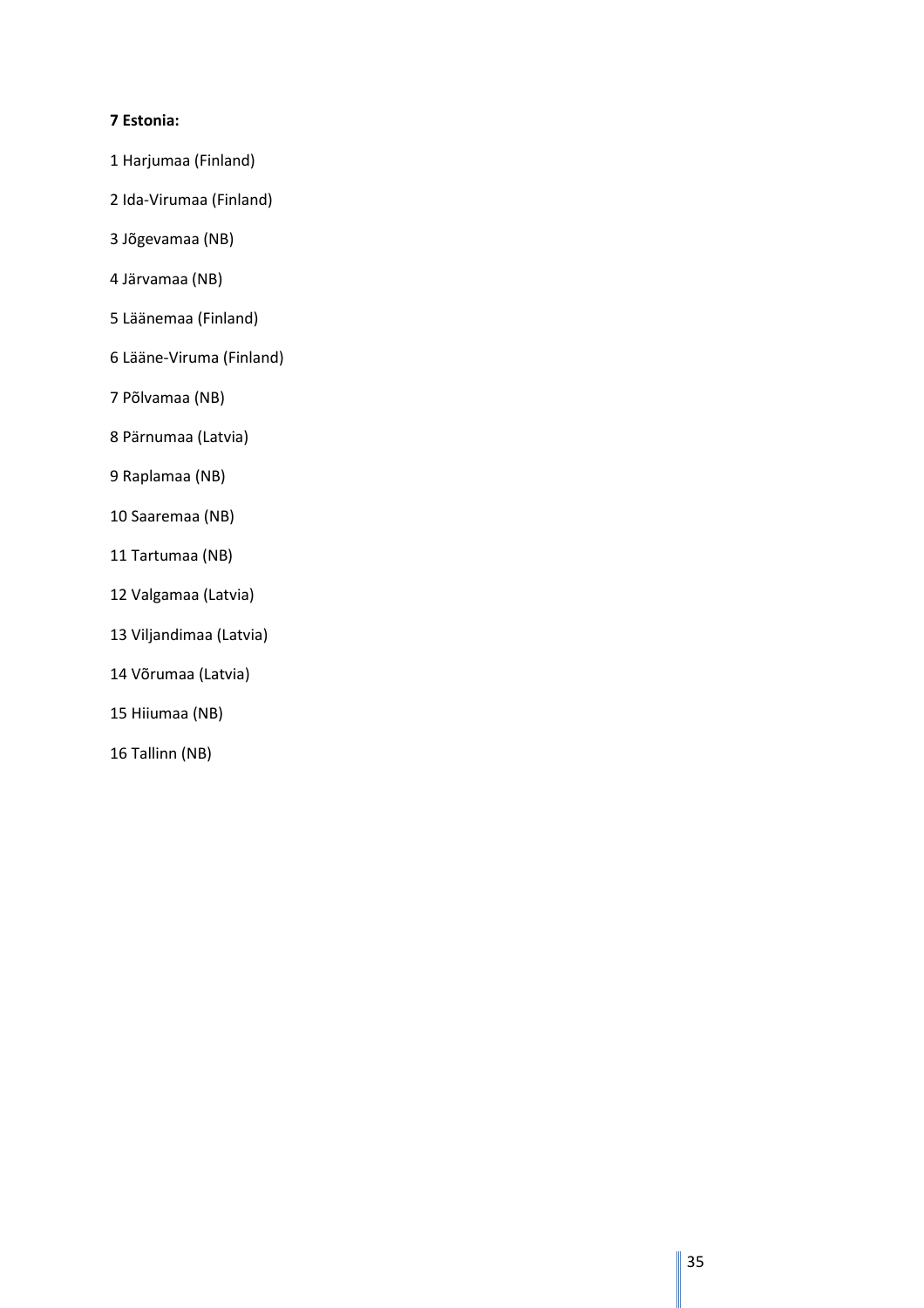**7 Estonia:**

1 Harjumaa (Finland)

2 Ida-Virumaa (Finland)

3 Jõgevamaa (NB)

4 Järvamaa (NB)

5 Läänemaa (Finland)

6 Lääne-Viruma (Finland)

7 Põlvamaa (NB)

8 Pärnumaa (Latvia)

9 Raplamaa (NB)

10 Saaremaa (NB)

11 Tartumaa (NB)

12 Valgamaa (Latvia)

13 Viljandimaa (Latvia)

14 Võrumaa (Latvia)

15 Hiiumaa (NB)

16 Tallinn (NB)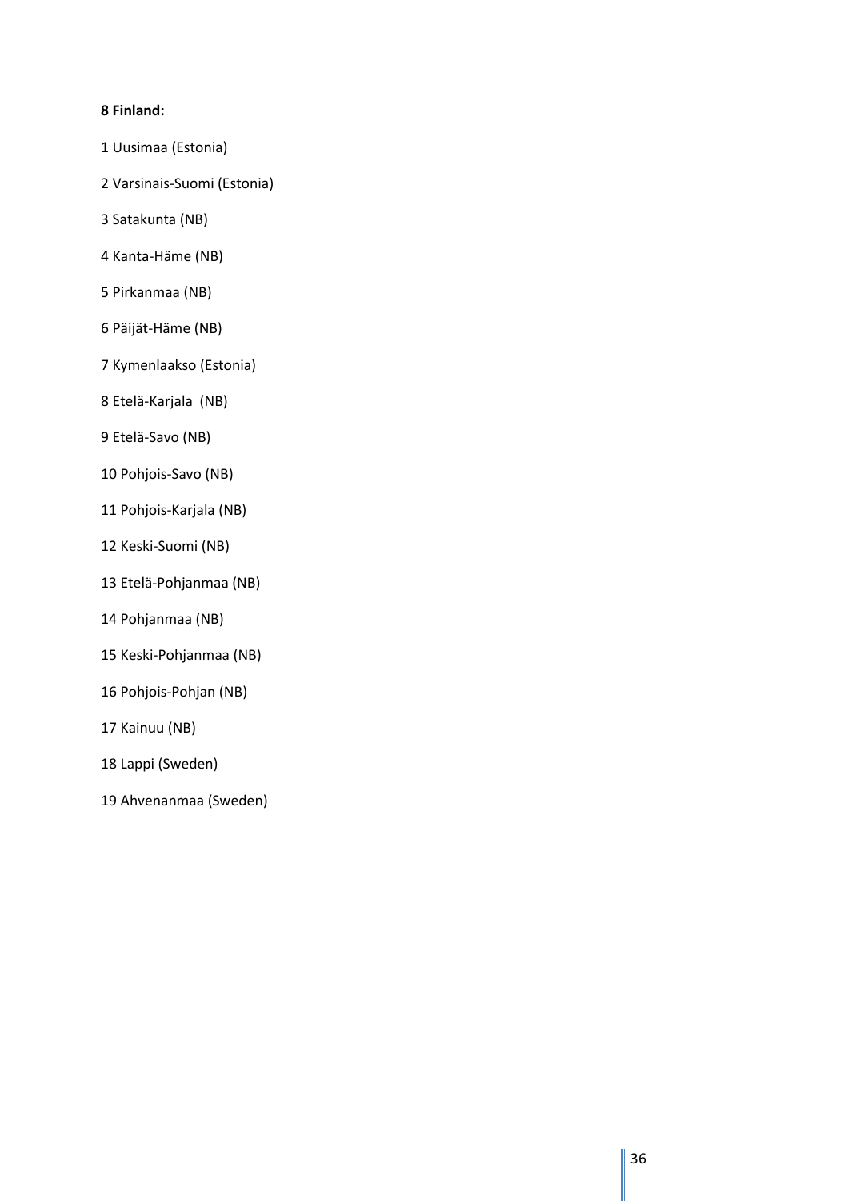**8 Finland:**

1 Uusimaa (Estonia)

2 Varsinais-Suomi (Estonia)

3 Satakunta (NB)

4 Kanta-Häme (NB)

5 Pirkanmaa (NB)

6 Päijät-Häme (NB)

7 Kymenlaakso (Estonia)

8 Etelä-Karjala (NB)

9 Etelä-Savo (NB)

10 Pohjois-Savo (NB)

11 Pohjois-Karjala (NB)

12 Keski-Suomi (NB)

13 Etelä-Pohjanmaa (NB)

14 Pohjanmaa (NB)

15 Keski-Pohjanmaa (NB)

16 Pohjois-Pohjan (NB)

17 Kainuu (NB)

18 Lappi (Sweden)

19 Ahvenanmaa (Sweden)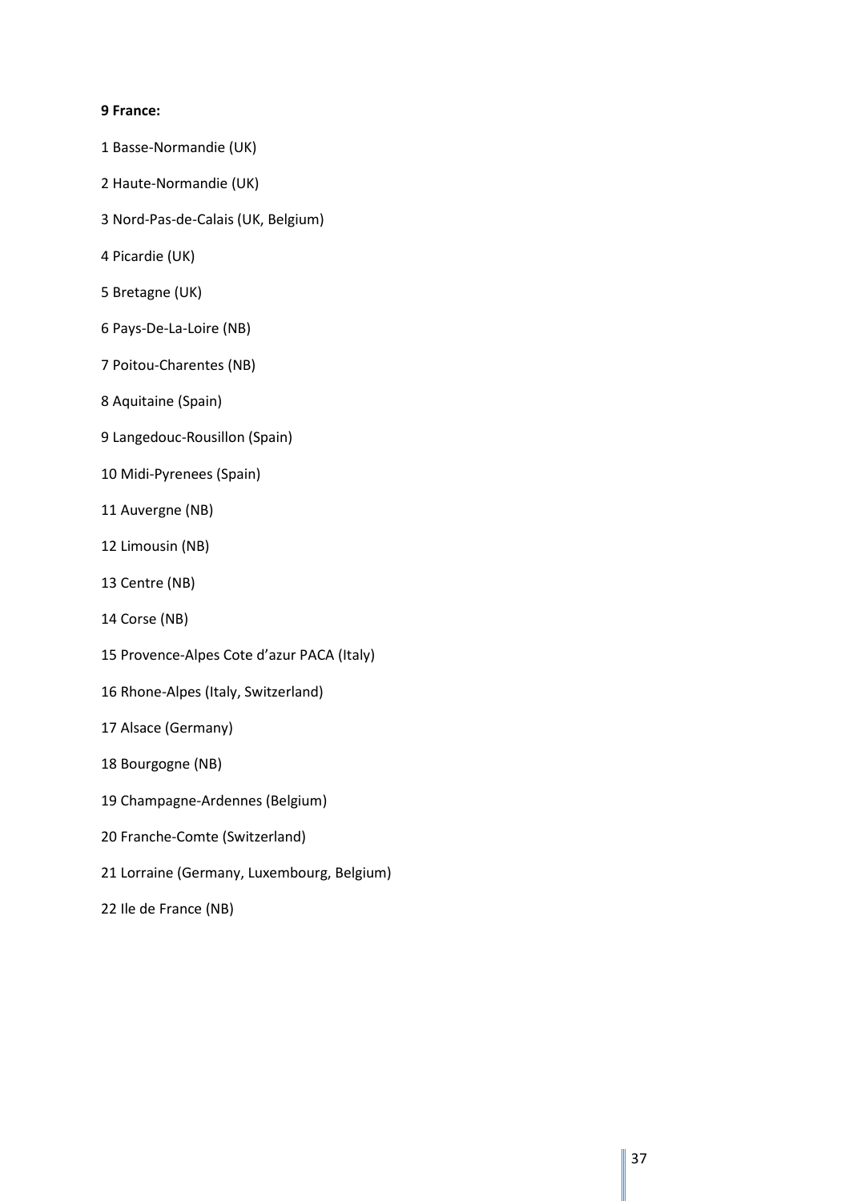**9 France:**

1 Basse-Normandie (UK)

2 Haute-Normandie (UK)

3 Nord-Pas-de-Calais (UK, Belgium)

4 Picardie (UK)

5 Bretagne (UK)

6 Pays-De-La-Loire (NB)

7 Poitou-Charentes (NB)

8 Aquitaine (Spain)

9 Langedouc-Rousillon (Spain)

10 Midi-Pyrenees (Spain)

11 Auvergne (NB)

12 Limousin (NB)

13 Centre (NB)

14 Corse (NB)

15 Provence-Alpes Cote d'azur PACA (Italy)

16 Rhone-Alpes (Italy, Switzerland)

17 Alsace (Germany)

18 Bourgogne (NB)

19 Champagne-Ardennes (Belgium)

20 Franche-Comte (Switzerland)

21 Lorraine (Germany, Luxembourg, Belgium)

22 Ile de France (NB)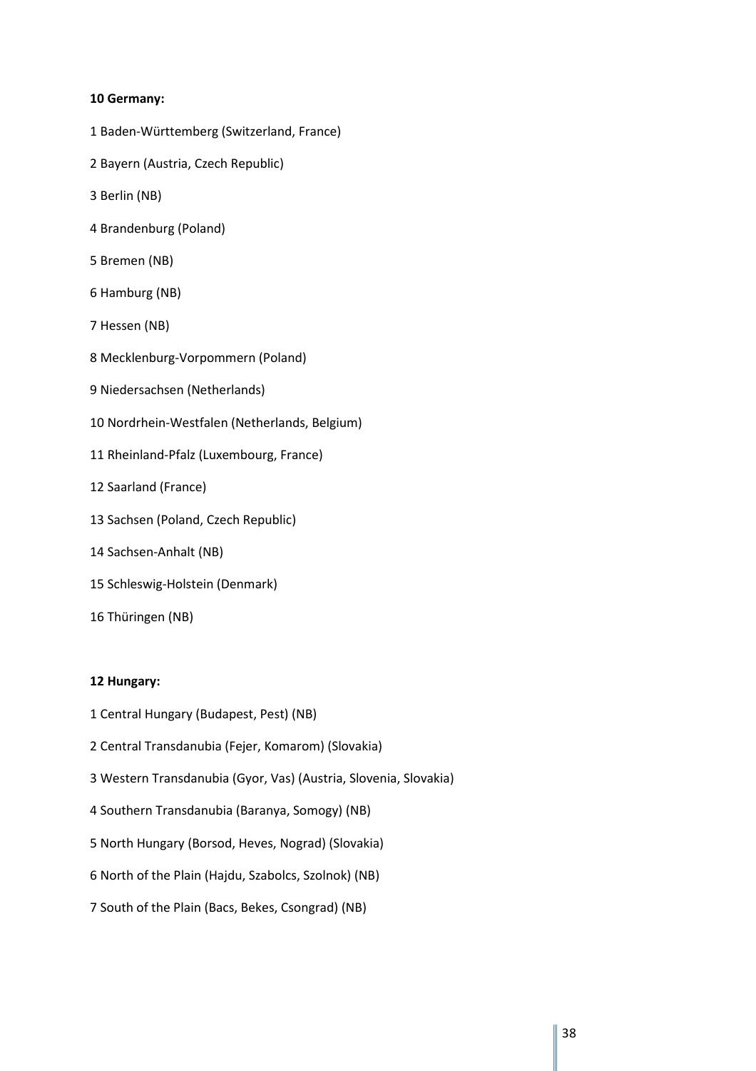**10 Germany:**

1 Baden-Württemberg (Switzerland, France)

2 Bayern (Austria, Czech Republic)

3 Berlin (NB)

4 Brandenburg (Poland)

5 Bremen (NB)

6 Hamburg (NB)

7 Hessen (NB)

8 Mecklenburg-Vorpommern (Poland)

9 Niedersachsen (Netherlands)

10 Nordrhein-Westfalen (Netherlands, Belgium)

11 Rheinland-Pfalz (Luxembourg, France)

12 Saarland (France)

13 Sachsen (Poland, Czech Republic)

14 Sachsen-Anhalt (NB)

15 Schleswig-Holstein (Denmark)

16 Thüringen (NB)

**12 Hungary:**

1 Central Hungary (Budapest, Pest) (NB)

2 Central Transdanubia (Fejer, Komarom) (Slovakia)

3 Western Transdanubia (Gyor, Vas) (Austria, Slovenia, Slovakia)

4 Southern Transdanubia (Baranya, Somogy) (NB)

5 North Hungary (Borsod, Heves, Nograd) (Slovakia)

6 North of the Plain (Hajdu, Szabolcs, Szolnok) (NB)

7 South of the Plain (Bacs, Bekes, Csongrad) (NB)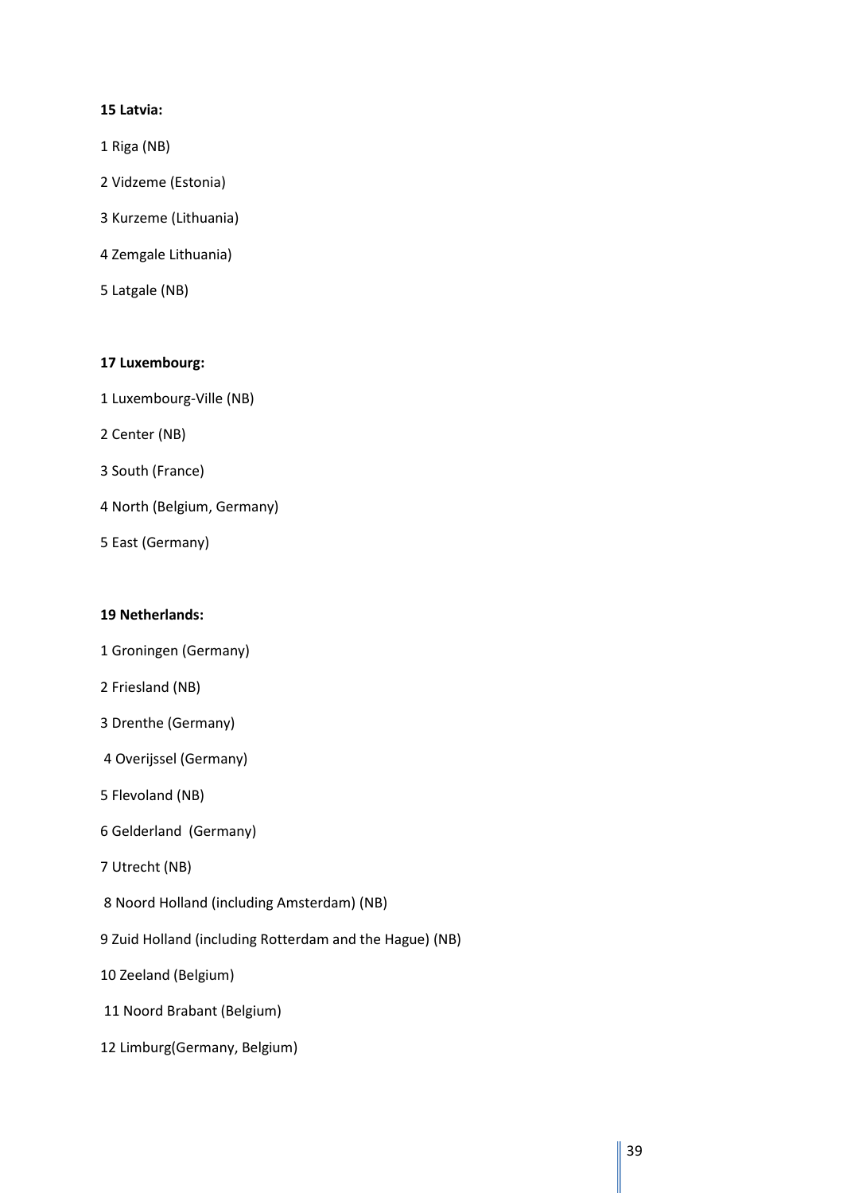**15 Latvia:**

1 Riga (NB)

2 Vidzeme (Estonia)

3 Kurzeme (Lithuania)

4 Zemgale Lithuania)

5 Latgale (NB)

**17 Luxembourg:**

1 Luxembourg-Ville (NB)

2 Center (NB)

3 South (France)

4 North (Belgium, Germany)

5 East (Germany)

**19 Netherlands:**

1 Groningen (Germany)

2 Friesland (NB)

3 Drenthe (Germany)

4 Overijssel (Germany)

5 Flevoland (NB)

6 Gelderland (Germany)

7 Utrecht (NB)

8 Noord Holland (including Amsterdam) (NB)

9 Zuid Holland (including Rotterdam and the Hague) (NB)

10 Zeeland (Belgium)

11 Noord Brabant (Belgium)

12 Limburg(Germany, Belgium)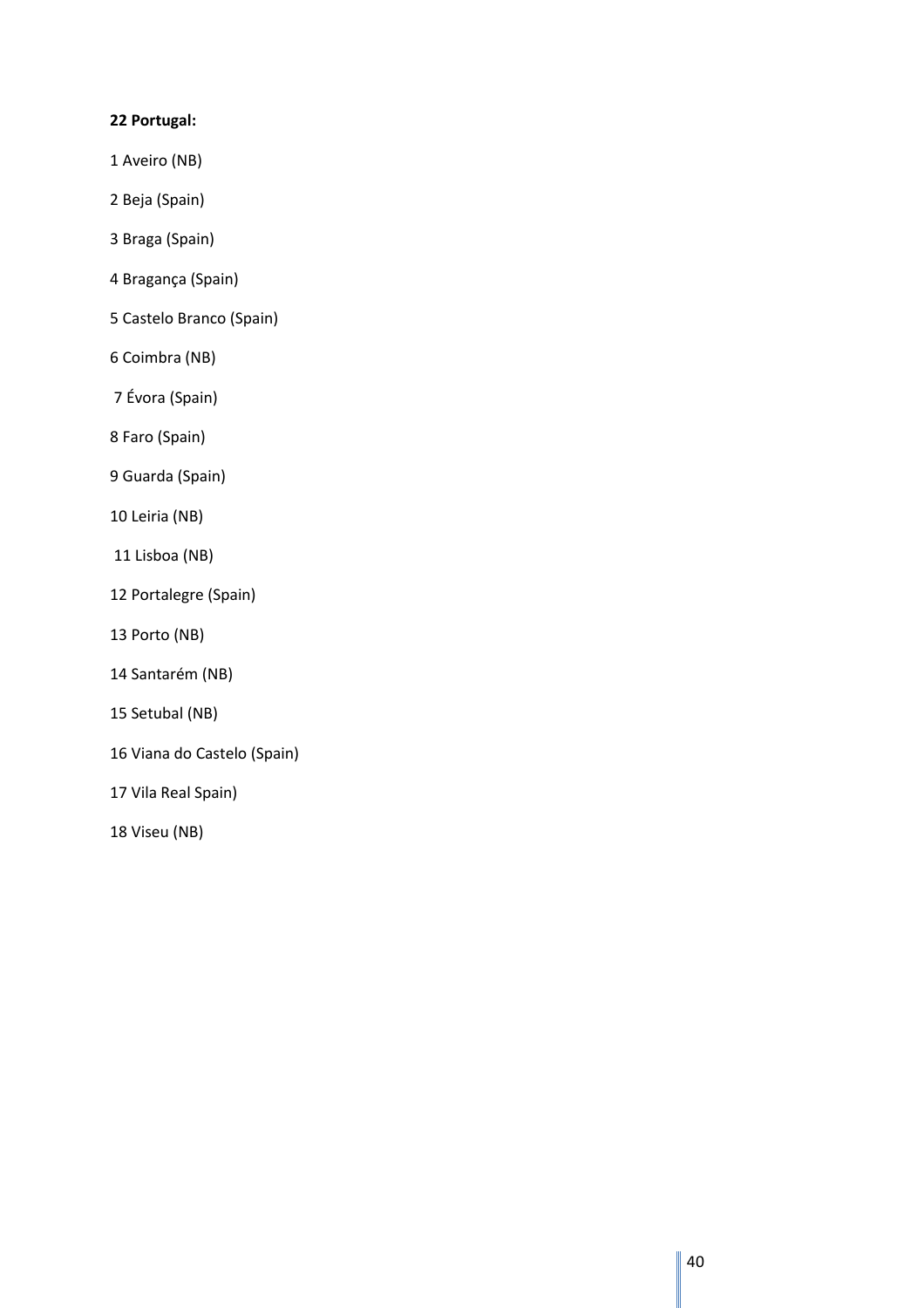**22 Portugal:**

1 Aveiro (NB)

2 Beja (Spain)

3 Braga (Spain)

4 Bragança (Spain)

5 Castelo Branco (Spain)

6 Coimbra (NB)

7 Évora (Spain)

8 Faro (Spain)

9 Guarda (Spain)

10 Leiria (NB)

11 Lisboa (NB)

12 Portalegre (Spain)

13 Porto (NB)

14 Santarém (NB)

15 Setubal (NB)

16 Viana do Castelo (Spain)

17 Vila Real Spain)

18 Viseu (NB)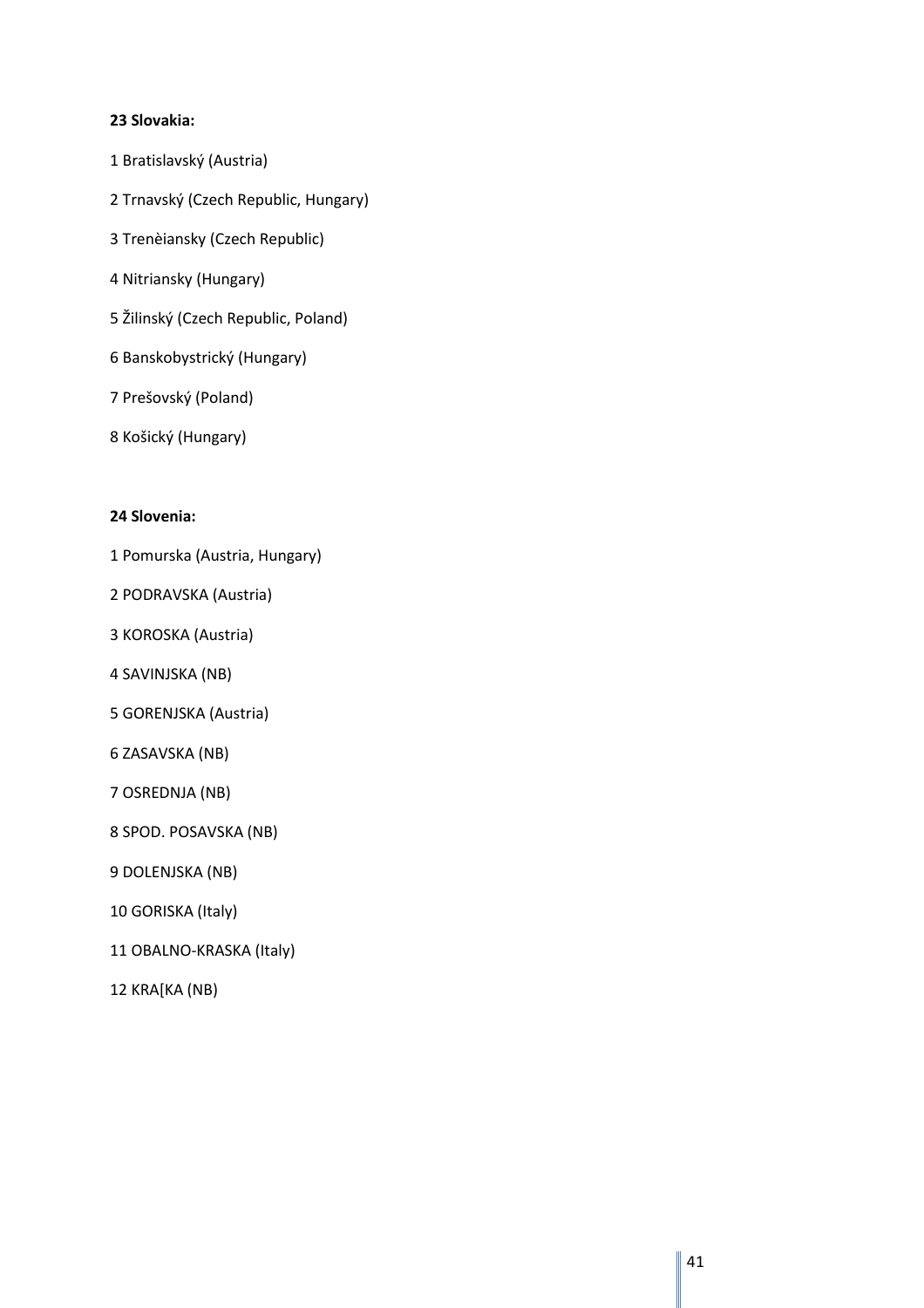**23 Slovakia:**

1 Bratislavský (Austria)

2 Trnavský (Czech Republic, Hungary)

3 Trenèiansky (Czech Republic)

4 Nitriansky (Hungary)

5 Žilinský (Czech Republic, Poland)

6 Banskobystrický (Hungary)

7 Prešovský (Poland)

8 Košický (Hungary)

**24 Slovenia:**

1 Pomurska (Austria, Hungary)

2 PODRAVSKA (Austria)

3 KOROSKA (Austria)

4 SAVINJSKA (NB)

5 GORENJSKA (Austria)

6 ZASAVSKA (NB)

7 OSREDNJA (NB)

8 SPOD. POSAVSKA (NB)

9 DOLENJSKA (NB)

10 GORISKA (Italy)

11 OBALNO-KRASKA (Italy)

12 KRA[KA (NB)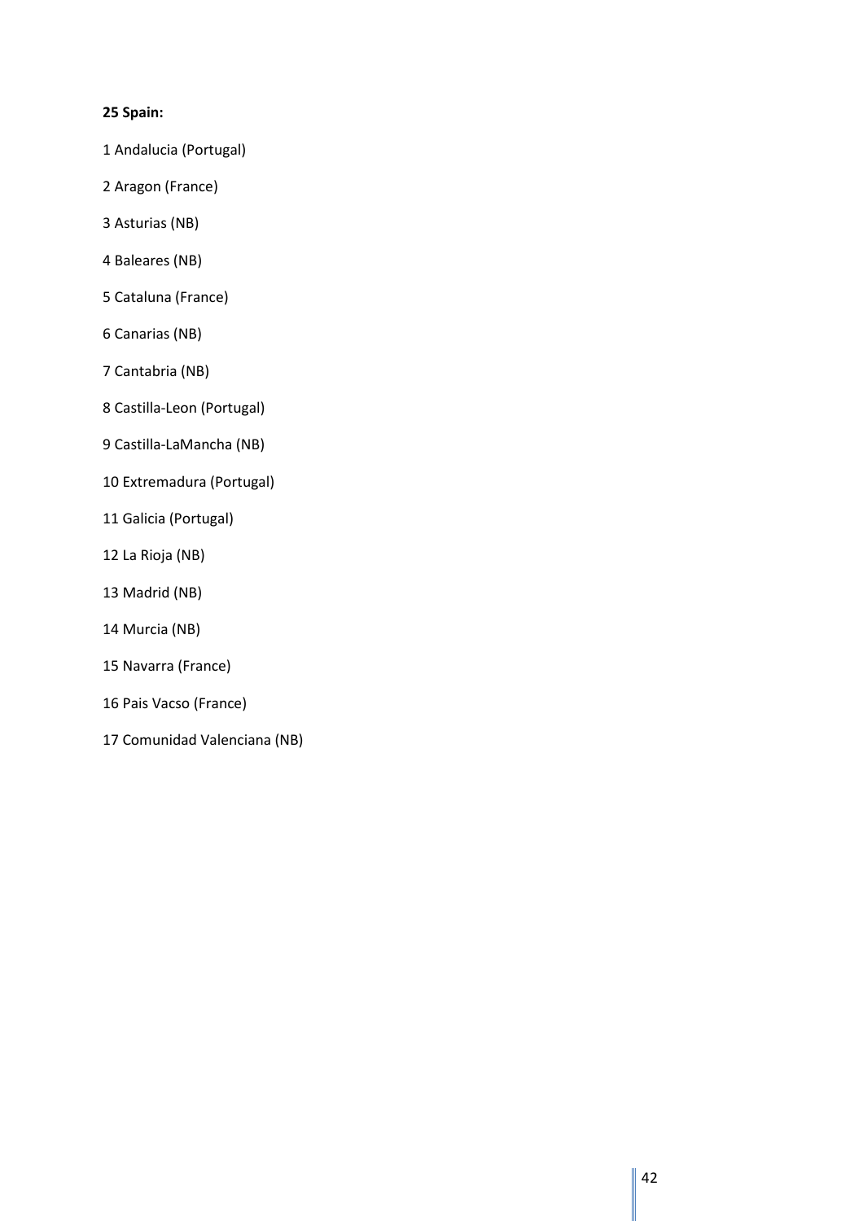**25 Spain:**

1 Andalucia (Portugal)

2 Aragon (France)

3 Asturias (NB)

4 Baleares (NB)

5 Cataluna (France)

6 Canarias (NB)

7 Cantabria (NB)

8 Castilla-Leon (Portugal)

9 Castilla-LaMancha (NB)

10 Extremadura (Portugal)

11 Galicia (Portugal)

12 La Rioja (NB)

13 Madrid (NB)

14 Murcia (NB)

15 Navarra (France)

16 Pais Vacso (France)

17 Comunidad Valenciana (NB)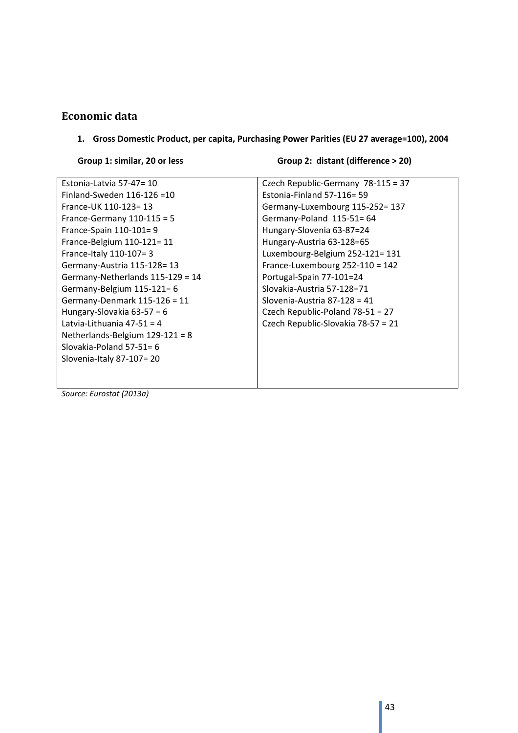## Economic data

1. **Gross Domestic Product, per capita, Purchasing Power Parities (EU 27 average=100), 2004**

| Group 1: similar, 20 or less | Group 2: distant (difference > 20) |
|---|---|
| Estonia-Latvia 57-47= 10 | Czech Republic-Germany 78-115 = 37 |
| Finland-Sweden 116-126 =10 | Estonia-Finland 57-116= 59 |
| France-UK 110-123= 13 | Germany-Luxembourg 115-252= 137 |
| France-Germany 110-115 = 5 | Germany-Poland 115-51= 64 |
| France-Spain 110-101= 9 | Hungary-Slovenia 63-87=24 |
| France-Belgium 110-121= 11 | Hungary-Austria 63-128=65 |
| France-Italy 110-107= 3 | Luxembourg-Belgium 252-121= 131 |
| Germany-Austria 115-128= 13 | France-Luxembourg 252-110 = 142 |
| Germany-Netherlands 115-129 = 14 | Portugal-Spain 77-101=24 |
| Germany-Belgium 115-121= 6 | Slovakia-Austria 57-128=71 |
| Germany-Denmark 115-126 = 11 | Slovenia-Austria 87-128 = 41 |
| Hungary-Slovakia 63-57 = 6 | Czech Republic-Poland 78-51 = 27 |
| Latvia-Lithuania 47-51 = 4 | Czech Republic-Slovakia 78-57 = 21 |
| Netherlands-Belgium 129-121 = 8 | |
| Slovakia-Poland 57-51= 6 | |
| Slovenia-Italy 87-107= 20 | |

*Source: Eurostat (2013a)*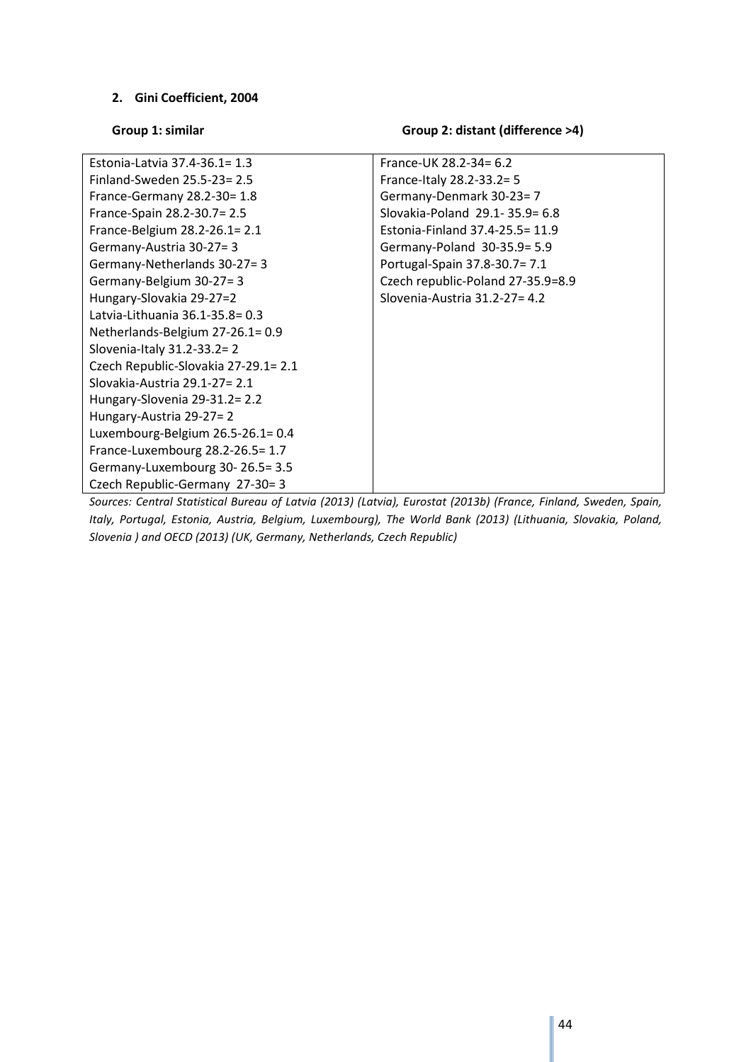**2. Gini Coefficient, 2004**

| Group 1: similar | Group 2: distant (difference >4) |
|---|---|
| Estonia-Latvia 37.4-36.1= 1.3 | France-UK 28.2-34= 6.2 |
| Finland-Sweden 25.5-23= 2.5 | France-Italy 28.2-33.2= 5 |
| France-Germany 28.2-30= 1.8 | Germany-Denmark 30-23= 7 |
| France-Spain 28.2-30.7= 2.5 | Slovakia-Poland 29.1- 35.9= 6.8 |
| France-Belgium 28.2-26.1= 2.1 | Estonia-Finland 37.4-25.5= 11.9 |
| Germany-Austria 30-27= 3 | Germany-Poland 30-35.9= 5.9 |
| Germany-Netherlands 30-27= 3 | Portugal-Spain 37.8-30.7= 7.1 |
| Germany-Belgium 30-27= 3 | Czech republic-Poland 27-35.9=8.9 |
| Hungary-Slovakia 29-27=2 | Slovenia-Austria 31.2-27= 4.2 |
| Latvia-Lithuania 36.1-35.8= 0.3 | |
| Netherlands-Belgium 27-26.1= 0.9 | |
| Slovenia-Italy 31.2-33.2= 2 | |
| Czech Republic-Slovakia 27-29.1= 2.1 | |
| Slovakia-Austria 29.1-27= 2.1 | |
| Hungary-Slovenia 29-31.2= 2.2 | |
| Hungary-Austria 29-27= 2 | |
| Luxembourg-Belgium 26.5-26.1= 0.4 | |
| France-Luxembourg 28.2-26.5= 1.7 | |
| Germany-Luxembourg 30- 26.5= 3.5 | |
| Czech Republic-Germany 27-30= 3 | |

*Sources: Central Statistical Bureau of Latvia (2013) (Latvia), Eurostat (2013b) (France, Finland, Sweden, Spain, Italy, Portugal, Estonia, Austria, Belgium, Luxembourg), The World Bank (2013) (Lithuania, Slovakia, Poland, Slovenia ) and OECD (2013) (UK, Germany, Netherlands, Czech Republic)*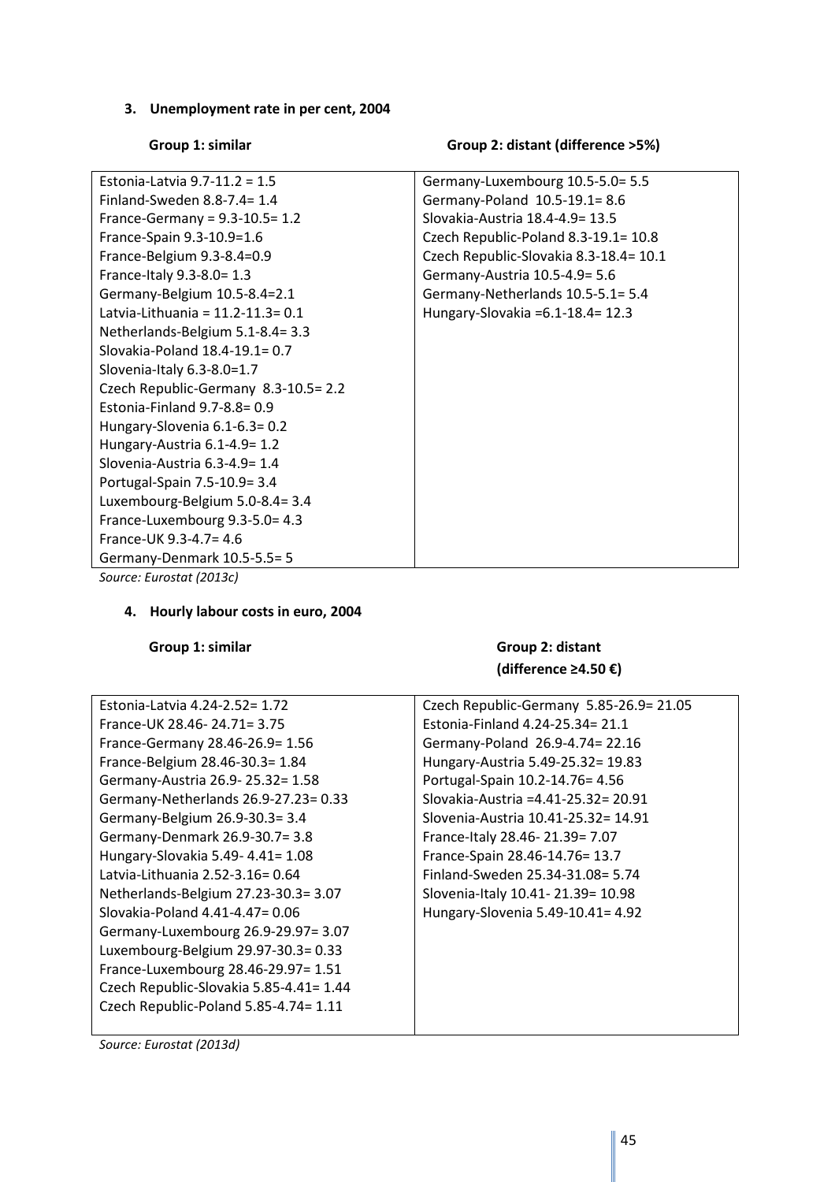### 3. Unemployment rate in per cent, 2004

| Group 1: similar | Group 2: distant (difference >5%) |
|---|---|
| Estonia-Latvia 9.7-11.2 = 1.5 | Germany-Luxembourg 10.5-5.0= 5.5 |
| Finland-Sweden 8.8-7.4= 1.4 | Germany-Poland 10.5-19.1= 8.6 |
| France-Germany = 9.3-10.5= 1.2 | Slovakia-Austria 18.4-4.9= 13.5 |
| France-Spain 9.3-10.9=1.6 | Czech Republic-Poland 8.3-19.1= 10.8 |
| France-Belgium 9.3-8.4=0.9 | Czech Republic-Slovakia 8.3-18.4= 10.1 |
| France-Italy 9.3-8.0= 1.3 | Germany-Austria 10.5-4.9= 5.6 |
| Germany-Belgium 10.5-8.4=2.1 | Germany-Netherlands 10.5-5.1= 5.4 |
| Latvia-Lithuania = 11.2-11.3= 0.1 | Hungary-Slovakia =6.1-18.4= 12.3 |
| Netherlands-Belgium 5.1-8.4= 3.3 | |
| Slovakia-Poland 18.4-19.1= 0.7 | |
| Slovenia-Italy 6.3-8.0=1.7 | |
| Czech Republic-Germany 8.3-10.5= 2.2 | |
| Estonia-Finland 9.7-8.8= 0.9 | |
| Hungary-Slovenia 6.1-6.3= 0.2 | |
| Hungary-Austria 6.1-4.9= 1.2 | |
| Slovenia-Austria 6.3-4.9= 1.4 | |
| Portugal-Spain 7.5-10.9= 3.4 | |
| Luxembourg-Belgium 5.0-8.4= 3.4 | |
| France-Luxembourg 9.3-5.0= 4.3 | |
| France-UK 9.3-4.7= 4.6 | |
| Germany-Denmark 10.5-5.5= 5 | |

*Source: Eurostat (2013c)*

### 4. Hourly labour costs in euro, 2004

| Group 1: similar | Group 2: distant (difference ≥4.50 €) |
|---|---|
| Estonia-Latvia 4.24-2.52= 1.72 | Czech Republic-Germany 5.85-26.9= 21.05 |
| France-UK 28.46- 24.71= 3.75 | Estonia-Finland 4.24-25.34= 21.1 |
| France-Germany 28.46-26.9= 1.56 | Germany-Poland 26.9-4.74= 22.16 |
| France-Belgium 28.46-30.3= 1.84 | Hungary-Austria 5.49-25.32= 19.83 |
| Germany-Austria 26.9- 25.32= 1.58 | Portugal-Spain 10.2-14.76= 4.56 |
| Germany-Netherlands 26.9-27.23= 0.33 | Slovakia-Austria =4.41-25.32= 20.91 |
| Germany-Belgium 26.9-30.3= 3.4 | Slovenia-Austria 10.41-25.32= 14.91 |
| Germany-Denmark 26.9-30.7= 3.8 | France-Italy 28.46- 21.39= 7.07 |
| Hungary-Slovakia 5.49- 4.41= 1.08 | France-Spain 28.46-14.76= 13.7 |
| Latvia-Lithuania 2.52-3.16= 0.64 | Finland-Sweden 25.34-31.08= 5.74 |
| Netherlands-Belgium 27.23-30.3= 3.07 | Slovenia-Italy 10.41- 21.39= 10.98 |
| Slovakia-Poland 4.41-4.47= 0.06 | Hungary-Slovenia 5.49-10.41= 4.92 |
| Germany-Luxembourg 26.9-29.97= 3.07 | |
| Luxembourg-Belgium 29.97-30.3= 0.33 | |
| France-Luxembourg 28.46-29.97= 1.51 | |
| Czech Republic-Slovakia 5.85-4.41= 1.44 | |
| Czech Republic-Poland 5.85-4.74= 1.11 | |

*Source: Eurostat (2013d)*